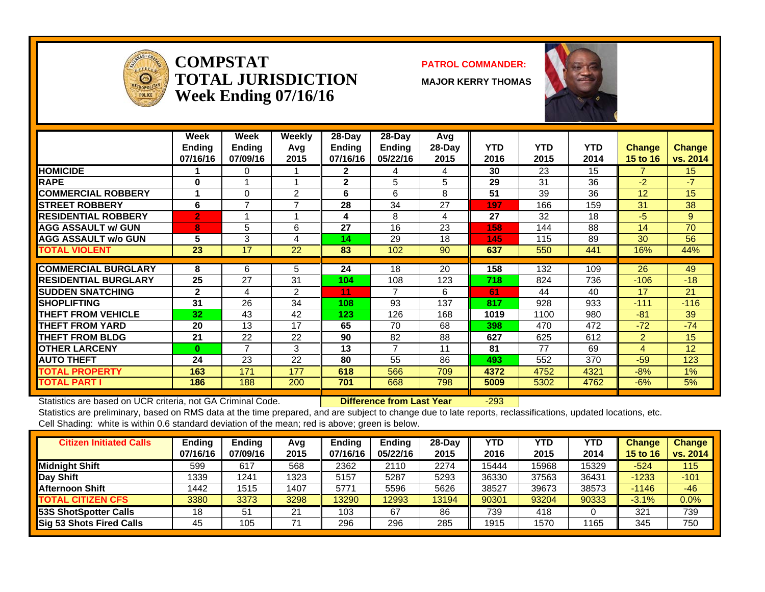# COMPSTAT TOTAL JURISDICTION Week Ending 07/16/16

**PATROL COMMANDER:**

**MAJOR KERRY THOMAS**

| | Week Ending 07/16/16 | Week Ending 07/09/16 | Weekly Avg 2015 | 28-Day Ending 07/16/16 | 28-Day Ending 05/22/16 | Avg 28-Day 2015 | YTD 2016 | YTD 2015 | YTD 2014 | Change 15 to 16 | Change vs. 2014 |
|---|---|---|---|---|---|---|---|---|---|---|---|
| HOMICIDE | 1 | 0 | 1 | 2 | 4 | 4 | 30 | 23 | 15 | 7 | 15 |
| RAPE | 0 | 1 | 1 | 2 | 5 | 5 | 29 | 31 | 36 | -2 | -7 |
| COMMERCIAL ROBBERY | 1 | 0 | 2 | 6 | 6 | 8 | 51 | 39 | 36 | 12 | 15 |
| STREET ROBBERY | 6 | 7 | 7 | 28 | 34 | 27 | 197 | 166 | 159 | 31 | 38 |
| RESIDENTIAL ROBBERY | 2 | 1 | 1 | 4 | 8 | 4 | 27 | 32 | 18 | -5 | 9 |
| AGG ASSAULT w/ GUN | 8 | 5 | 6 | 27 | 16 | 23 | 158 | 144 | 88 | 14 | 70 |
| AGG ASSAULT w/o GUN | 5 | 3 | 4 | 14 | 29 | 18 | 145 | 115 | 89 | 30 | 56 |
| TOTAL VIOLENT | 23 | 17 | 22 | 83 | 102 | 90 | 637 | 550 | 441 | 16% | 44% |
| COMMERCIAL BURGLARY | 8 | 6 | 5 | 24 | 18 | 20 | 158 | 132 | 109 | 26 | 49 |
| RESIDENTIAL BURGLARY | 25 | 27 | 31 | 104 | 108 | 123 | 718 | 824 | 736 | -106 | -18 |
| SUDDEN SNATCHING | 2 | 4 | 2 | 11 | 7 | 6 | 61 | 44 | 40 | 17 | 21 |
| SHOPLIFTING | 31 | 26 | 34 | 108 | 93 | 137 | 817 | 928 | 933 | -111 | -116 |
| THEFT FROM VEHICLE | 32 | 43 | 42 | 123 | 126 | 168 | 1019 | 1100 | 980 | -81 | 39 |
| THEFT FROM YARD | 20 | 13 | 17 | 65 | 70 | 68 | 398 | 470 | 472 | -72 | -74 |
| THEFT FROM BLDG | 21 | 22 | 22 | 90 | 82 | 88 | 627 | 625 | 612 | 2 | 15 |
| OTHER LARCENY | 0 | 7 | 3 | 13 | 7 | 11 | 81 | 77 | 69 | 4 | 12 |
| AUTO THEFT | 24 | 23 | 22 | 80 | 55 | 86 | 493 | 552 | 370 | -59 | 123 |
| TOTAL PROPERTY | 163 | 171 | 177 | 618 | 566 | 709 | 4372 | 4752 | 4321 | -8% | 1% |
| TOTAL PART I | 186 | 188 | 200 | 701 | 668 | 798 | 5009 | 5302 | 4762 | -6% | 5% |

Statistics are based on UCR criteria, not GA Criminal Code. **Difference from Last Year** -293

Statistics are preliminary, based on RMS data at the time prepared, and are subject to change due to late reports, reclassifications, updated locations, etc.

Cell Shading: white is within 0.6 standard deviation of the mean; red is above; green is below.

| Citizen Initiated Calls | Ending 07/16/16 | Ending 07/09/16 | Avg 2015 | Ending 07/16/16 | Ending 05/22/16 | 28-Day 2015 | YTD 2016 | YTD 2015 | YTD 2014 | Change 15 to 16 | Change vs. 2014 |
|---|---|---|---|---|---|---|---|---|---|---|---|
| Midnight Shift | 599 | 617 | 568 | 2362 | 2110 | 2274 | 15444 | 15968 | 15329 | -524 | 115 |
| Day Shift | 1339 | 1241 | 1323 | 5157 | 5287 | 5293 | 36330 | 37563 | 36431 | -1233 | -101 |
| Afternoon Shift | 1442 | 1515 | 1407 | 5771 | 5596 | 5626 | 38527 | 39673 | 38573 | -1146 | -46 |
| TOTAL CITIZEN CFS | 3380 | 3373 | 3298 | 13290 | 12993 | 13194 | 90301 | 93204 | 90333 | -3.1% | 0.0% |
| 53S ShotSpotter Calls | 18 | 51 | 21 | 103 | 67 | 86 | 739 | 418 | 0 | 321 | 739 |
| Sig 53 Shots Fired Calls | 45 | 105 | 71 | 296 | 296 | 285 | 1915 | 1570 | 1165 | 345 | 750 |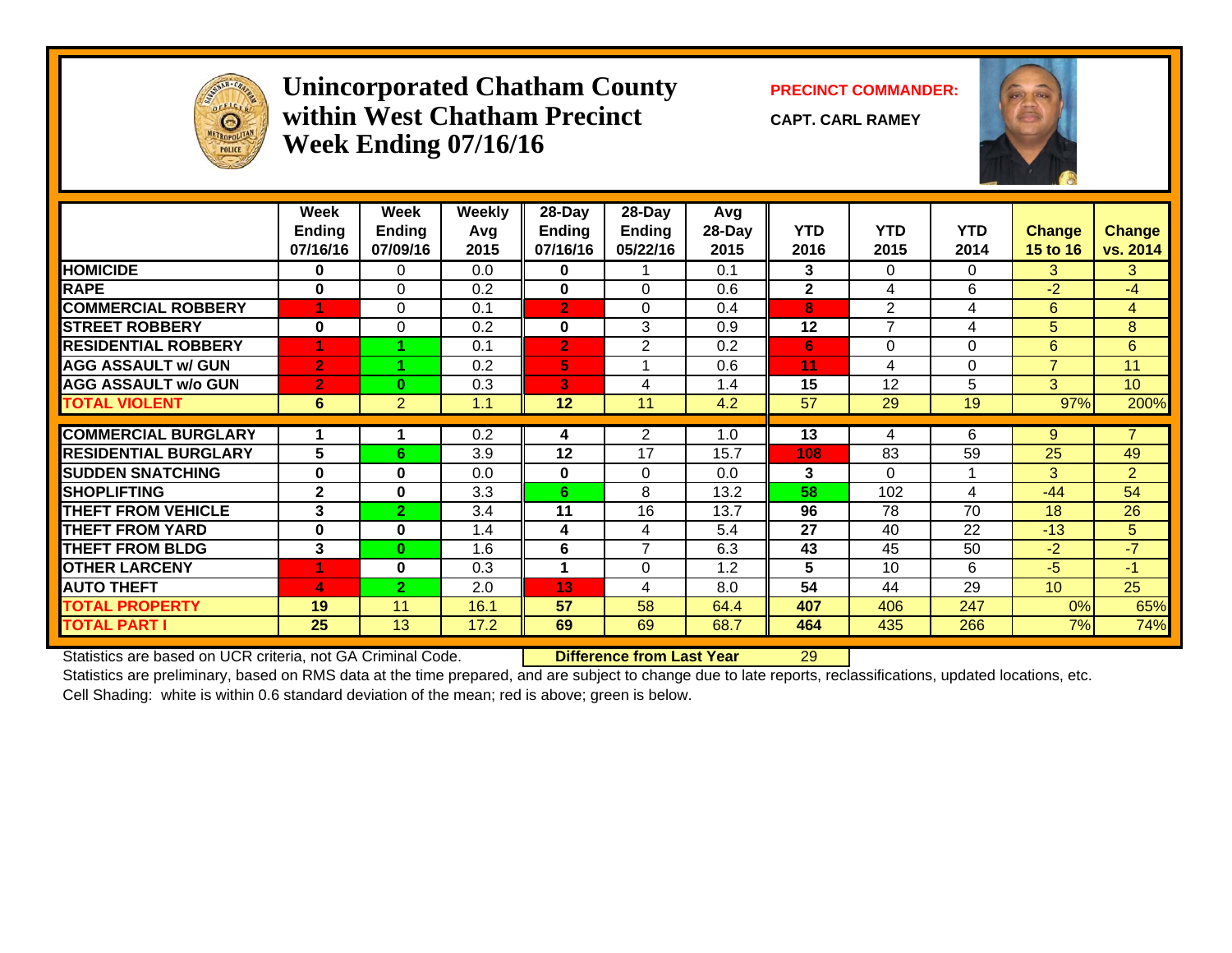# Unincorporated Chatham County within West Chatham Precinct Week Ending 07/16/16

**PRECINCT COMMANDER:**

**CAPT. CARL RAMEY**

| | Week Ending 07/16/16 | Week Ending 07/09/16 | Weekly Avg 2015 | 28-Day Ending 07/16/16 | 28-Day Ending 05/22/16 | Avg 28-Day 2015 | YTD 2016 | YTD 2015 | YTD 2014 | Change 15 to 16 | Change vs. 2014 |
|---|---|---|---|---|---|---|---|---|---|---|---|
| HOMICIDE | 0 | 0 | 0.0 | 0 | 1 | 0.1 | 3 | 0 | 0 | 3 | 3 |
| RAPE | 0 | 0 | 0.2 | 0 | 0 | 0.6 | 2 | 4 | 6 | -2 | -4 |
| COMMERCIAL ROBBERY | 1 | 0 | 0.1 | 2 | 0 | 0.4 | 8 | 2 | 4 | 6 | 4 |
| STREET ROBBERY | 0 | 0 | 0.2 | 0 | 3 | 0.9 | 12 | 7 | 4 | 5 | 8 |
| RESIDENTIAL ROBBERY | 1 | 1 | 0.1 | 2 | 2 | 0.2 | 6 | 0 | 0 | 6 | 6 |
| AGG ASSAULT w/ GUN | 2 | 1 | 0.2 | 5 | 1 | 0.6 | 11 | 4 | 0 | 7 | 11 |
| AGG ASSAULT w/o GUN | 2 | 0 | 0.3 | 3 | 4 | 1.4 | 15 | 12 | 5 | 3 | 10 |
| TOTAL VIOLENT | 6 | 2 | 1.1 | 12 | 11 | 4.2 | 57 | 29 | 19 | 97% | 200% |
| COMMERCIAL BURGLARY | 1 | 1 | 0.2 | 4 | 2 | 1.0 | 13 | 4 | 6 | 9 | 7 |
| RESIDENTIAL BURGLARY | 5 | 6 | 3.9 | 12 | 17 | 15.7 | 108 | 83 | 59 | 25 | 49 |
| SUDDEN SNATCHING | 0 | 0 | 0.0 | 0 | 0 | 0.0 | 3 | 0 | 1 | 3 | 2 |
| SHOPLIFTING | 2 | 0 | 3.3 | 6 | 8 | 13.2 | 58 | 102 | 4 | -44 | 54 |
| THEFT FROM VEHICLE | 3 | 2 | 3.4 | 11 | 16 | 13.7 | 96 | 78 | 70 | 18 | 26 |
| THEFT FROM YARD | 0 | 0 | 1.4 | 4 | 4 | 5.4 | 27 | 40 | 22 | -13 | 5 |
| THEFT FROM BLDG | 3 | 0 | 1.6 | 6 | 7 | 6.3 | 43 | 45 | 50 | -2 | -7 |
| OTHER LARCENY | 1 | 0 | 0.3 | 1 | 0 | 1.2 | 5 | 10 | 6 | -5 | -1 |
| AUTO THEFT | 4 | 2 | 2.0 | 13 | 4 | 8.0 | 54 | 44 | 29 | 10 | 25 |
| TOTAL PROPERTY | 19 | 11 | 16.1 | 57 | 58 | 64.4 | 407 | 406 | 247 | 0% | 65% |
| TOTAL PART I | 25 | 13 | 17.2 | 69 | 69 | 68.7 | 464 | 435 | 266 | 7% | 74% |

Statistics are based on UCR criteria, not GA Criminal Code. **Difference from Last Year** 29

Statistics are preliminary, based on RMS data at the time prepared, and are subject to change due to late reports, reclassifications, updated locations, etc.

Cell Shading: white is within 0.6 standard deviation of the mean; red is above; green is below.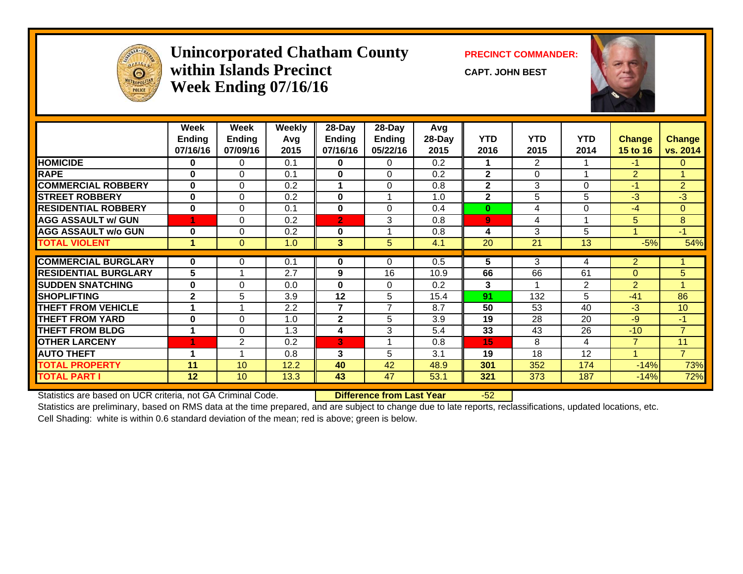# Unincorporated Chatham County within Islands Precinct Week Ending 07/16/16

**PRECINCT COMMANDER:**

**CAPT. JOHN BEST**

| | Week Ending 07/16/16 | Week Ending 07/09/16 | Weekly Avg 2015 | 28-Day Ending 07/16/16 | 28-Day Ending 05/22/16 | Avg 28-Day 2015 | YTD 2016 | YTD 2015 | YTD 2014 | Change 15 to 16 | Change vs. 2014 |
|---|---|---|---|---|---|---|---|---|---|---|---|
| **HOMICIDE** | 0 | 0 | 0.1 | 0 | 0 | 0.2 | 1 | 2 | 1 | -1 | 0 |
| **RAPE** | 0 | 0 | 0.1 | 0 | 0 | 0.2 | 2 | 0 | 1 | 2 | 1 |
| **COMMERCIAL ROBBERY** | 0 | 0 | 0.2 | 1 | 0 | 0.8 | 2 | 3 | 0 | -1 | 2 |
| **STREET ROBBERY** | 0 | 0 | 0.2 | 0 | 1 | 1.0 | 2 | 5 | 5 | -3 | -3 |
| **RESIDENTIAL ROBBERY** | 0 | 0 | 0.1 | 0 | 0 | 0.4 | 0 | 4 | 0 | -4 | 0 |
| **AGG ASSAULT w/ GUN** | 1 | 0 | 0.2 | 2 | 3 | 0.8 | 9 | 4 | 1 | 5 | 8 |
| **AGG ASSAULT w/o GUN** | 0 | 0 | 0.2 | 0 | 1 | 0.8 | 4 | 3 | 5 | 1 | -1 |
| **TOTAL VIOLENT** | 1 | 0 | 1.0 | 3 | 5 | 4.1 | 20 | 21 | 13 | -5% | 54% |
| **COMMERCIAL BURGLARY** | 0 | 0 | 0.1 | 0 | 0 | 0.5 | 5 | 3 | 4 | 2 | 1 |
| **RESIDENTIAL BURGLARY** | 5 | 1 | 2.7 | 9 | 16 | 10.9 | 66 | 66 | 61 | 0 | 5 |
| **SUDDEN SNATCHING** | 0 | 0 | 0.0 | 0 | 0 | 0.2 | 3 | 1 | 2 | 2 | 1 |
| **SHOPLIFTING** | 2 | 5 | 3.9 | 12 | 5 | 15.4 | 91 | 132 | 5 | -41 | 86 |
| **THEFT FROM VEHICLE** | 1 | 1 | 2.2 | 7 | 7 | 8.7 | 50 | 53 | 40 | -3 | 10 |
| **THEFT FROM YARD** | 0 | 0 | 1.0 | 2 | 5 | 3.9 | 19 | 28 | 20 | -9 | -1 |
| **THEFT FROM BLDG** | 1 | 0 | 1.3 | 4 | 3 | 5.4 | 33 | 43 | 26 | -10 | 7 |
| **OTHER LARCENY** | 1 | 2 | 0.2 | 3 | 1 | 0.8 | 15 | 8 | 4 | 7 | 11 |
| **AUTO THEFT** | 1 | 1 | 0.8 | 3 | 5 | 3.1 | 19 | 18 | 12 | 1 | 7 |
| **TOTAL PROPERTY** | 11 | 10 | 12.2 | 40 | 42 | 48.9 | 301 | 352 | 174 | -14% | 73% |
| **TOTAL PART I** | 12 | 10 | 13.3 | 43 | 47 | 53.1 | 321 | 373 | 187 | -14% | 72% |

Statistics are based on UCR criteria, not GA Criminal Code. **Difference from Last Year** -52

Statistics are preliminary, based on RMS data at the time prepared, and are subject to change due to late reports, reclassifications, updated locations, etc.

Cell Shading: white is within 0.6 standard deviation of the mean; red is above; green is below.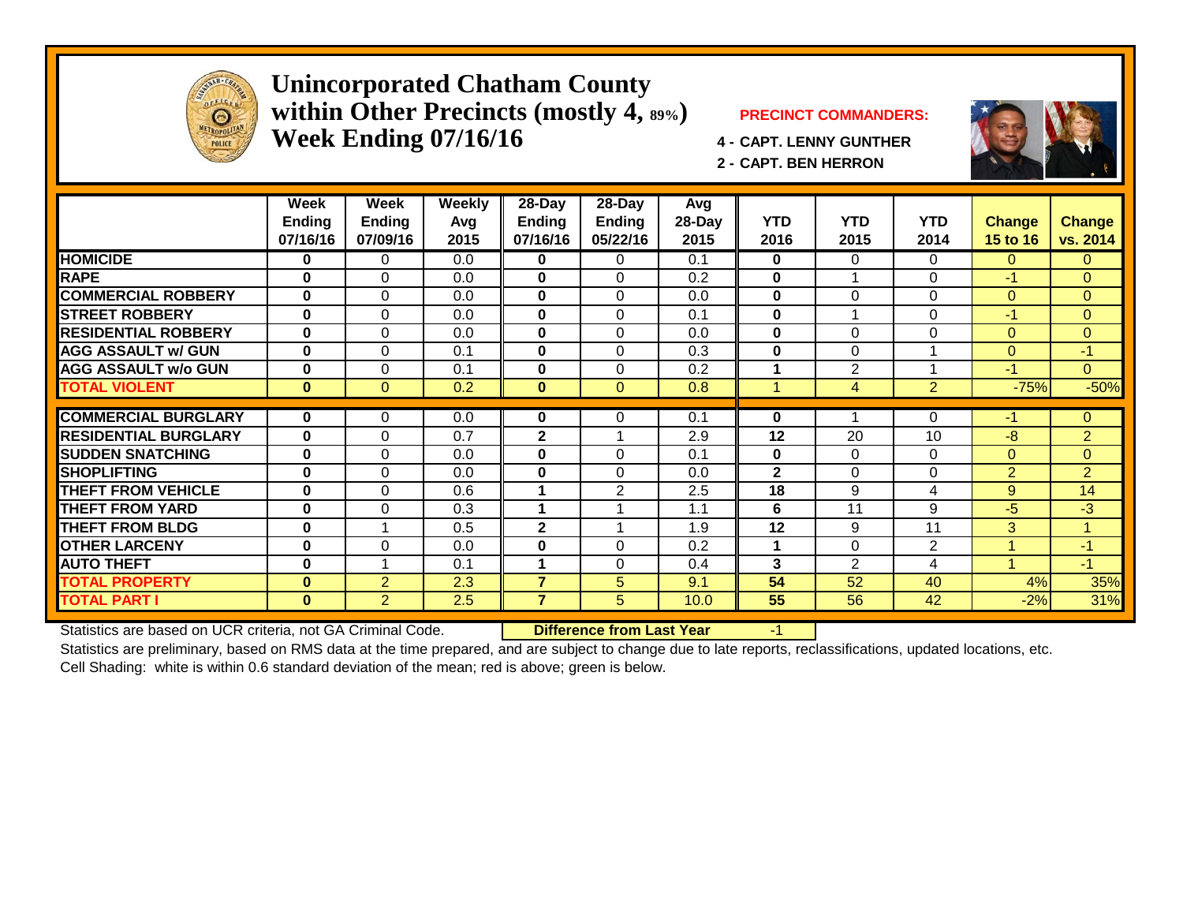# Unincorporated Chatham County within Other Precincts (mostly 4, 89%) Week Ending 07/16/16

**PRECINCT COMMANDERS:**

**4 - CAPT. LENNY GUNTHER**

**2 - CAPT. BEN HERRON**

| | Week Ending 07/16/16 | Week Ending 07/09/16 | Weekly Avg 2015 | 28-Day Ending 07/16/16 | 28-Day Ending 05/22/16 | Avg 28-Day 2015 | YTD 2016 | YTD 2015 | YTD 2014 | Change 15 to 16 | Change vs. 2014 |
|---|---|---|---|---|---|---|---|---|---|---|---|
| HOMICIDE | 0 | 0 | 0.0 | 0 | 0 | 0.1 | 0 | 0 | 0 | 0 | 0 |
| RAPE | 0 | 0 | 0.0 | 0 | 0 | 0.2 | 0 | 1 | 0 | -1 | 0 |
| COMMERCIAL ROBBERY | 0 | 0 | 0.0 | 0 | 0 | 0.0 | 0 | 0 | 0 | 0 | 0 |
| STREET ROBBERY | 0 | 0 | 0.0 | 0 | 0 | 0.1 | 0 | 1 | 0 | -1 | 0 |
| RESIDENTIAL ROBBERY | 0 | 0 | 0.0 | 0 | 0 | 0.0 | 0 | 0 | 0 | 0 | 0 |
| AGG ASSAULT w/ GUN | 0 | 0 | 0.1 | 0 | 0 | 0.3 | 0 | 0 | 1 | 0 | -1 |
| AGG ASSAULT w/o GUN | 0 | 0 | 0.1 | 0 | 0 | 0.2 | 1 | 2 | 1 | -1 | 0 |
| TOTAL VIOLENT | 0 | 0 | 0.2 | 0 | 0 | 0.8 | 1 | 4 | 2 | -75% | -50% |
| COMMERCIAL BURGLARY | 0 | 0 | 0.0 | 0 | 0 | 0.1 | 0 | 1 | 0 | -1 | 0 |
| RESIDENTIAL BURGLARY | 0 | 0 | 0.7 | 2 | 1 | 2.9 | 12 | 20 | 10 | -8 | 2 |
| SUDDEN SNATCHING | 0 | 0 | 0.0 | 0 | 0 | 0.1 | 0 | 0 | 0 | 0 | 0 |
| SHOPLIFTING | 0 | 0 | 0.0 | 0 | 0 | 0.0 | 2 | 0 | 0 | 2 | 2 |
| THEFT FROM VEHICLE | 0 | 0 | 0.6 | 1 | 2 | 2.5 | 18 | 9 | 4 | 9 | 14 |
| THEFT FROM YARD | 0 | 0 | 0.3 | 1 | 1 | 1.1 | 6 | 11 | 9 | -5 | -3 |
| THEFT FROM BLDG | 0 | 1 | 0.5 | 2 | 1 | 1.9 | 12 | 9 | 11 | 3 | 1 |
| OTHER LARCENY | 0 | 0 | 0.0 | 0 | 0 | 0.2 | 1 | 0 | 2 | 1 | -1 |
| AUTO THEFT | 0 | 1 | 0.1 | 1 | 0 | 0.4 | 3 | 2 | 4 | 1 | -1 |
| TOTAL PROPERTY | 0 | 2 | 2.3 | 7 | 5 | 9.1 | 54 | 52 | 40 | 4% | 35% |
| TOTAL PART I | 0 | 2 | 2.5 | 7 | 5 | 10.0 | 55 | 56 | 42 | -2% | 31% |

Statistics are based on UCR criteria, not GA Criminal Code. **Difference from Last Year** -1

Statistics are preliminary, based on RMS data at the time prepared, and are subject to change due to late reports, reclassifications, updated locations, etc.

Cell Shading: white is within 0.6 standard deviation of the mean; red is above; green is below.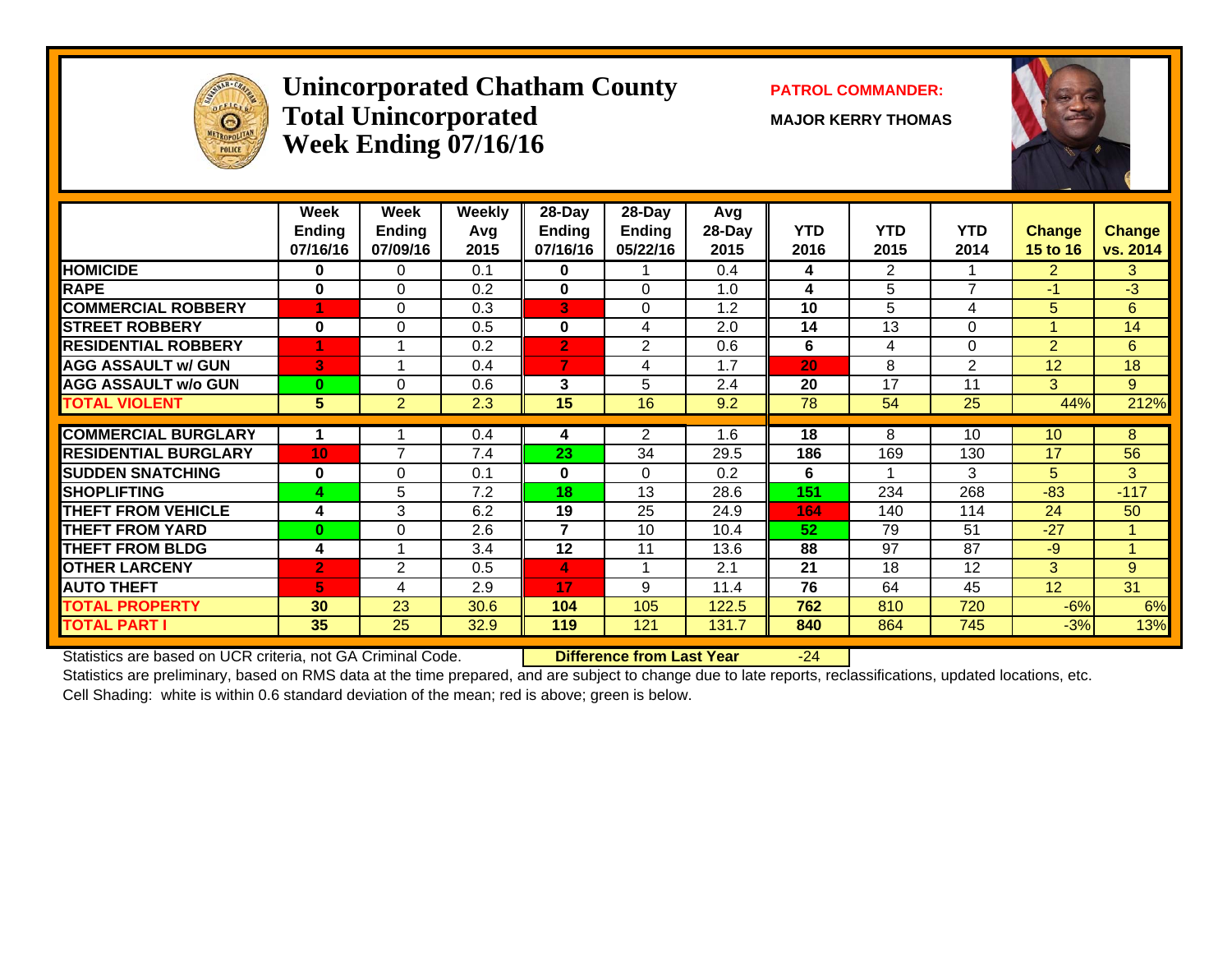# Unincorporated Chatham County Total Unincorporated Week Ending 07/16/16

**PATROL COMMANDER:**

**MAJOR KERRY THOMAS**

| | Week Ending 07/16/16 | Week Ending 07/09/16 | Weekly Avg 2015 | 28-Day Ending 07/16/16 | 28-Day Ending 05/22/16 | Avg 28-Day 2015 | YTD 2016 | YTD 2015 | YTD 2014 | Change 15 to 16 | Change vs. 2014 |
|---|---|---|---|---|---|---|---|---|---|---|---|
| HOMICIDE | 0 | 0 | 0.1 | 0 | 1 | 0.4 | 4 | 2 | 1 | 2 | 3 |
| RAPE | 0 | 0 | 0.2 | 0 | 0 | 1.0 | 4 | 5 | 7 | -1 | -3 |
| COMMERCIAL ROBBERY | 1 | 0 | 0.3 | 3 | 0 | 1.2 | 10 | 5 | 4 | 5 | 6 |
| STREET ROBBERY | 0 | 0 | 0.5 | 0 | 4 | 2.0 | 14 | 13 | 0 | 1 | 14 |
| RESIDENTIAL ROBBERY | 1 | 1 | 0.2 | 2 | 2 | 0.6 | 6 | 4 | 0 | 2 | 6 |
| AGG ASSAULT w/ GUN | 3 | 1 | 0.4 | 7 | 4 | 1.7 | 20 | 8 | 2 | 12 | 18 |
| AGG ASSAULT w/o GUN | 0 | 0 | 0.6 | 3 | 5 | 2.4 | 20 | 17 | 11 | 3 | 9 |
| TOTAL VIOLENT | 5 | 2 | 2.3 | 15 | 16 | 9.2 | 78 | 54 | 25 | 44% | 212% |
| COMMERCIAL BURGLARY | 1 | 1 | 0.4 | 4 | 2 | 1.6 | 18 | 8 | 10 | 10 | 8 |
| RESIDENTIAL BURGLARY | 10 | 7 | 7.4 | 23 | 34 | 29.5 | 186 | 169 | 130 | 17 | 56 |
| SUDDEN SNATCHING | 0 | 0 | 0.1 | 0 | 0 | 0.2 | 6 | 1 | 3 | 5 | 3 |
| SHOPLIFTING | 4 | 5 | 7.2 | 18 | 13 | 28.6 | 151 | 234 | 268 | -83 | -117 |
| THEFT FROM VEHICLE | 4 | 3 | 6.2 | 19 | 25 | 24.9 | 164 | 140 | 114 | 24 | 50 |
| THEFT FROM YARD | 0 | 0 | 2.6 | 7 | 10 | 10.4 | 52 | 79 | 51 | -27 | 1 |
| THEFT FROM BLDG | 4 | 1 | 3.4 | 12 | 11 | 13.6 | 88 | 97 | 87 | -9 | 1 |
| OTHER LARCENY | 2 | 2 | 0.5 | 4 | 1 | 2.1 | 21 | 18 | 12 | 3 | 9 |
| AUTO THEFT | 5 | 4 | 2.9 | 17 | 9 | 11.4 | 76 | 64 | 45 | 12 | 31 |
| TOTAL PROPERTY | 30 | 23 | 30.6 | 104 | 105 | 122.5 | 762 | 810 | 720 | -6% | 6% |
| TOTAL PART I | 35 | 25 | 32.9 | 119 | 121 | 131.7 | 840 | 864 | 745 | -3% | 13% |

Statistics are based on UCR criteria, not GA Criminal Code. **Difference from Last Year** -24

Statistics are preliminary, based on RMS data at the time prepared, and are subject to change due to late reports, reclassifications, updated locations, etc.

Cell Shading: white is within 0.6 standard deviation of the mean; red is above; green is below.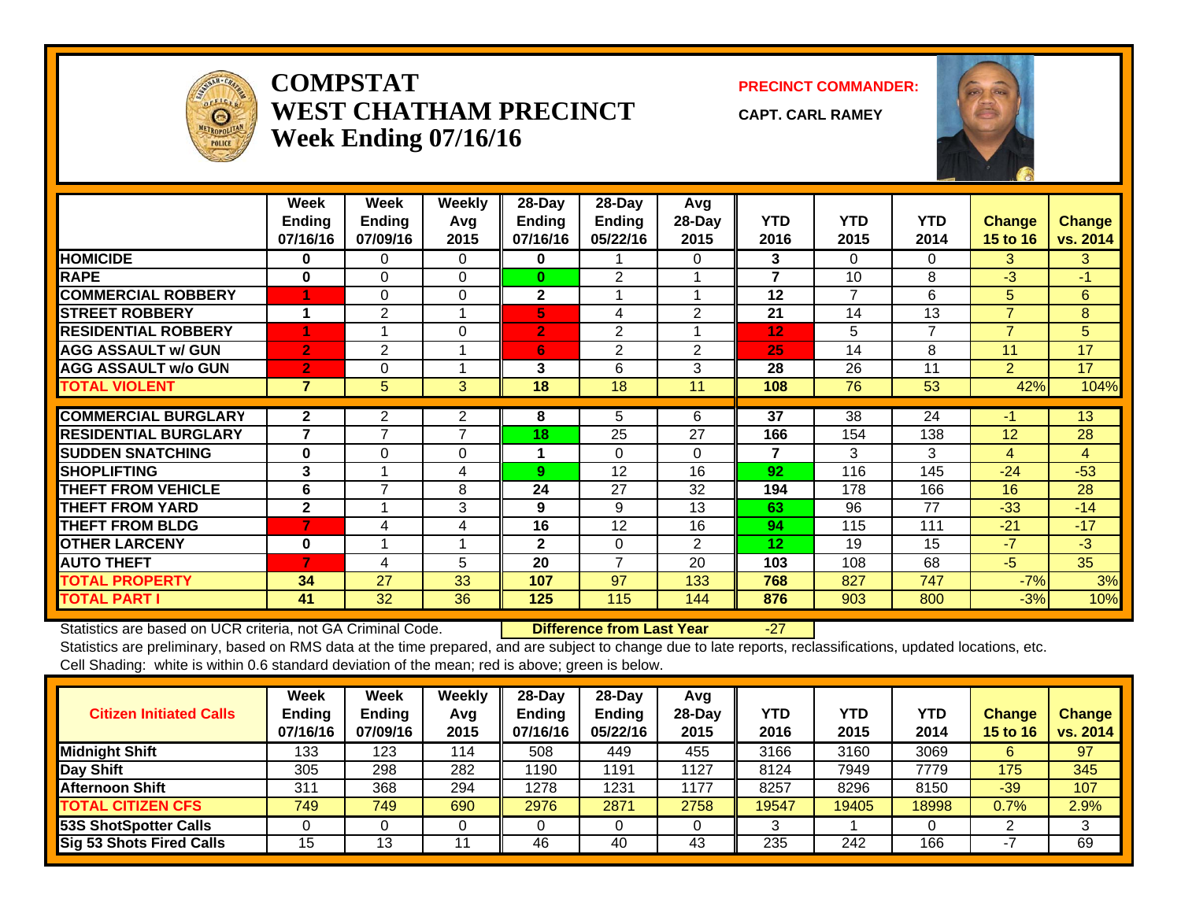# COMPSTAT
# WEST CHATHAM PRECINCT
# Week Ending 07/16/16

**PRECINCT COMMANDER:**

**CAPT. CARL RAMEY**

| | Week Ending 07/16/16 | Week Ending 07/09/16 | Weekly Avg 2015 | 28-Day Ending 07/16/16 | 28-Day Ending 05/22/16 | Avg 28-Day 2015 | YTD 2016 | YTD 2015 | YTD 2014 | Change 15 to 16 | Change vs. 2014 |
|---|---|---|---|---|---|---|---|---|---|---|---|
| **HOMICIDE** | 0 | 0 | 0 | 0 | 1 | 0 | 3 | 0 | 0 | 3 | 3 |
| **RAPE** | 0 | 0 | 0 | 0 | 2 | 1 | 7 | 10 | 8 | -3 | -1 |
| **COMMERCIAL ROBBERY** | 1 | 0 | 0 | 2 | 1 | 1 | 12 | 7 | 6 | 5 | 6 |
| **STREET ROBBERY** | 1 | 2 | 1 | 5 | 4 | 2 | 21 | 14 | 13 | 7 | 8 |
| **RESIDENTIAL ROBBERY** | 1 | 1 | 0 | 2 | 2 | 1 | 12 | 5 | 7 | 7 | 5 |
| **AGG ASSAULT w/ GUN** | 2 | 2 | 1 | 6 | 2 | 2 | 25 | 14 | 8 | 11 | 17 |
| **AGG ASSAULT w/o GUN** | 2 | 0 | 1 | 3 | 6 | 3 | 28 | 26 | 11 | 2 | 17 |
| **TOTAL VIOLENT** | 7 | 5 | 3 | 18 | 18 | 11 | 108 | 76 | 53 | 42% | 104% |
| **COMMERCIAL BURGLARY** | 2 | 2 | 2 | 8 | 5 | 6 | 37 | 38 | 24 | -1 | 13 |
| **RESIDENTIAL BURGLARY** | 7 | 7 | 7 | 18 | 25 | 27 | 166 | 154 | 138 | 12 | 28 |
| **SUDDEN SNATCHING** | 0 | 0 | 0 | 1 | 0 | 0 | 7 | 3 | 3 | 4 | 4 |
| **SHOPLIFTING** | 3 | 1 | 4 | 9 | 12 | 16 | 92 | 116 | 145 | -24 | -53 |
| **THEFT FROM VEHICLE** | 6 | 7 | 8 | 24 | 27 | 32 | 194 | 178 | 166 | 16 | 28 |
| **THEFT FROM YARD** | 2 | 1 | 3 | 9 | 9 | 13 | 63 | 96 | 77 | -33 | -14 |
| **THEFT FROM BLDG** | 7 | 4 | 4 | 16 | 12 | 16 | 94 | 115 | 111 | -21 | -17 |
| **OTHER LARCENY** | 0 | 1 | 1 | 2 | 0 | 2 | 12 | 19 | 15 | -7 | -3 |
| **AUTO THEFT** | 7 | 4 | 5 | 20 | 7 | 20 | 103 | 108 | 68 | -5 | 35 |
| **TOTAL PROPERTY** | 34 | 27 | 33 | 107 | 97 | 133 | 768 | 827 | 747 | -7% | 3% |
| **TOTAL PART I** | 41 | 32 | 36 | 125 | 115 | 144 | 876 | 903 | 800 | -3% | 10% |

Statistics are based on UCR criteria, not GA Criminal Code. **Difference from Last Year** -27

Statistics are preliminary, based on RMS data at the time prepared, and are subject to change due to late reports, reclassifications, updated locations, etc.

Cell Shading: white is within 0.6 standard deviation of the mean; red is above; green is below.

| Citizen Initiated Calls | Week Ending 07/16/16 | Week Ending 07/09/16 | Weekly Avg 2015 | 28-Day Ending 07/16/16 | 28-Day Ending 05/22/16 | Avg 28-Day 2015 | YTD 2016 | YTD 2015 | YTD 2014 | Change 15 to 16 | Change vs. 2014 |
|---|---|---|---|---|---|---|---|---|---|---|---|
| **Midnight Shift** | 133 | 123 | 114 | 508 | 449 | 455 | 3166 | 3160 | 3069 | 6 | 97 |
| **Day Shift** | 305 | 298 | 282 | 1190 | 1191 | 1127 | 8124 | 7949 | 7779 | 175 | 345 |
| **Afternoon Shift** | 311 | 368 | 294 | 1278 | 1231 | 1177 | 8257 | 8296 | 8150 | -39 | 107 |
| **TOTAL CITIZEN CFS** | 749 | 749 | 690 | 2976 | 2871 | 2758 | 19547 | 19405 | 18998 | 0.7% | 2.9% |
| **53S ShotSpotter Calls** | 0 | 0 | 0 | 0 | 0 | 0 | 3 | 1 | 0 | 2 | 3 |
| **Sig 53 Shots Fired Calls** | 15 | 13 | 11 | 46 | 40 | 43 | 235 | 242 | 166 | -7 | 69 |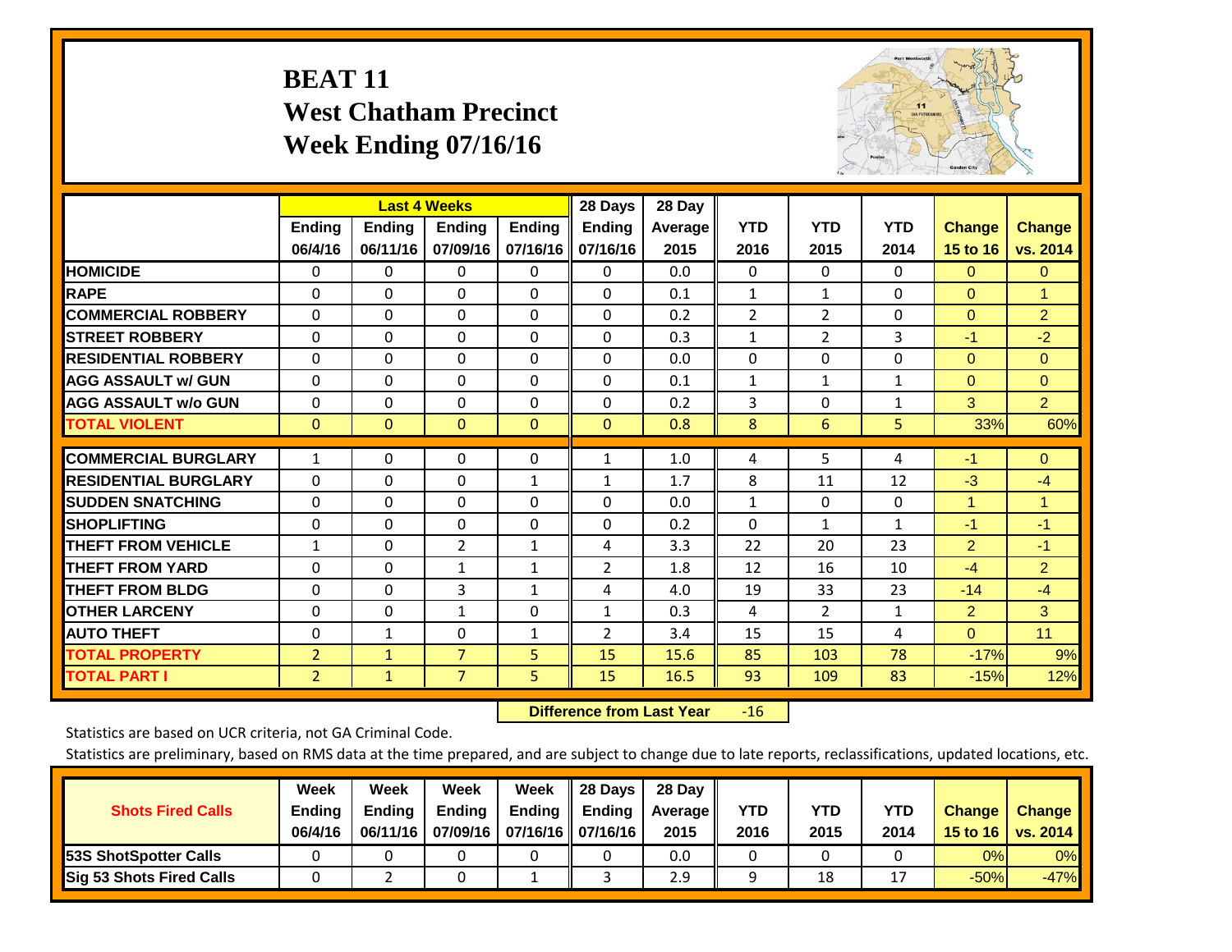# BEAT 11
## West Chatham Precinct
## Week Ending 07/16/16

| | Last 4 Weeks | | | | 28 Days | 28 Day | | | | | |
|---|---|---|---|---|---|---|---|---|---|---|---|
| | Ending 06/4/16 | Ending 06/11/16 | Ending 07/09/16 | Ending 07/16/16 | Ending 07/16/16 | Average 2015 | YTD 2016 | YTD 2015 | YTD 2014 | Change 15 to 16 | Change vs. 2014 |
| HOMICIDE | 0 | 0 | 0 | 0 | 0 | 0.0 | 0 | 0 | 0 | 0 | 0 |
| RAPE | 0 | 0 | 0 | 0 | 0 | 0.1 | 1 | 1 | 0 | 0 | 1 |
| COMMERCIAL ROBBERY | 0 | 0 | 0 | 0 | 0 | 0.2 | 2 | 2 | 0 | 0 | 2 |
| STREET ROBBERY | 0 | 0 | 0 | 0 | 0 | 0.3 | 1 | 2 | 3 | -1 | -2 |
| RESIDENTIAL ROBBERY | 0 | 0 | 0 | 0 | 0 | 0.0 | 0 | 0 | 0 | 0 | 0 |
| AGG ASSAULT w/ GUN | 0 | 0 | 0 | 0 | 0 | 0.1 | 1 | 1 | 1 | 0 | 0 |
| AGG ASSAULT w/o GUN | 0 | 0 | 0 | 0 | 0 | 0.2 | 3 | 0 | 1 | 3 | 2 |
| TOTAL VIOLENT | 0 | 0 | 0 | 0 | 0 | 0.8 | 8 | 6 | 5 | 33% | 60% |
| COMMERCIAL BURGLARY | 1 | 0 | 0 | 0 | 1 | 1.0 | 4 | 5 | 4 | -1 | 0 |
| RESIDENTIAL BURGLARY | 0 | 0 | 0 | 1 | 1 | 1.7 | 8 | 11 | 12 | -3 | -4 |
| SUDDEN SNATCHING | 0 | 0 | 0 | 0 | 0 | 0.0 | 1 | 0 | 0 | 1 | 1 |
| SHOPLIFTING | 0 | 0 | 0 | 0 | 0 | 0.2 | 0 | 1 | 1 | -1 | -1 |
| THEFT FROM VEHICLE | 1 | 0 | 2 | 1 | 4 | 3.3 | 22 | 20 | 23 | 2 | -1 |
| THEFT FROM YARD | 0 | 0 | 1 | 1 | 2 | 1.8 | 12 | 16 | 10 | -4 | 2 |
| THEFT FROM BLDG | 0 | 0 | 3 | 1 | 4 | 4.0 | 19 | 33 | 23 | -14 | -4 |
| OTHER LARCENY | 0 | 0 | 1 | 0 | 1 | 0.3 | 4 | 2 | 1 | 2 | 3 |
| AUTO THEFT | 0 | 1 | 0 | 1 | 2 | 3.4 | 15 | 15 | 4 | 0 | 11 |
| TOTAL PROPERTY | 2 | 1 | 7 | 5 | 15 | 15.6 | 85 | 103 | 78 | -17% | 9% |
| TOTAL PART I | 2 | 1 | 7 | 5 | 15 | 16.5 | 93 | 109 | 83 | -15% | 12% |

**Difference from Last Year** -16

Statistics are based on UCR criteria, not GA Criminal Code.

Statistics are preliminary, based on RMS data at the time prepared, and are subject to change due to late reports, reclassifications, updated locations, etc.

| Shots Fired Calls | Week Ending 06/4/16 | Week Ending 06/11/16 | Week Ending 07/09/16 | Week Ending 07/16/16 | 28 Days Ending 07/16/16 | 28 Day Average 2015 | YTD 2016 | YTD 2015 | YTD 2014 | Change 15 to 16 | Change vs. 2014 |
|---|---|---|---|---|---|---|---|---|---|---|---|
| 53S ShotSpotter Calls | 0 | 0 | 0 | 0 | 0 | 0.0 | 0 | 0 | 0 | 0% | 0% |
| Sig 53 Shots Fired Calls | 0 | 2 | 0 | 1 | 3 | 2.9 | 9 | 18 | 17 | -50% | -47% |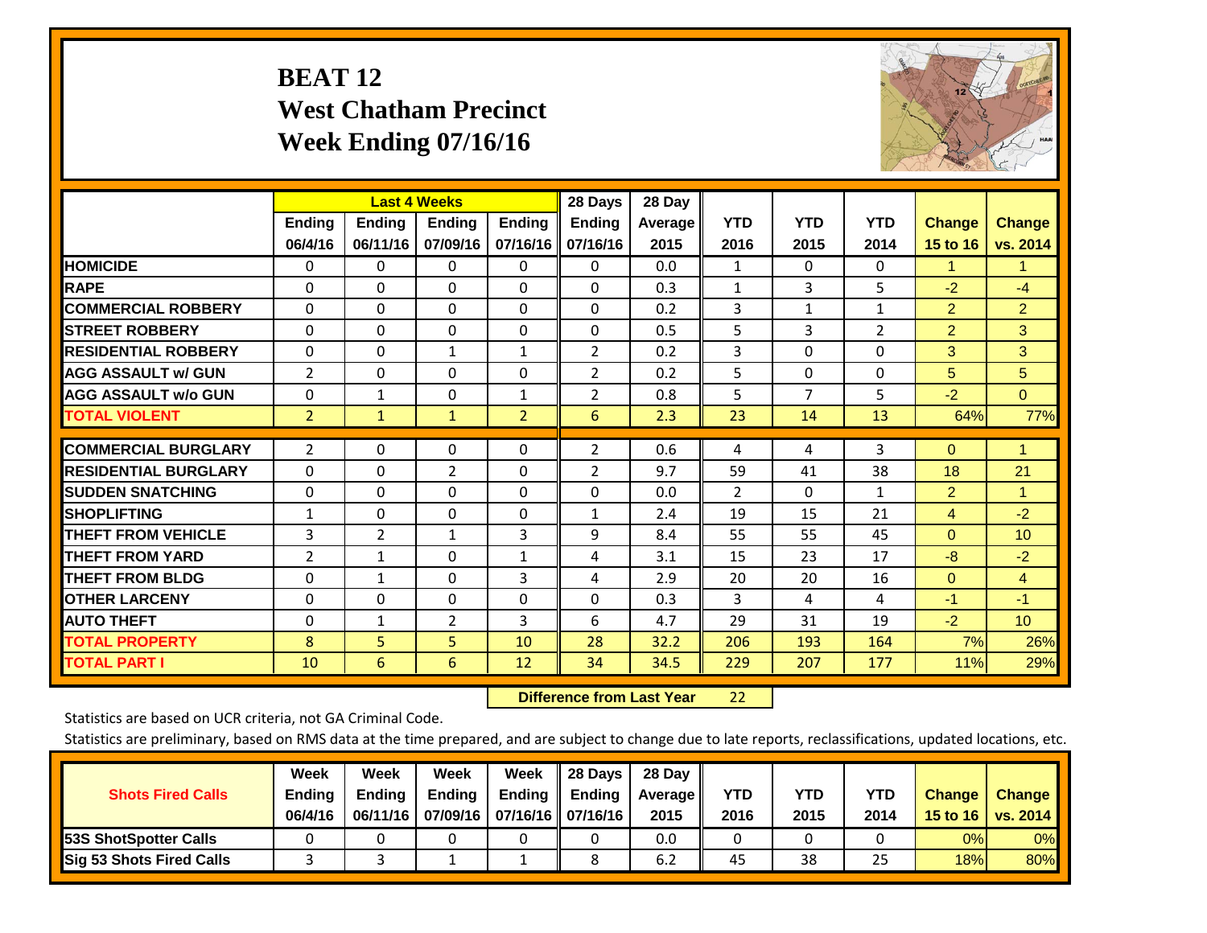# BEAT 12
## West Chatham Precinct
## Week Ending 07/16/16

| | Last 4 Weeks | | | | 28 Days | 28 Day | | | | | |
|---|---|---|---|---|---|---|---|---|---|---|---|
| | Ending 06/4/16 | Ending 06/11/16 | Ending 07/09/16 | Ending 07/16/16 | Ending 07/16/16 | Average 2015 | YTD 2016 | YTD 2015 | YTD 2014 | Change 15 to 16 | Change vs. 2014 |
| HOMICIDE | 0 | 0 | 0 | 0 | 0 | 0.0 | 1 | 0 | 0 | 1 | 1 |
| RAPE | 0 | 0 | 0 | 0 | 0 | 0.3 | 1 | 3 | 5 | -2 | -4 |
| COMMERCIAL ROBBERY | 0 | 0 | 0 | 0 | 0 | 0.2 | 3 | 1 | 1 | 2 | 2 |
| STREET ROBBERY | 0 | 0 | 0 | 0 | 0 | 0.5 | 5 | 3 | 2 | 2 | 3 |
| RESIDENTIAL ROBBERY | 0 | 0 | 1 | 1 | 2 | 0.2 | 3 | 0 | 0 | 3 | 3 |
| AGG ASSAULT w/ GUN | 2 | 0 | 0 | 0 | 2 | 0.2 | 5 | 0 | 0 | 5 | 5 |
| AGG ASSAULT w/o GUN | 0 | 1 | 0 | 1 | 2 | 0.8 | 5 | 7 | 5 | -2 | 0 |
| TOTAL VIOLENT | 2 | 1 | 1 | 2 | 6 | 2.3 | 23 | 14 | 13 | 64% | 77% |
| COMMERCIAL BURGLARY | 2 | 0 | 0 | 0 | 2 | 0.6 | 4 | 4 | 3 | 0 | 1 |
| RESIDENTIAL BURGLARY | 0 | 0 | 2 | 0 | 2 | 9.7 | 59 | 41 | 38 | 18 | 21 |
| SUDDEN SNATCHING | 0 | 0 | 0 | 0 | 0 | 0.0 | 2 | 0 | 1 | 2 | 1 |
| SHOPLIFTING | 1 | 0 | 0 | 0 | 1 | 2.4 | 19 | 15 | 21 | 4 | -2 |
| THEFT FROM VEHICLE | 3 | 2 | 1 | 3 | 9 | 8.4 | 55 | 55 | 45 | 0 | 10 |
| THEFT FROM YARD | 2 | 1 | 0 | 1 | 4 | 3.1 | 15 | 23 | 17 | -8 | -2 |
| THEFT FROM BLDG | 0 | 1 | 0 | 3 | 4 | 2.9 | 20 | 20 | 16 | 0 | 4 |
| OTHER LARCENY | 0 | 0 | 0 | 0 | 0 | 0.3 | 3 | 4 | 4 | -1 | -1 |
| AUTO THEFT | 0 | 1 | 2 | 3 | 6 | 4.7 | 29 | 31 | 19 | -2 | 10 |
| TOTAL PROPERTY | 8 | 5 | 5 | 10 | 28 | 32.2 | 206 | 193 | 164 | 7% | 26% |
| TOTAL PART I | 10 | 6 | 6 | 12 | 34 | 34.5 | 229 | 207 | 177 | 11% | 29% |

**Difference from Last Year** 22

Statistics are based on UCR criteria, not GA Criminal Code.

Statistics are preliminary, based on RMS data at the time prepared, and are subject to change due to late reports, reclassifications, updated locations, etc.

| Shots Fired Calls | Week Ending 06/4/16 | Week Ending 06/11/16 | Week Ending 07/09/16 | Week Ending 07/16/16 | 28 Days Ending 07/16/16 | 28 Day Average 2015 | YTD 2016 | YTD 2015 | YTD 2014 | Change 15 to 16 | Change vs. 2014 |
|---|---|---|---|---|---|---|---|---|---|---|---|
| 53S ShotSpotter Calls | 0 | 0 | 0 | 0 | 0 | 0.0 | 0 | 0 | 0 | 0% | 0% |
| Sig 53 Shots Fired Calls | 3 | 3 | 1 | 1 | 8 | 6.2 | 45 | 38 | 25 | 18% | 80% |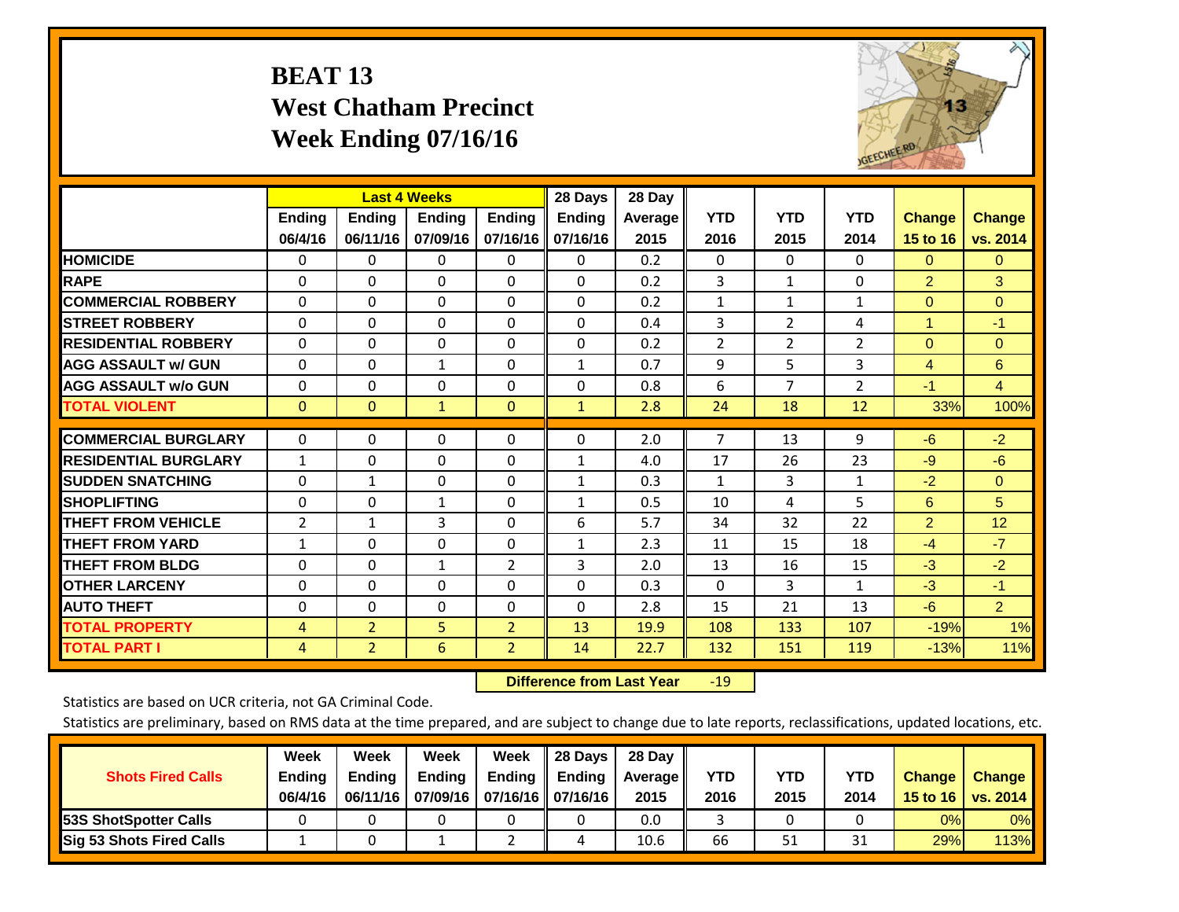# BEAT 13
# West Chatham Precinct
# Week Ending 07/16/16

| | Last 4 Weeks | | | | 28 Days | 28 Day | | | | | |
|---|---|---|---|---|---|---|---|---|---|---|---|
| | Ending 06/4/16 | Ending 06/11/16 | Ending 07/09/16 | Ending 07/16/16 | Ending 07/16/16 | Average 2015 | YTD 2016 | YTD 2015 | YTD 2014 | Change 15 to 16 | Change vs. 2014 |
| HOMICIDE | 0 | 0 | 0 | 0 | 0 | 0.2 | 0 | 0 | 0 | 0 | 0 |
| RAPE | 0 | 0 | 0 | 0 | 0 | 0.2 | 3 | 1 | 0 | 2 | 3 |
| COMMERCIAL ROBBERY | 0 | 0 | 0 | 0 | 0 | 0.2 | 1 | 1 | 1 | 0 | 0 |
| STREET ROBBERY | 0 | 0 | 0 | 0 | 0 | 0.4 | 3 | 2 | 4 | 1 | -1 |
| RESIDENTIAL ROBBERY | 0 | 0 | 0 | 0 | 0 | 0.2 | 2 | 2 | 2 | 0 | 0 |
| AGG ASSAULT w/ GUN | 0 | 0 | 1 | 0 | 1 | 0.7 | 9 | 5 | 3 | 4 | 6 |
| AGG ASSAULT w/o GUN | 0 | 0 | 0 | 0 | 0 | 0.8 | 6 | 7 | 2 | -1 | 4 |
| TOTAL VIOLENT | 0 | 0 | 1 | 0 | 1 | 2.8 | 24 | 18 | 12 | 33% | 100% |
| COMMERCIAL BURGLARY | 0 | 0 | 0 | 0 | 0 | 2.0 | 7 | 13 | 9 | -6 | -2 |
| RESIDENTIAL BURGLARY | 1 | 0 | 0 | 0 | 1 | 4.0 | 17 | 26 | 23 | -9 | -6 |
| SUDDEN SNATCHING | 0 | 1 | 0 | 0 | 1 | 0.3 | 1 | 3 | 1 | -2 | 0 |
| SHOPLIFTING | 0 | 0 | 1 | 0 | 1 | 0.5 | 10 | 4 | 5 | 6 | 5 |
| THEFT FROM VEHICLE | 2 | 1 | 3 | 0 | 6 | 5.7 | 34 | 32 | 22 | 2 | 12 |
| THEFT FROM YARD | 1 | 0 | 0 | 0 | 1 | 2.3 | 11 | 15 | 18 | -4 | -7 |
| THEFT FROM BLDG | 0 | 0 | 1 | 2 | 3 | 2.0 | 13 | 16 | 15 | -3 | -2 |
| OTHER LARCENY | 0 | 0 | 0 | 0 | 0 | 0.3 | 0 | 3 | 1 | -3 | -1 |
| AUTO THEFT | 0 | 0 | 0 | 0 | 0 | 2.8 | 15 | 21 | 13 | -6 | 2 |
| TOTAL PROPERTY | 4 | 2 | 5 | 2 | 13 | 19.9 | 108 | 133 | 107 | -19% | 1% |
| TOTAL PART I | 4 | 2 | 6 | 2 | 14 | 22.7 | 132 | 151 | 119 | -13% | 11% |

**Difference from Last Year** -19

Statistics are based on UCR criteria, not GA Criminal Code.

Statistics are preliminary, based on RMS data at the time prepared, and are subject to change due to late reports, reclassifications, updated locations, etc.

| Shots Fired Calls | Week Ending 06/4/16 | Week Ending 06/11/16 | Week Ending 07/09/16 | Week Ending 07/16/16 | 28 Days Ending 07/16/16 | 28 Day Average 2015 | YTD 2016 | YTD 2015 | YTD 2014 | Change 15 to 16 | Change vs. 2014 |
|---|---|---|---|---|---|---|---|---|---|---|---|
| 53S ShotSpotter Calls | 0 | 0 | 0 | 0 | 0 | 0.0 | 3 | 0 | 0 | 0% | 0% |
| Sig 53 Shots Fired Calls | 1 | 0 | 1 | 2 | 4 | 10.6 | 66 | 51 | 31 | 29% | 113% |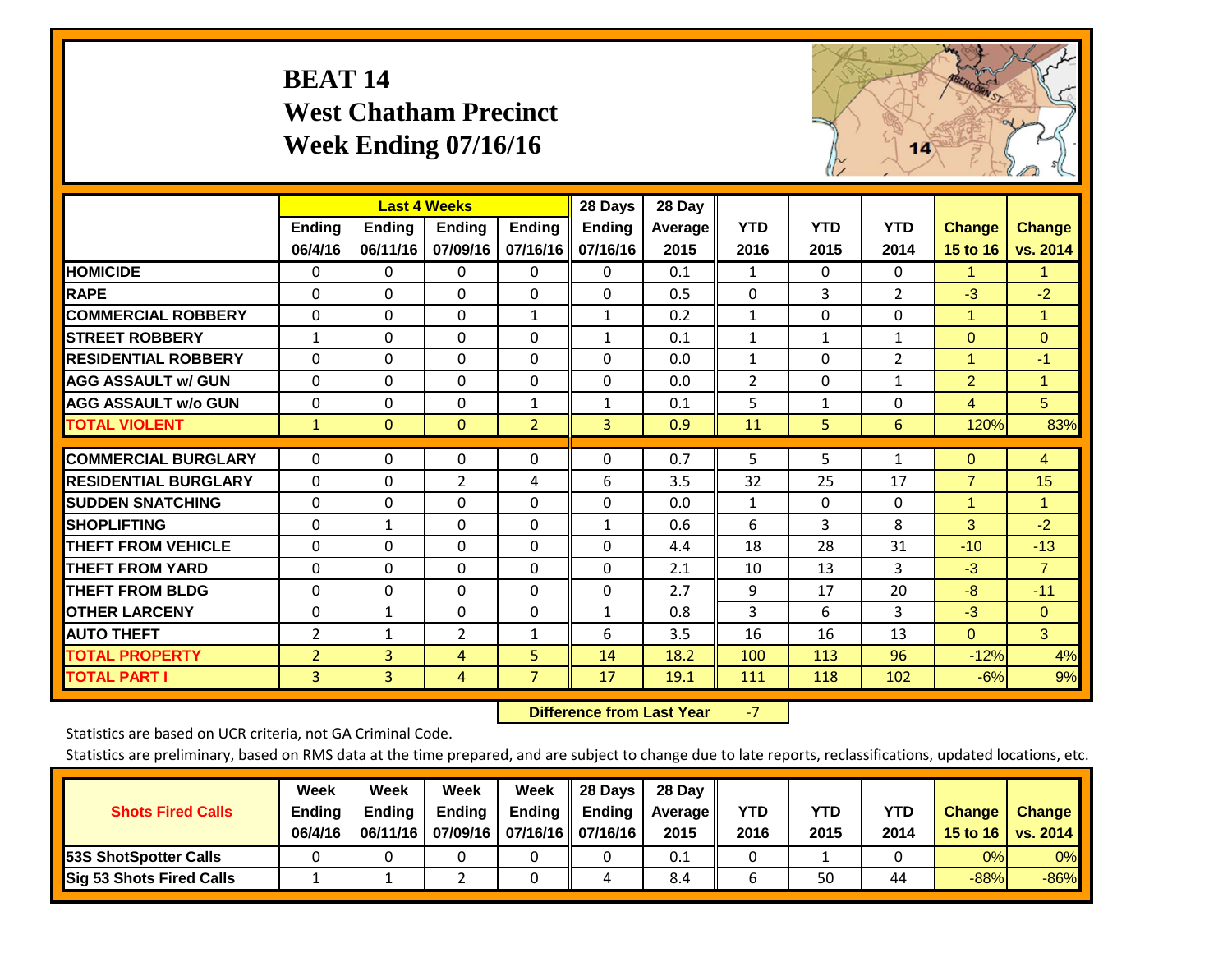# BEAT 14
## West Chatham Precinct
## Week Ending 07/16/16

| | Last 4 Weeks | | | | 28 Days | 28 Day | | | | | |
|---|---|---|---|---|---|---|---|---|---|---|---|
| | Ending 06/4/16 | Ending 06/11/16 | Ending 07/09/16 | Ending 07/16/16 | Ending 07/16/16 | Average 2015 | YTD 2016 | YTD 2015 | YTD 2014 | Change 15 to 16 | Change vs. 2014 |
| **HOMICIDE** | 0 | 0 | 0 | 0 | 0 | 0.1 | 1 | 0 | 0 | 1 | 1 |
| **RAPE** | 0 | 0 | 0 | 0 | 0 | 0.5 | 0 | 3 | 2 | -3 | -2 |
| **COMMERCIAL ROBBERY** | 0 | 0 | 0 | 1 | 1 | 0.2 | 1 | 0 | 0 | 1 | 1 |
| **STREET ROBBERY** | 1 | 0 | 0 | 0 | 1 | 0.1 | 1 | 1 | 1 | 0 | 0 |
| **RESIDENTIAL ROBBERY** | 0 | 0 | 0 | 0 | 0 | 0.0 | 1 | 0 | 2 | 1 | -1 |
| **AGG ASSAULT w/ GUN** | 0 | 0 | 0 | 0 | 0 | 0.0 | 2 | 0 | 1 | 2 | 1 |
| **AGG ASSAULT w/o GUN** | 0 | 0 | 0 | 1 | 1 | 0.1 | 5 | 1 | 0 | 4 | 5 |
| **TOTAL VIOLENT** | 1 | 0 | 0 | 2 | 3 | 0.9 | 11 | 5 | 6 | 120% | 83% |
| **COMMERCIAL BURGLARY** | 0 | 0 | 0 | 0 | 0 | 0.7 | 5 | 5 | 1 | 0 | 4 |
| **RESIDENTIAL BURGLARY** | 0 | 0 | 2 | 4 | 6 | 3.5 | 32 | 25 | 17 | 7 | 15 |
| **SUDDEN SNATCHING** | 0 | 0 | 0 | 0 | 0 | 0.0 | 1 | 0 | 0 | 1 | 1 |
| **SHOPLIFTING** | 0 | 1 | 0 | 0 | 1 | 0.6 | 6 | 3 | 8 | 3 | -2 |
| **THEFT FROM VEHICLE** | 0 | 0 | 0 | 0 | 0 | 4.4 | 18 | 28 | 31 | -10 | -13 |
| **THEFT FROM YARD** | 0 | 0 | 0 | 0 | 0 | 2.1 | 10 | 13 | 3 | -3 | 7 |
| **THEFT FROM BLDG** | 0 | 0 | 0 | 0 | 0 | 2.7 | 9 | 17 | 20 | -8 | -11 |
| **OTHER LARCENY** | 0 | 1 | 0 | 0 | 1 | 0.8 | 3 | 6 | 3 | -3 | 0 |
| **AUTO THEFT** | 2 | 1 | 2 | 1 | 6 | 3.5 | 16 | 16 | 13 | 0 | 3 |
| **TOTAL PROPERTY** | 2 | 3 | 4 | 5 | 14 | 18.2 | 100 | 113 | 96 | -12% | 4% |
| **TOTAL PART I** | 3 | 3 | 4 | 7 | 17 | 19.1 | 111 | 118 | 102 | -6% | 9% |

**Difference from Last Year** -7

Statistics are based on UCR criteria, not GA Criminal Code.

Statistics are preliminary, based on RMS data at the time prepared, and are subject to change due to late reports, reclassifications, updated locations, etc.

| Shots Fired Calls | Week Ending 06/4/16 | Week Ending 06/11/16 | Week Ending 07/09/16 | Week Ending 07/16/16 | 28 Days Ending 07/16/16 | 28 Day Average 2015 | YTD 2016 | YTD 2015 | YTD 2014 | Change 15 to 16 | Change vs. 2014 |
|---|---|---|---|---|---|---|---|---|---|---|---|
| **53S ShotSpotter Calls** | 0 | 0 | 0 | 0 | 0 | 0.1 | 0 | 1 | 0 | 0% | 0% |
| **Sig 53 Shots Fired Calls** | 1 | 1 | 2 | 0 | 4 | 8.4 | 6 | 50 | 44 | -88% | -86% |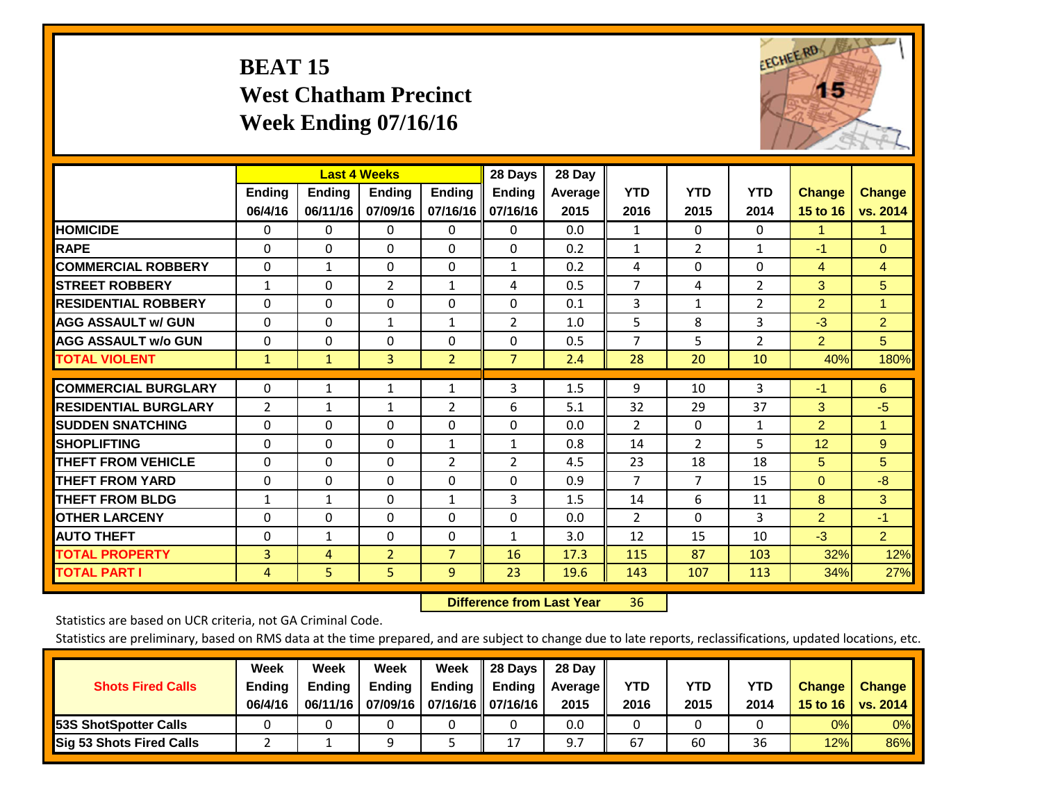# BEAT 15
## West Chatham Precinct
## Week Ending 07/16/16

| | Last 4 Weeks | | | | 28 Days | 28 Day | | | | | |
|---|---|---|---|---|---|---|---|---|---|---|---|
| | Ending 06/4/16 | Ending 06/11/16 | Ending 07/09/16 | Ending 07/16/16 | Ending 07/16/16 | Average 2015 | YTD 2016 | YTD 2015 | YTD 2014 | Change 15 to 16 | Change vs. 2014 |
| **HOMICIDE** | 0 | 0 | 0 | 0 | 0 | 0.0 | 1 | 0 | 0 | 1 | 1 |
| **RAPE** | 0 | 0 | 0 | 0 | 0 | 0.2 | 1 | 2 | 1 | -1 | 0 |
| **COMMERCIAL ROBBERY** | 0 | 1 | 0 | 0 | 1 | 0.2 | 4 | 0 | 0 | 4 | 4 |
| **STREET ROBBERY** | 1 | 0 | 2 | 1 | 4 | 0.5 | 7 | 4 | 2 | 3 | 5 |
| **RESIDENTIAL ROBBERY** | 0 | 0 | 0 | 0 | 0 | 0.1 | 3 | 1 | 2 | 2 | 1 |
| **AGG ASSAULT w/ GUN** | 0 | 0 | 1 | 1 | 2 | 1.0 | 5 | 8 | 3 | -3 | 2 |
| **AGG ASSAULT w/o GUN** | 0 | 0 | 0 | 0 | 0 | 0.5 | 7 | 5 | 2 | 2 | 5 |
| **TOTAL VIOLENT** | 1 | 1 | 3 | 2 | 7 | 2.4 | 28 | 20 | 10 | 40% | 180% |
| **COMMERCIAL BURGLARY** | 0 | 1 | 1 | 1 | 3 | 1.5 | 9 | 10 | 3 | -1 | 6 |
| **RESIDENTIAL BURGLARY** | 2 | 1 | 1 | 2 | 6 | 5.1 | 32 | 29 | 37 | 3 | -5 |
| **SUDDEN SNATCHING** | 0 | 0 | 0 | 0 | 0 | 0.0 | 2 | 0 | 1 | 2 | 1 |
| **SHOPLIFTING** | 0 | 0 | 0 | 1 | 1 | 0.8 | 14 | 2 | 5 | 12 | 9 |
| **THEFT FROM VEHICLE** | 0 | 0 | 0 | 2 | 2 | 4.5 | 23 | 18 | 18 | 5 | 5 |
| **THEFT FROM YARD** | 0 | 0 | 0 | 0 | 0 | 0.9 | 7 | 7 | 15 | 0 | -8 |
| **THEFT FROM BLDG** | 1 | 1 | 0 | 1 | 3 | 1.5 | 14 | 6 | 11 | 8 | 3 |
| **OTHER LARCENY** | 0 | 0 | 0 | 0 | 0 | 0.0 | 2 | 0 | 3 | 2 | -1 |
| **AUTO THEFT** | 0 | 1 | 0 | 0 | 1 | 3.0 | 12 | 15 | 10 | -3 | 2 |
| **TOTAL PROPERTY** | 3 | 4 | 2 | 7 | 16 | 17.3 | 115 | 87 | 103 | 32% | 12% |
| **TOTAL PART I** | 4 | 5 | 5 | 9 | 23 | 19.6 | 143 | 107 | 113 | 34% | 27% |

**Difference from Last Year** 36

Statistics are based on UCR criteria, not GA Criminal Code.

Statistics are preliminary, based on RMS data at the time prepared, and are subject to change due to late reports, reclassifications, updated locations, etc.

| Shots Fired Calls | Week Ending 06/4/16 | Week Ending 06/11/16 | Week Ending 07/09/16 | Week Ending 07/16/16 | 28 Days Ending 07/16/16 | 28 Day Average 2015 | YTD 2016 | YTD 2015 | YTD 2014 | Change 15 to 16 | Change vs. 2014 |
|---|---|---|---|---|---|---|---|---|---|---|---|
| **53S ShotSpotter Calls** | 0 | 0 | 0 | 0 | 0 | 0.0 | 0 | 0 | 0 | 0% | 0% |
| **Sig 53 Shots Fired Calls** | 2 | 1 | 9 | 5 | 17 | 9.7 | 67 | 60 | 36 | 12% | 86% |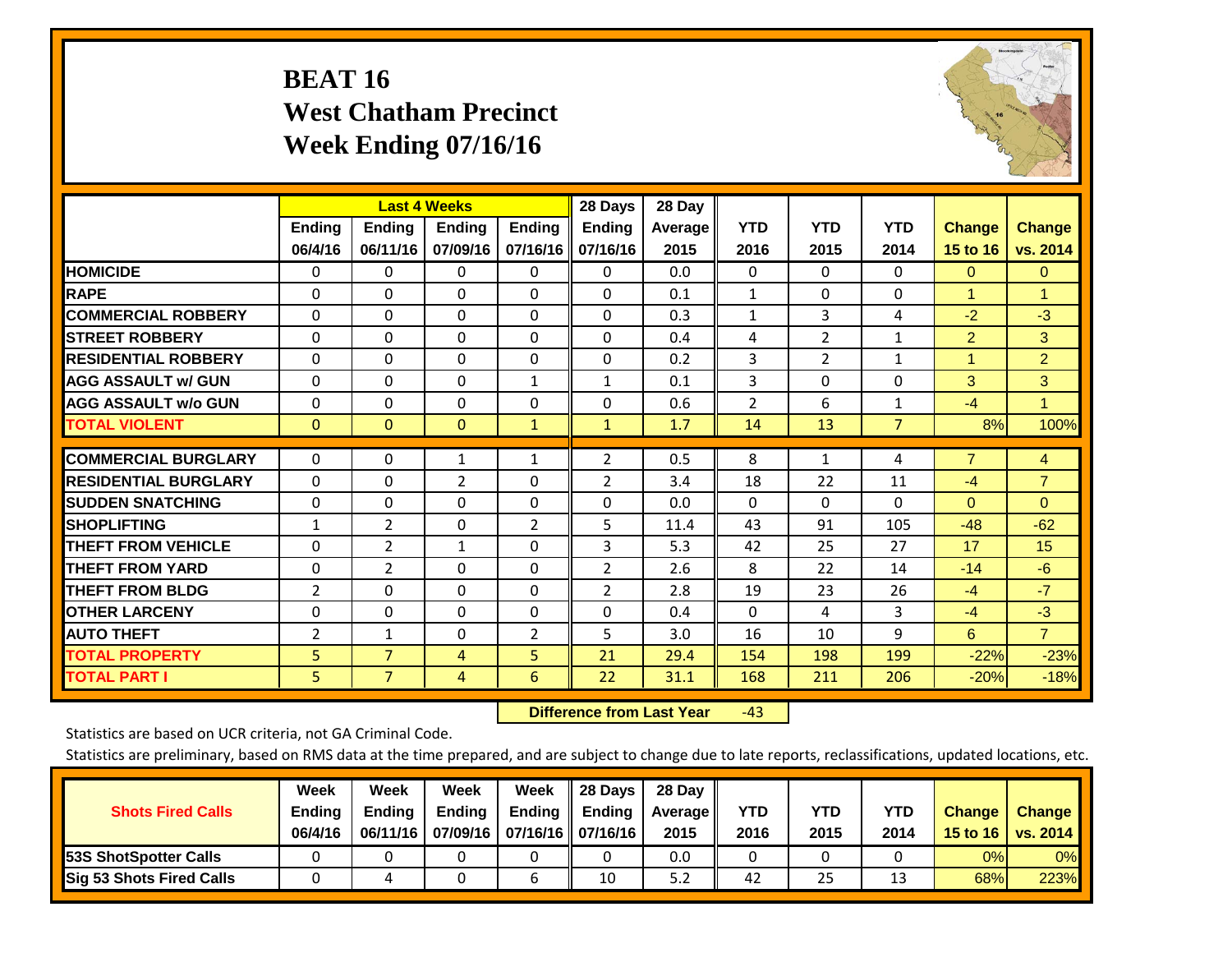# BEAT 16
## West Chatham Precinct
## Week Ending 07/16/16

| | Last 4 Weeks | | | | 28 Days | 28 Day | | | | | |
|---|---|---|---|---|---|---|---|---|---|---|---|
| | Ending 06/4/16 | Ending 06/11/16 | Ending 07/09/16 | Ending 07/16/16 | Ending 07/16/16 | Average 2015 | YTD 2016 | YTD 2015 | YTD 2014 | Change 15 to 16 | Change vs. 2014 |
| **HOMICIDE** | 0 | 0 | 0 | 0 | 0 | 0.0 | 0 | 0 | 0 | 0 | 0 |
| **RAPE** | 0 | 0 | 0 | 0 | 0 | 0.1 | 1 | 0 | 0 | 1 | 1 |
| **COMMERCIAL ROBBERY** | 0 | 0 | 0 | 0 | 0 | 0.3 | 1 | 3 | 4 | -2 | -3 |
| **STREET ROBBERY** | 0 | 0 | 0 | 0 | 0 | 0.4 | 4 | 2 | 1 | 2 | 3 |
| **RESIDENTIAL ROBBERY** | 0 | 0 | 0 | 0 | 0 | 0.2 | 3 | 2 | 1 | 1 | 2 |
| **AGG ASSAULT w/ GUN** | 0 | 0 | 0 | 1 | 1 | 0.1 | 3 | 0 | 0 | 3 | 3 |
| **AGG ASSAULT w/o GUN** | 0 | 0 | 0 | 0 | 0 | 0.6 | 2 | 6 | 1 | -4 | 1 |
| **TOTAL VIOLENT** | 0 | 0 | 0 | 1 | 1 | 1.7 | 14 | 13 | 7 | 8% | 100% |
| **COMMERCIAL BURGLARY** | 0 | 0 | 1 | 1 | 2 | 0.5 | 8 | 1 | 4 | 7 | 4 |
| **RESIDENTIAL BURGLARY** | 0 | 0 | 2 | 0 | 2 | 3.4 | 18 | 22 | 11 | -4 | 7 |
| **SUDDEN SNATCHING** | 0 | 0 | 0 | 0 | 0 | 0.0 | 0 | 0 | 0 | 0 | 0 |
| **SHOPLIFTING** | 1 | 2 | 0 | 2 | 5 | 11.4 | 43 | 91 | 105 | -48 | -62 |
| **THEFT FROM VEHICLE** | 0 | 2 | 1 | 0 | 3 | 5.3 | 42 | 25 | 27 | 17 | 15 |
| **THEFT FROM YARD** | 0 | 2 | 0 | 0 | 2 | 2.6 | 8 | 22 | 14 | -14 | -6 |
| **THEFT FROM BLDG** | 2 | 0 | 0 | 0 | 2 | 2.8 | 19 | 23 | 26 | -4 | -7 |
| **OTHER LARCENY** | 0 | 0 | 0 | 0 | 0 | 0.4 | 0 | 4 | 3 | -4 | -3 |
| **AUTO THEFT** | 2 | 1 | 0 | 2 | 5 | 3.0 | 16 | 10 | 9 | 6 | 7 |
| **TOTAL PROPERTY** | 5 | 7 | 4 | 5 | 21 | 29.4 | 154 | 198 | 199 | -22% | -23% |
| **TOTAL PART I** | 5 | 7 | 4 | 6 | 22 | 31.1 | 168 | 211 | 206 | -20% | -18% |

**Difference from Last Year** -43

Statistics are based on UCR criteria, not GA Criminal Code.

Statistics are preliminary, based on RMS data at the time prepared, and are subject to change due to late reports, reclassifications, updated locations, etc.

| Shots Fired Calls | Week Ending 06/4/16 | Week Ending 06/11/16 | Week Ending 07/09/16 | Week Ending 07/16/16 | 28 Days Ending 07/16/16 | 28 Day Average 2015 | YTD 2016 | YTD 2015 | YTD 2014 | Change 15 to 16 | Change vs. 2014 |
|---|---|---|---|---|---|---|---|---|---|---|---|
| **53S ShotSpotter Calls** | 0 | 0 | 0 | 0 | 0 | 0.0 | 0 | 0 | 0 | 0% | 0% |
| **Sig 53 Shots Fired Calls** | 0 | 4 | 0 | 6 | 10 | 5.2 | 42 | 25 | 13 | 68% | 223% |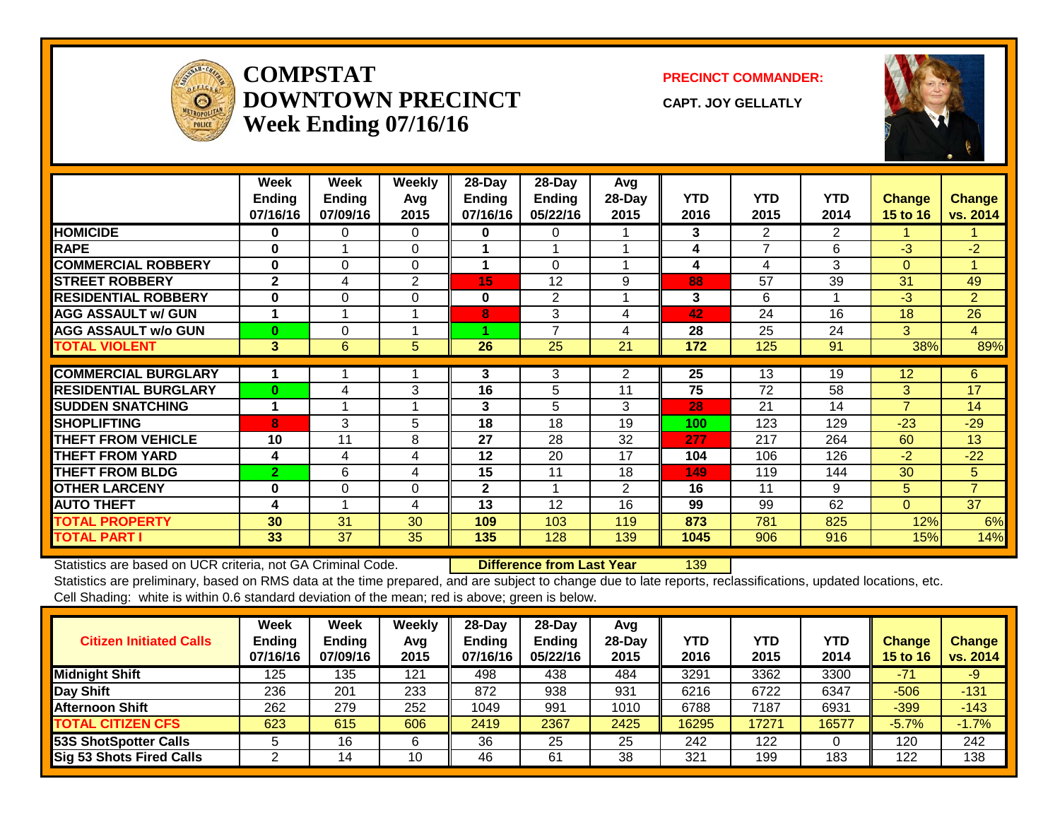# COMPSTAT DOWNTOWN PRECINCT
## Week Ending 07/16/16

**PRECINCT COMMANDER:**

**CAPT. JOY GELLATLY**

| | Week Ending 07/16/16 | Week Ending 07/09/16 | Weekly Avg 2015 | 28-Day Ending 07/16/16 | 28-Day Ending 05/22/16 | Avg 28-Day 2015 | YTD 2016 | YTD 2015 | YTD 2014 | Change 15 to 16 | Change vs. 2014 |
|---|---|---|---|---|---|---|---|---|---|---|---|
| HOMICIDE | 0 | 0 | 0 | 0 | 0 | 1 | 3 | 2 | 2 | 1 | 1 |
| RAPE | 0 | 1 | 0 | 1 | 1 | 1 | 4 | 7 | 6 | -3 | -2 |
| COMMERCIAL ROBBERY | 0 | 0 | 0 | 1 | 0 | 1 | 4 | 4 | 3 | 0 | 1 |
| STREET ROBBERY | 2 | 4 | 2 | 15 | 12 | 9 | 88 | 57 | 39 | 31 | 49 |
| RESIDENTIAL ROBBERY | 0 | 0 | 0 | 0 | 2 | 1 | 3 | 6 | 1 | -3 | 2 |
| AGG ASSAULT w/ GUN | 1 | 1 | 1 | 8 | 3 | 4 | 42 | 24 | 16 | 18 | 26 |
| AGG ASSAULT w/o GUN | 0 | 0 | 1 | 1 | 7 | 4 | 28 | 25 | 24 | 3 | 4 |
| TOTAL VIOLENT | 3 | 6 | 5 | 26 | 25 | 21 | 172 | 125 | 91 | 38% | 89% |
| COMMERCIAL BURGLARY | 1 | 1 | 1 | 3 | 3 | 2 | 25 | 13 | 19 | 12 | 6 |
| RESIDENTIAL BURGLARY | 0 | 4 | 3 | 16 | 5 | 11 | 75 | 72 | 58 | 3 | 17 |
| SUDDEN SNATCHING | 1 | 1 | 1 | 3 | 5 | 3 | 28 | 21 | 14 | 7 | 14 |
| SHOPLIFTING | 8 | 3 | 5 | 18 | 18 | 19 | 100 | 123 | 129 | -23 | -29 |
| THEFT FROM VEHICLE | 10 | 11 | 8 | 27 | 28 | 32 | 277 | 217 | 264 | 60 | 13 |
| THEFT FROM YARD | 4 | 4 | 4 | 12 | 20 | 17 | 104 | 106 | 126 | -2 | -22 |
| THEFT FROM BLDG | 2 | 6 | 4 | 15 | 11 | 18 | 149 | 119 | 144 | 30 | 5 |
| OTHER LARCENY | 0 | 0 | 0 | 2 | 1 | 2 | 16 | 11 | 9 | 5 | 7 |
| AUTO THEFT | 4 | 1 | 4 | 13 | 12 | 16 | 99 | 99 | 62 | 0 | 37 |
| TOTAL PROPERTY | 30 | 31 | 30 | 109 | 103 | 119 | 873 | 781 | 825 | 12% | 6% |
| TOTAL PART I | 33 | 37 | 35 | 135 | 128 | 139 | 1045 | 906 | 916 | 15% | 14% |

Statistics are based on UCR criteria, not GA Criminal Code. **Difference from Last Year** 139

Statistics are preliminary, based on RMS data at the time prepared, and are subject to change due to late reports, reclassifications, updated locations, etc.

Cell Shading: white is within 0.6 standard deviation of the mean; red is above; green is below.

| Citizen Initiated Calls | Week Ending 07/16/16 | Week Ending 07/09/16 | Weekly Avg 2015 | 28-Day Ending 07/16/16 | 28-Day Ending 05/22/16 | Avg 28-Day 2015 | YTD 2016 | YTD 2015 | YTD 2014 | Change 15 to 16 | Change vs. 2014 |
|---|---|---|---|---|---|---|---|---|---|---|---|
| Midnight Shift | 125 | 135 | 121 | 498 | 438 | 484 | 3291 | 3362 | 3300 | -71 | -9 |
| Day Shift | 236 | 201 | 233 | 872 | 938 | 931 | 6216 | 6722 | 6347 | -506 | -131 |
| Afternoon Shift | 262 | 279 | 252 | 1049 | 991 | 1010 | 6788 | 7187 | 6931 | -399 | -143 |
| TOTAL CITIZEN CFS | 623 | 615 | 606 | 2419 | 2367 | 2425 | 16295 | 17271 | 16577 | -5.7% | -1.7% |
| 53S ShotSpotter Calls | 5 | 16 | 6 | 36 | 25 | 25 | 242 | 122 | 0 | 120 | 242 |
| Sig 53 Shots Fired Calls | 2 | 14 | 10 | 46 | 61 | 38 | 321 | 199 | 183 | 122 | 138 |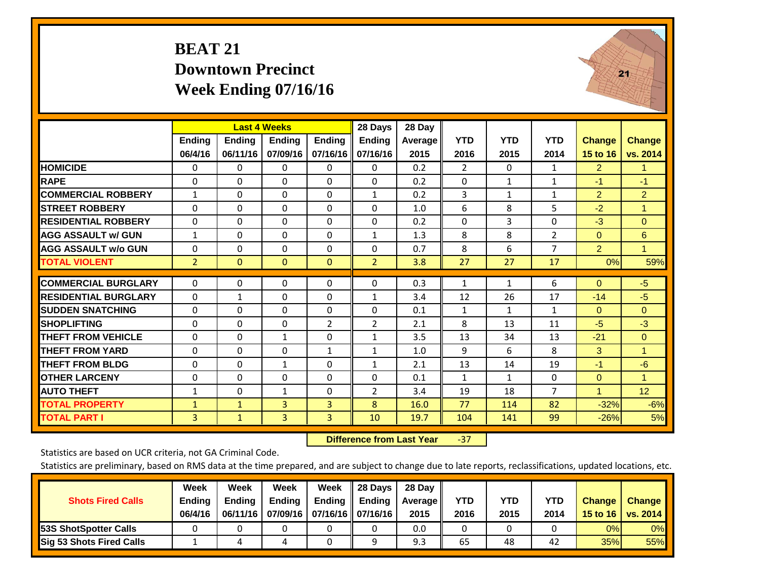# BEAT 21
## Downtown Precinct
## Week Ending 07/16/16

| | Last 4 Weeks | | | | 28 Days | 28 Day | | | | | |
|---|---|---|---|---|---|---|---|---|---|---|---|
| | Ending 06/4/16 | Ending 06/11/16 | Ending 07/09/16 | Ending 07/16/16 | Ending 07/16/16 | Average 2015 | YTD 2016 | YTD 2015 | YTD 2014 | Change 15 to 16 | Change vs. 2014 |
| **HOMICIDE** | 0 | 0 | 0 | 0 | 0 | 0.2 | 2 | 0 | 1 | 2 | 1 |
| **RAPE** | 0 | 0 | 0 | 0 | 0 | 0.2 | 0 | 1 | 1 | -1 | -1 |
| **COMMERCIAL ROBBERY** | 1 | 0 | 0 | 0 | 1 | 0.2 | 3 | 1 | 1 | 2 | 2 |
| **STREET ROBBERY** | 0 | 0 | 0 | 0 | 0 | 1.0 | 6 | 8 | 5 | -2 | 1 |
| **RESIDENTIAL ROBBERY** | 0 | 0 | 0 | 0 | 0 | 0.2 | 0 | 3 | 0 | -3 | 0 |
| **AGG ASSAULT w/ GUN** | 1 | 0 | 0 | 0 | 1 | 1.3 | 8 | 8 | 2 | 0 | 6 |
| **AGG ASSAULT w/o GUN** | 0 | 0 | 0 | 0 | 0 | 0.7 | 8 | 6 | 7 | 2 | 1 |
| **TOTAL VIOLENT** | 2 | 0 | 0 | 0 | 2 | 3.8 | 27 | 27 | 17 | 0% | 59% |
| **COMMERCIAL BURGLARY** | 0 | 0 | 0 | 0 | 0 | 0.3 | 1 | 1 | 6 | 0 | -5 |
| **RESIDENTIAL BURGLARY** | 0 | 1 | 0 | 0 | 1 | 3.4 | 12 | 26 | 17 | -14 | -5 |
| **SUDDEN SNATCHING** | 0 | 0 | 0 | 0 | 0 | 0.1 | 1 | 1 | 1 | 0 | 0 |
| **SHOPLIFTING** | 0 | 0 | 0 | 2 | 2 | 2.1 | 8 | 13 | 11 | -5 | -3 |
| **THEFT FROM VEHICLE** | 0 | 0 | 1 | 0 | 1 | 3.5 | 13 | 34 | 13 | -21 | 0 |
| **THEFT FROM YARD** | 0 | 0 | 0 | 1 | 1 | 1.0 | 9 | 6 | 8 | 3 | 1 |
| **THEFT FROM BLDG** | 0 | 0 | 1 | 0 | 1 | 2.1 | 13 | 14 | 19 | -1 | -6 |
| **OTHER LARCENY** | 0 | 0 | 0 | 0 | 0 | 0.1 | 1 | 1 | 0 | 0 | 1 |
| **AUTO THEFT** | 1 | 0 | 1 | 0 | 2 | 3.4 | 19 | 18 | 7 | 1 | 12 |
| **TOTAL PROPERTY** | 1 | 1 | 3 | 3 | 8 | 16.0 | 77 | 114 | 82 | -32% | -6% |
| **TOTAL PART I** | 3 | 1 | 3 | 3 | 10 | 19.7 | 104 | 141 | 99 | -26% | 5% |

**Difference from Last Year** -37

Statistics are based on UCR criteria, not GA Criminal Code.

Statistics are preliminary, based on RMS data at the time prepared, and are subject to change due to late reports, reclassifications, updated locations, etc.

| Shots Fired Calls | Week Ending 06/4/16 | Week Ending 06/11/16 | Week Ending 07/09/16 | Week Ending 07/16/16 | 28 Days Ending 07/16/16 | 28 Day Average 2015 | YTD 2016 | YTD 2015 | YTD 2014 | Change 15 to 16 | Change vs. 2014 |
|---|---|---|---|---|---|---|---|---|---|---|---|
| **53S ShotSpotter Calls** | 0 | 0 | 0 | 0 | 0 | 0.0 | 0 | 0 | 0 | 0% | 0% |
| **Sig 53 Shots Fired Calls** | 1 | 4 | 4 | 0 | 9 | 9.3 | 65 | 48 | 42 | 35% | 55% |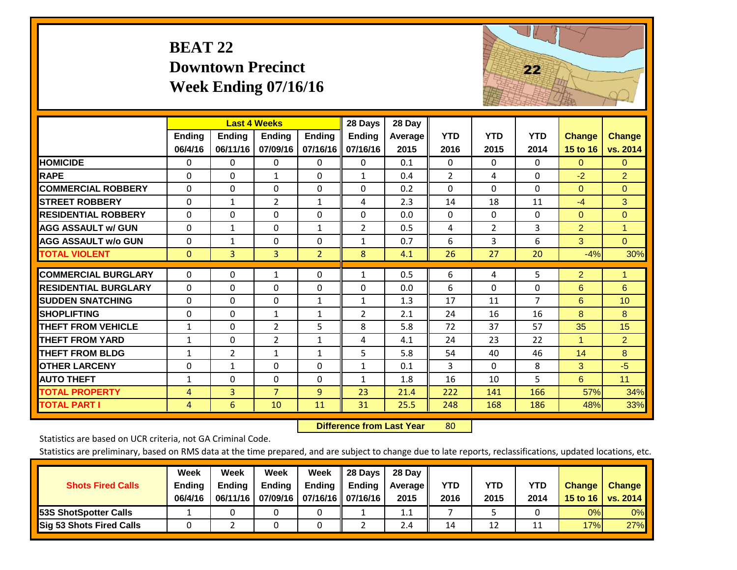# BEAT 22
## Downtown Precinct
## Week Ending 07/16/16

| | Last 4 Weeks | | | | 28 Days | 28 Day | | | | | |
|---|---|---|---|---|---|---|---|---|---|---|---|
| | Ending 06/4/16 | Ending 06/11/16 | Ending 07/09/16 | Ending 07/16/16 | Ending 07/16/16 | Average 2015 | YTD 2016 | YTD 2015 | YTD 2014 | Change 15 to 16 | Change vs. 2014 |
| **HOMICIDE** | 0 | 0 | 0 | 0 | 0 | 0.1 | 0 | 0 | 0 | 0 | 0 |
| **RAPE** | 0 | 0 | 1 | 0 | 1 | 0.4 | 2 | 4 | 0 | -2 | 2 |
| **COMMERCIAL ROBBERY** | 0 | 0 | 0 | 0 | 0 | 0.2 | 0 | 0 | 0 | 0 | 0 |
| **STREET ROBBERY** | 0 | 1 | 2 | 1 | 4 | 2.3 | 14 | 18 | 11 | -4 | 3 |
| **RESIDENTIAL ROBBERY** | 0 | 0 | 0 | 0 | 0 | 0.0 | 0 | 0 | 0 | 0 | 0 |
| **AGG ASSAULT w/ GUN** | 0 | 1 | 0 | 1 | 2 | 0.5 | 4 | 2 | 3 | 2 | 1 |
| **AGG ASSAULT w/o GUN** | 0 | 1 | 0 | 0 | 1 | 0.7 | 6 | 3 | 6 | 3 | 0 |
| **TOTAL VIOLENT** | 0 | 3 | 3 | 2 | 8 | 4.1 | 26 | 27 | 20 | -4% | 30% |
| **COMMERCIAL BURGLARY** | 0 | 0 | 1 | 0 | 1 | 0.5 | 6 | 4 | 5 | 2 | 1 |
| **RESIDENTIAL BURGLARY** | 0 | 0 | 0 | 0 | 0 | 0.0 | 6 | 0 | 0 | 6 | 6 |
| **SUDDEN SNATCHING** | 0 | 0 | 0 | 1 | 1 | 1.3 | 17 | 11 | 7 | 6 | 10 |
| **SHOPLIFTING** | 0 | 0 | 1 | 1 | 2 | 2.1 | 24 | 16 | 16 | 8 | 8 |
| **THEFT FROM VEHICLE** | 1 | 0 | 2 | 5 | 8 | 5.8 | 72 | 37 | 57 | 35 | 15 |
| **THEFT FROM YARD** | 1 | 0 | 2 | 1 | 4 | 4.1 | 24 | 23 | 22 | 1 | 2 |
| **THEFT FROM BLDG** | 1 | 2 | 1 | 1 | 5 | 5.8 | 54 | 40 | 46 | 14 | 8 |
| **OTHER LARCENY** | 0 | 1 | 0 | 0 | 1 | 0.1 | 3 | 0 | 8 | 3 | -5 |
| **AUTO THEFT** | 1 | 0 | 0 | 0 | 1 | 1.8 | 16 | 10 | 5 | 6 | 11 |
| **TOTAL PROPERTY** | 4 | 3 | 7 | 9 | 23 | 21.4 | 222 | 141 | 166 | 57% | 34% |
| **TOTAL PART I** | 4 | 6 | 10 | 11 | 31 | 25.5 | 248 | 168 | 186 | 48% | 33% |

**Difference from Last Year** 80

Statistics are based on UCR criteria, not GA Criminal Code.

Statistics are preliminary, based on RMS data at the time prepared, and are subject to change due to late reports, reclassifications, updated locations, etc.

| Shots Fired Calls | Week Ending 06/4/16 | Week Ending 06/11/16 | Week Ending 07/09/16 | Week Ending 07/16/16 | 28 Days Ending 07/16/16 | 28 Day Average 2015 | YTD 2016 | YTD 2015 | YTD 2014 | Change 15 to 16 | Change vs. 2014 |
|---|---|---|---|---|---|---|---|---|---|---|---|
| **53S ShotSpotter Calls** | 1 | 0 | 0 | 0 | 1 | 1.1 | 7 | 5 | 0 | 0% | 0% |
| **Sig 53 Shots Fired Calls** | 0 | 2 | 0 | 0 | 2 | 2.4 | 14 | 12 | 11 | 17% | 27% |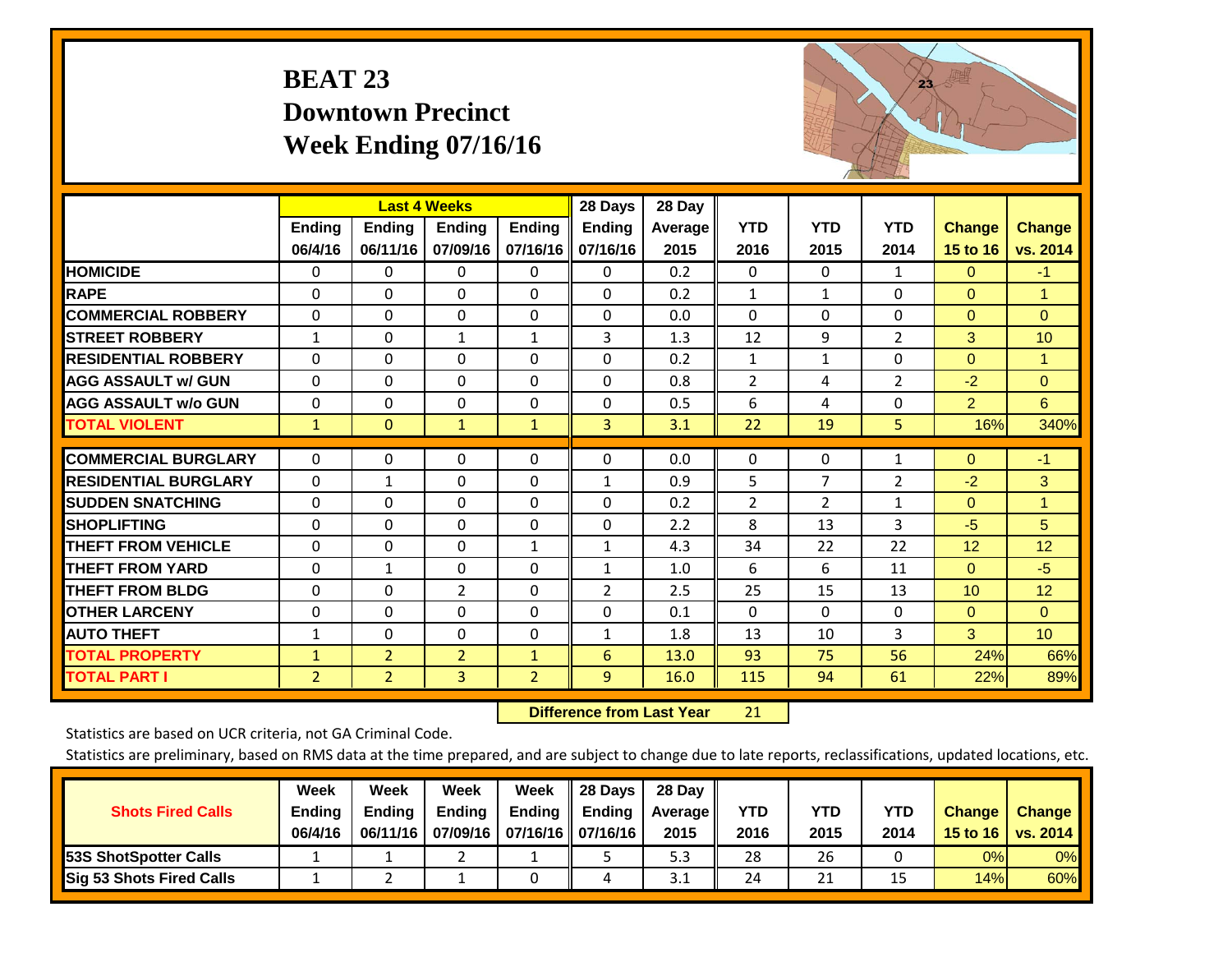# BEAT 23
## Downtown Precinct
## Week Ending 07/16/16

| | Last 4 Weeks | | | | 28 Days | 28 Day | | | | | |
|---|---|---|---|---|---|---|---|---|---|---|---|
| | Ending 06/4/16 | Ending 06/11/16 | Ending 07/09/16 | Ending 07/16/16 | Ending 07/16/16 | Average 2015 | YTD 2016 | YTD 2015 | YTD 2014 | Change 15 to 16 | Change vs. 2014 |
| HOMICIDE | 0 | 0 | 0 | 0 | 0 | 0.2 | 0 | 0 | 1 | 0 | -1 |
| RAPE | 0 | 0 | 0 | 0 | 0 | 0.2 | 1 | 1 | 0 | 0 | 1 |
| COMMERCIAL ROBBERY | 0 | 0 | 0 | 0 | 0 | 0.0 | 0 | 0 | 0 | 0 | 0 |
| STREET ROBBERY | 1 | 0 | 1 | 1 | 3 | 1.3 | 12 | 9 | 2 | 3 | 10 |
| RESIDENTIAL ROBBERY | 0 | 0 | 0 | 0 | 0 | 0.2 | 1 | 1 | 0 | 0 | 1 |
| AGG ASSAULT w/ GUN | 0 | 0 | 0 | 0 | 0 | 0.8 | 2 | 4 | 2 | -2 | 0 |
| AGG ASSAULT w/o GUN | 0 | 0 | 0 | 0 | 0 | 0.5 | 6 | 4 | 0 | 2 | 6 |
| TOTAL VIOLENT | 1 | 0 | 1 | 1 | 3 | 3.1 | 22 | 19 | 5 | 16% | 340% |
| COMMERCIAL BURGLARY | 0 | 0 | 0 | 0 | 0 | 0.0 | 0 | 0 | 1 | 0 | -1 |
| RESIDENTIAL BURGLARY | 0 | 1 | 0 | 0 | 1 | 0.9 | 5 | 7 | 2 | -2 | 3 |
| SUDDEN SNATCHING | 0 | 0 | 0 | 0 | 0 | 0.2 | 2 | 2 | 1 | 0 | 1 |
| SHOPLIFTING | 0 | 0 | 0 | 0 | 0 | 2.2 | 8 | 13 | 3 | -5 | 5 |
| THEFT FROM VEHICLE | 0 | 0 | 0 | 1 | 1 | 4.3 | 34 | 22 | 22 | 12 | 12 |
| THEFT FROM YARD | 0 | 1 | 0 | 0 | 1 | 1.0 | 6 | 6 | 11 | 0 | -5 |
| THEFT FROM BLDG | 0 | 0 | 2 | 0 | 2 | 2.5 | 25 | 15 | 13 | 10 | 12 |
| OTHER LARCENY | 0 | 0 | 0 | 0 | 0 | 0.1 | 0 | 0 | 0 | 0 | 0 |
| AUTO THEFT | 1 | 0 | 0 | 0 | 1 | 1.8 | 13 | 10 | 3 | 3 | 10 |
| TOTAL PROPERTY | 1 | 2 | 2 | 1 | 6 | 13.0 | 93 | 75 | 56 | 24% | 66% |
| TOTAL PART I | 2 | 2 | 3 | 2 | 9 | 16.0 | 115 | 94 | 61 | 22% | 89% |

**Difference from Last Year** 21

Statistics are based on UCR criteria, not GA Criminal Code.

Statistics are preliminary, based on RMS data at the time prepared, and are subject to change due to late reports, reclassifications, updated locations, etc.

| Shots Fired Calls | Week Ending 06/4/16 | Week Ending 06/11/16 | Week Ending 07/09/16 | Week Ending 07/16/16 | 28 Days Ending 07/16/16 | 28 Day Average 2015 | YTD 2016 | YTD 2015 | YTD 2014 | Change 15 to 16 | Change vs. 2014 |
|---|---|---|---|---|---|---|---|---|---|---|---|
| 53S ShotSpotter Calls | 1 | 1 | 2 | 1 | 5 | 5.3 | 28 | 26 | 0 | 0% | 0% |
| Sig 53 Shots Fired Calls | 1 | 2 | 1 | 0 | 4 | 3.1 | 24 | 21 | 15 | 14% | 60% |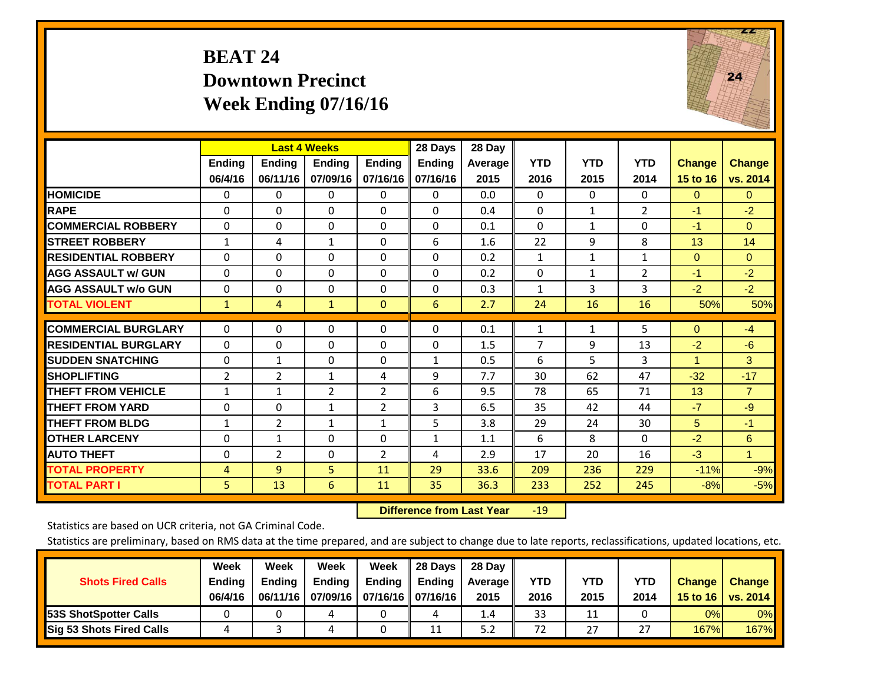# BEAT 24
## Downtown Precinct
## Week Ending 07/16/16

| | Last 4 Weeks | | | | 28 Days | 28 Day | YTD | YTD | YTD | Change | Change |
|---|---|---|---|---|---|---|---|---|---|---|---|
| | Ending 06/4/16 | Ending 06/11/16 | Ending 07/09/16 | Ending 07/16/16 | Ending 07/16/16 | Average 2015 | YTD 2016 | YTD 2015 | YTD 2014 | Change 15 to 16 | Change vs. 2014 |
| HOMICIDE | 0 | 0 | 0 | 0 | 0 | 0.0 | 0 | 0 | 0 | 0 | 0 |
| RAPE | 0 | 0 | 0 | 0 | 0 | 0.4 | 0 | 1 | 2 | -1 | -2 |
| COMMERCIAL ROBBERY | 0 | 0 | 0 | 0 | 0 | 0.1 | 0 | 1 | 0 | -1 | 0 |
| STREET ROBBERY | 1 | 4 | 1 | 0 | 6 | 1.6 | 22 | 9 | 8 | 13 | 14 |
| RESIDENTIAL ROBBERY | 0 | 0 | 0 | 0 | 0 | 0.2 | 1 | 1 | 1 | 0 | 0 |
| AGG ASSAULT w/ GUN | 0 | 0 | 0 | 0 | 0 | 0.2 | 0 | 1 | 2 | -1 | -2 |
| AGG ASSAULT w/o GUN | 0 | 0 | 0 | 0 | 0 | 0.3 | 1 | 3 | 3 | -2 | -2 |
| TOTAL VIOLENT | 1 | 4 | 1 | 0 | 6 | 2.7 | 24 | 16 | 16 | 50% | 50% |
| COMMERCIAL BURGLARY | 0 | 0 | 0 | 0 | 0 | 0.1 | 1 | 1 | 5 | 0 | -4 |
| RESIDENTIAL BURGLARY | 0 | 0 | 0 | 0 | 0 | 1.5 | 7 | 9 | 13 | -2 | -6 |
| SUDDEN SNATCHING | 0 | 1 | 0 | 0 | 1 | 0.5 | 6 | 5 | 3 | 1 | 3 |
| SHOPLIFTING | 2 | 2 | 1 | 4 | 9 | 7.7 | 30 | 62 | 47 | -32 | -17 |
| THEFT FROM VEHICLE | 1 | 1 | 2 | 2 | 6 | 9.5 | 78 | 65 | 71 | 13 | 7 |
| THEFT FROM YARD | 0 | 0 | 1 | 2 | 3 | 6.5 | 35 | 42 | 44 | -7 | -9 |
| THEFT FROM BLDG | 1 | 2 | 1 | 1 | 5 | 3.8 | 29 | 24 | 30 | 5 | -1 |
| OTHER LARCENY | 0 | 1 | 0 | 0 | 1 | 1.1 | 6 | 8 | 0 | -2 | 6 |
| AUTO THEFT | 0 | 2 | 0 | 2 | 4 | 2.9 | 17 | 20 | 16 | -3 | 1 |
| TOTAL PROPERTY | 4 | 9 | 5 | 11 | 29 | 33.6 | 209 | 236 | 229 | -11% | -9% |
| TOTAL PART I | 5 | 13 | 6 | 11 | 35 | 36.3 | 233 | 252 | 245 | -8% | -5% |

**Difference from Last Year** -19

Statistics are based on UCR criteria, not GA Criminal Code.

Statistics are preliminary, based on RMS data at the time prepared, and are subject to change due to late reports, reclassifications, updated locations, etc.

| Shots Fired Calls | Week Ending 06/4/16 | Week Ending 06/11/16 | Week Ending 07/09/16 | Week Ending 07/16/16 | 28 Days Ending 07/16/16 | 28 Day Average 2015 | YTD 2016 | YTD 2015 | YTD 2014 | Change 15 to 16 | Change vs. 2014 |
|---|---|---|---|---|---|---|---|---|---|---|---|
| 53S ShotSpotter Calls | 0 | 0 | 4 | 0 | 4 | 1.4 | 33 | 11 | 0 | 0% | 0% |
| Sig 53 Shots Fired Calls | 4 | 3 | 4 | 0 | 11 | 5.2 | 72 | 27 | 27 | 167% | 167% |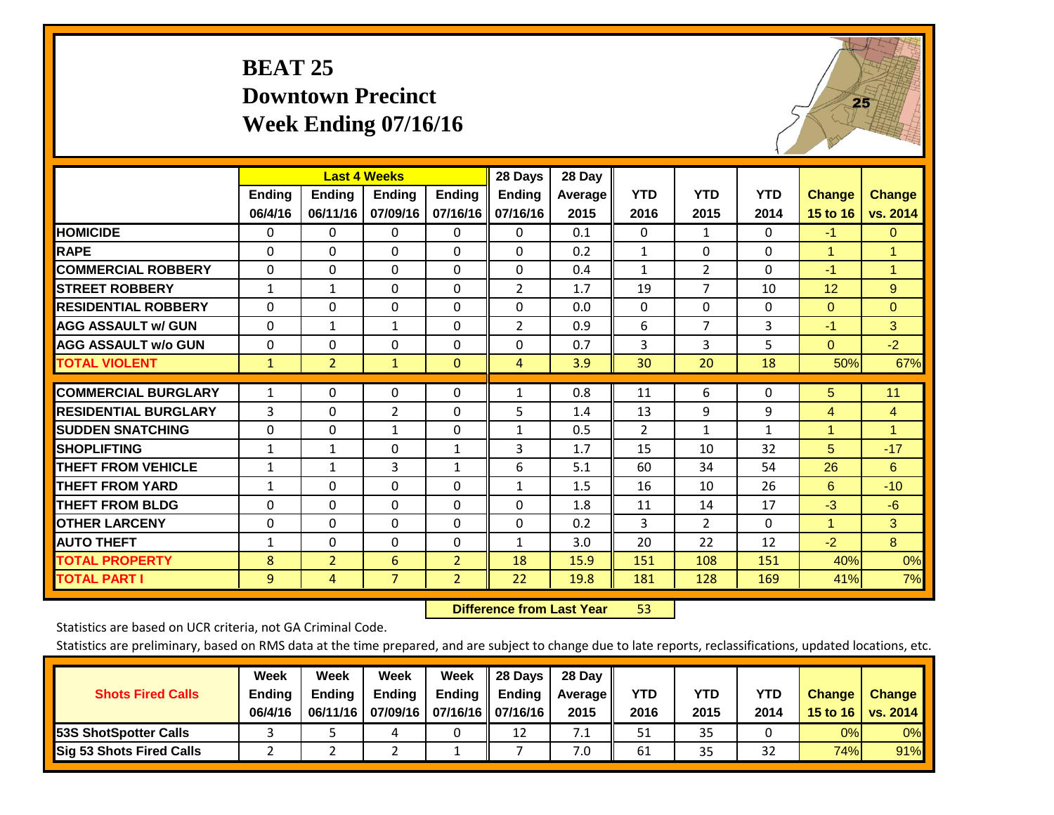# BEAT 25
## Downtown Precinct
## Week Ending 07/16/16

| | Last 4 Weeks | | | | 28 Days | 28 Day | | | | | |
|---|---|---|---|---|---|---|---|---|---|---|---|
| | Ending 06/4/16 | Ending 06/11/16 | Ending 07/09/16 | Ending 07/16/16 | Ending 07/16/16 | Average 2015 | YTD 2016 | YTD 2015 | YTD 2014 | Change 15 to 16 | Change vs. 2014 |
| **HOMICIDE** | 0 | 0 | 0 | 0 | 0 | 0.1 | 0 | 1 | 0 | -1 | 0 |
| **RAPE** | 0 | 0 | 0 | 0 | 0 | 0.2 | 1 | 0 | 0 | 1 | 1 |
| **COMMERCIAL ROBBERY** | 0 | 0 | 0 | 0 | 0 | 0.4 | 1 | 2 | 0 | -1 | 1 |
| **STREET ROBBERY** | 1 | 1 | 0 | 0 | 2 | 1.7 | 19 | 7 | 10 | 12 | 9 |
| **RESIDENTIAL ROBBERY** | 0 | 0 | 0 | 0 | 0 | 0.0 | 0 | 0 | 0 | 0 | 0 |
| **AGG ASSAULT w/ GUN** | 0 | 1 | 1 | 0 | 2 | 0.9 | 6 | 7 | 3 | -1 | 3 |
| **AGG ASSAULT w/o GUN** | 0 | 0 | 0 | 0 | 0 | 0.7 | 3 | 3 | 5 | 0 | -2 |
| **TOTAL VIOLENT** | 1 | 2 | 1 | 0 | 4 | 3.9 | 30 | 20 | 18 | 50% | 67% |
| **COMMERCIAL BURGLARY** | 1 | 0 | 0 | 0 | 1 | 0.8 | 11 | 6 | 0 | 5 | 11 |
| **RESIDENTIAL BURGLARY** | 3 | 0 | 2 | 0 | 5 | 1.4 | 13 | 9 | 9 | 4 | 4 |
| **SUDDEN SNATCHING** | 0 | 0 | 1 | 0 | 1 | 0.5 | 2 | 1 | 1 | 1 | 1 |
| **SHOPLIFTING** | 1 | 1 | 0 | 1 | 3 | 1.7 | 15 | 10 | 32 | 5 | -17 |
| **THEFT FROM VEHICLE** | 1 | 1 | 3 | 1 | 6 | 5.1 | 60 | 34 | 54 | 26 | 6 |
| **THEFT FROM YARD** | 1 | 0 | 0 | 0 | 1 | 1.5 | 16 | 10 | 26 | 6 | -10 |
| **THEFT FROM BLDG** | 0 | 0 | 0 | 0 | 0 | 1.8 | 11 | 14 | 17 | -3 | -6 |
| **OTHER LARCENY** | 0 | 0 | 0 | 0 | 0 | 0.2 | 3 | 2 | 0 | 1 | 3 |
| **AUTO THEFT** | 1 | 0 | 0 | 0 | 1 | 3.0 | 20 | 22 | 12 | -2 | 8 |
| **TOTAL PROPERTY** | 8 | 2 | 6 | 2 | 18 | 15.9 | 151 | 108 | 151 | 40% | 0% |
| **TOTAL PART I** | 9 | 4 | 7 | 2 | 22 | 19.8 | 181 | 128 | 169 | 41% | 7% |

**Difference from Last Year** 53

Statistics are based on UCR criteria, not GA Criminal Code.

Statistics are preliminary, based on RMS data at the time prepared, and are subject to change due to late reports, reclassifications, updated locations, etc.

| Shots Fired Calls | Week Ending 06/4/16 | Week Ending 06/11/16 | Week Ending 07/09/16 | Week Ending 07/16/16 | 28 Days Ending 07/16/16 | 28 Day Average 2015 | YTD 2016 | YTD 2015 | YTD 2014 | Change 15 to 16 | Change vs. 2014 |
|---|---|---|---|---|---|---|---|---|---|---|---|
| **53S ShotSpotter Calls** | 3 | 5 | 4 | 0 | 12 | 7.1 | 51 | 35 | 0 | 0% | 0% |
| **Sig 53 Shots Fired Calls** | 2 | 2 | 2 | 1 | 7 | 7.0 | 61 | 35 | 32 | 74% | 91% |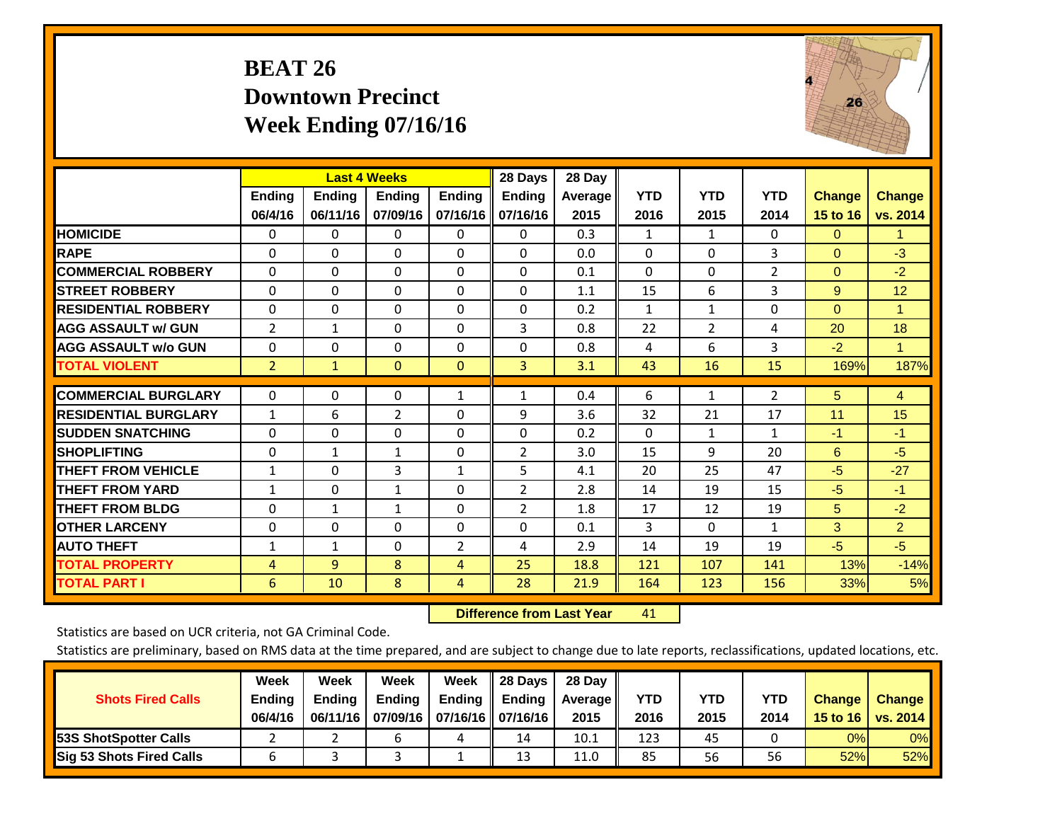# BEAT 26
## Downtown Precinct
## Week Ending 07/16/16

| | Last 4 Weeks | | | | 28 Days | 28 Day | | | | | |
|---|---|---|---|---|---|---|---|---|---|---|---|
| | Ending 06/4/16 | Ending 06/11/16 | Ending 07/09/16 | Ending 07/16/16 | Ending 07/16/16 | Average 2015 | YTD 2016 | YTD 2015 | YTD 2014 | Change 15 to 16 | Change vs. 2014 |
| **HOMICIDE** | 0 | 0 | 0 | 0 | 0 | 0.3 | 1 | 1 | 0 | 0 | 1 |
| **RAPE** | 0 | 0 | 0 | 0 | 0 | 0.0 | 0 | 0 | 3 | 0 | -3 |
| **COMMERCIAL ROBBERY** | 0 | 0 | 0 | 0 | 0 | 0.1 | 0 | 0 | 2 | 0 | -2 |
| **STREET ROBBERY** | 0 | 0 | 0 | 0 | 0 | 1.1 | 15 | 6 | 3 | 9 | 12 |
| **RESIDENTIAL ROBBERY** | 0 | 0 | 0 | 0 | 0 | 0.2 | 1 | 1 | 0 | 0 | 1 |
| **AGG ASSAULT w/ GUN** | 2 | 1 | 0 | 0 | 3 | 0.8 | 22 | 2 | 4 | 20 | 18 |
| **AGG ASSAULT w/o GUN** | 0 | 0 | 0 | 0 | 0 | 0.8 | 4 | 6 | 3 | -2 | 1 |
| **TOTAL VIOLENT** | 2 | 1 | 0 | 0 | 3 | 3.1 | 43 | 16 | 15 | 169% | 187% |
| **COMMERCIAL BURGLARY** | 0 | 0 | 0 | 1 | 1 | 0.4 | 6 | 1 | 2 | 5 | 4 |
| **RESIDENTIAL BURGLARY** | 1 | 6 | 2 | 0 | 9 | 3.6 | 32 | 21 | 17 | 11 | 15 |
| **SUDDEN SNATCHING** | 0 | 0 | 0 | 0 | 0 | 0.2 | 0 | 1 | 1 | -1 | -1 |
| **SHOPLIFTING** | 0 | 1 | 1 | 0 | 2 | 3.0 | 15 | 9 | 20 | 6 | -5 |
| **THEFT FROM VEHICLE** | 1 | 0 | 3 | 1 | 5 | 4.1 | 20 | 25 | 47 | -5 | -27 |
| **THEFT FROM YARD** | 1 | 0 | 1 | 0 | 2 | 2.8 | 14 | 19 | 15 | -5 | -1 |
| **THEFT FROM BLDG** | 0 | 1 | 1 | 0 | 2 | 1.8 | 17 | 12 | 19 | 5 | -2 |
| **OTHER LARCENY** | 0 | 0 | 0 | 0 | 0 | 0.1 | 3 | 0 | 1 | 3 | 2 |
| **AUTO THEFT** | 1 | 1 | 0 | 2 | 4 | 2.9 | 14 | 19 | 19 | -5 | -5 |
| **TOTAL PROPERTY** | 4 | 9 | 8 | 4 | 25 | 18.8 | 121 | 107 | 141 | 13% | -14% |
| **TOTAL PART I** | 6 | 10 | 8 | 4 | 28 | 21.9 | 164 | 123 | 156 | 33% | 5% |

**Difference from Last Year** 41

Statistics are based on UCR criteria, not GA Criminal Code.

Statistics are preliminary, based on RMS data at the time prepared, and are subject to change due to late reports, reclassifications, updated locations, etc.

| Shots Fired Calls | Week Ending 06/4/16 | Week Ending 06/11/16 | Week Ending 07/09/16 | Week Ending 07/16/16 | 28 Days Ending 07/16/16 | 28 Day Average 2015 | YTD 2016 | YTD 2015 | YTD 2014 | Change 15 to 16 | Change vs. 2014 |
|---|---|---|---|---|---|---|---|---|---|---|---|
| **53S ShotSpotter Calls** | 2 | 2 | 6 | 4 | 14 | 10.1 | 123 | 45 | 0 | 0% | 0% |
| **Sig 53 Shots Fired Calls** | 6 | 3 | 3 | 1 | 13 | 11.0 | 85 | 56 | 56 | 52% | 52% |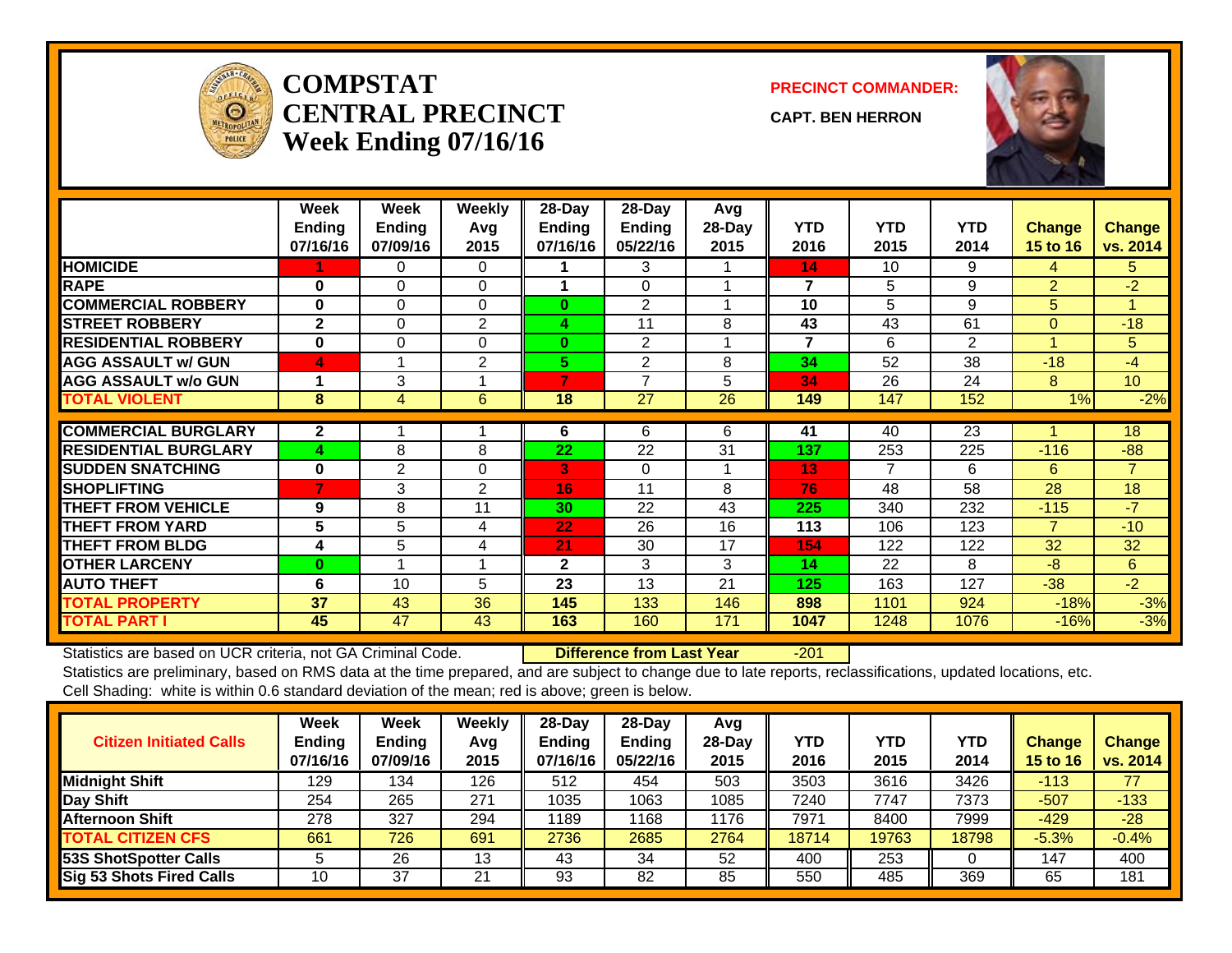# COMPSTAT
# CENTRAL PRECINCT
# Week Ending 07/16/16

**PRECINCT COMMANDER:**

**CAPT. BEN HERRON**

| | Week Ending 07/16/16 | Week Ending 07/09/16 | Weekly Avg 2015 | 28-Day Ending 07/16/16 | 28-Day Ending 05/22/16 | Avg 28-Day 2015 | YTD 2016 | YTD 2015 | YTD 2014 | Change 15 to 16 | Change vs. 2014 |
|---|---|---|---|---|---|---|---|---|---|---|---|
| HOMICIDE | 1 | 0 | 0 | 1 | 3 | 1 | 14 | 10 | 9 | 4 | 5 |
| RAPE | 0 | 0 | 0 | 1 | 0 | 1 | 7 | 5 | 9 | 2 | -2 |
| COMMERCIAL ROBBERY | 0 | 0 | 0 | 0 | 2 | 1 | 10 | 5 | 9 | 5 | 1 |
| STREET ROBBERY | 2 | 0 | 2 | 4 | 11 | 8 | 43 | 43 | 61 | 0 | -18 |
| RESIDENTIAL ROBBERY | 0 | 0 | 0 | 0 | 2 | 1 | 7 | 6 | 2 | 1 | 5 |
| AGG ASSAULT w/ GUN | 4 | 1 | 2 | 5 | 2 | 8 | 34 | 52 | 38 | -18 | -4 |
| AGG ASSAULT w/o GUN | 1 | 3 | 1 | 7 | 7 | 5 | 34 | 26 | 24 | 8 | 10 |
| TOTAL VIOLENT | 8 | 4 | 6 | 18 | 27 | 26 | 149 | 147 | 152 | 1% | -2% |
| COMMERCIAL BURGLARY | 2 | 1 | 1 | 6 | 6 | 6 | 41 | 40 | 23 | 1 | 18 |
| RESIDENTIAL BURGLARY | 4 | 8 | 8 | 22 | 22 | 31 | 137 | 253 | 225 | -116 | -88 |
| SUDDEN SNATCHING | 0 | 2 | 0 | 3 | 0 | 1 | 13 | 7 | 6 | 6 | 7 |
| SHOPLIFTING | 7 | 3 | 2 | 16 | 11 | 8 | 76 | 48 | 58 | 28 | 18 |
| THEFT FROM VEHICLE | 9 | 8 | 11 | 30 | 22 | 43 | 225 | 340 | 232 | -115 | -7 |
| THEFT FROM YARD | 5 | 5 | 4 | 22 | 26 | 16 | 113 | 106 | 123 | 7 | -10 |
| THEFT FROM BLDG | 4 | 5 | 4 | 21 | 30 | 17 | 154 | 122 | 122 | 32 | 32 |
| OTHER LARCENY | 0 | 1 | 1 | 2 | 3 | 3 | 14 | 22 | 8 | -8 | 6 |
| AUTO THEFT | 6 | 10 | 5 | 23 | 13 | 21 | 125 | 163 | 127 | -38 | -2 |
| TOTAL PROPERTY | 37 | 43 | 36 | 145 | 133 | 146 | 898 | 1101 | 924 | -18% | -3% |
| TOTAL PART I | 45 | 47 | 43 | 163 | 160 | 171 | 1047 | 1248 | 1076 | -16% | -3% |

Statistics are based on UCR criteria, not GA Criminal Code. **Difference from Last Year** -201

Statistics are preliminary, based on RMS data at the time prepared, and are subject to change due to late reports, reclassifications, updated locations, etc.
Cell Shading: white is within 0.6 standard deviation of the mean; red is above; green is below.

| Citizen Initiated Calls | Week Ending 07/16/16 | Week Ending 07/09/16 | Weekly Avg 2015 | 28-Day Ending 07/16/16 | 28-Day Ending 05/22/16 | Avg 28-Day 2015 | YTD 2016 | YTD 2015 | YTD 2014 | Change 15 to 16 | Change vs. 2014 |
|---|---|---|---|---|---|---|---|---|---|---|---|
| Midnight Shift | 129 | 134 | 126 | 512 | 454 | 503 | 3503 | 3616 | 3426 | -113 | 77 |
| Day Shift | 254 | 265 | 271 | 1035 | 1063 | 1085 | 7240 | 7747 | 7373 | -507 | -133 |
| Afternoon Shift | 278 | 327 | 294 | 1189 | 1168 | 1176 | 7971 | 8400 | 7999 | -429 | -28 |
| TOTAL CITIZEN CFS | 661 | 726 | 691 | 2736 | 2685 | 2764 | 18714 | 19763 | 18798 | -5.3% | -0.4% |
| 53S ShotSpotter Calls | 5 | 26 | 13 | 43 | 34 | 52 | 400 | 253 | 0 | 147 | 400 |
| Sig 53 Shots Fired Calls | 10 | 37 | 21 | 93 | 82 | 85 | 550 | 485 | 369 | 65 | 181 |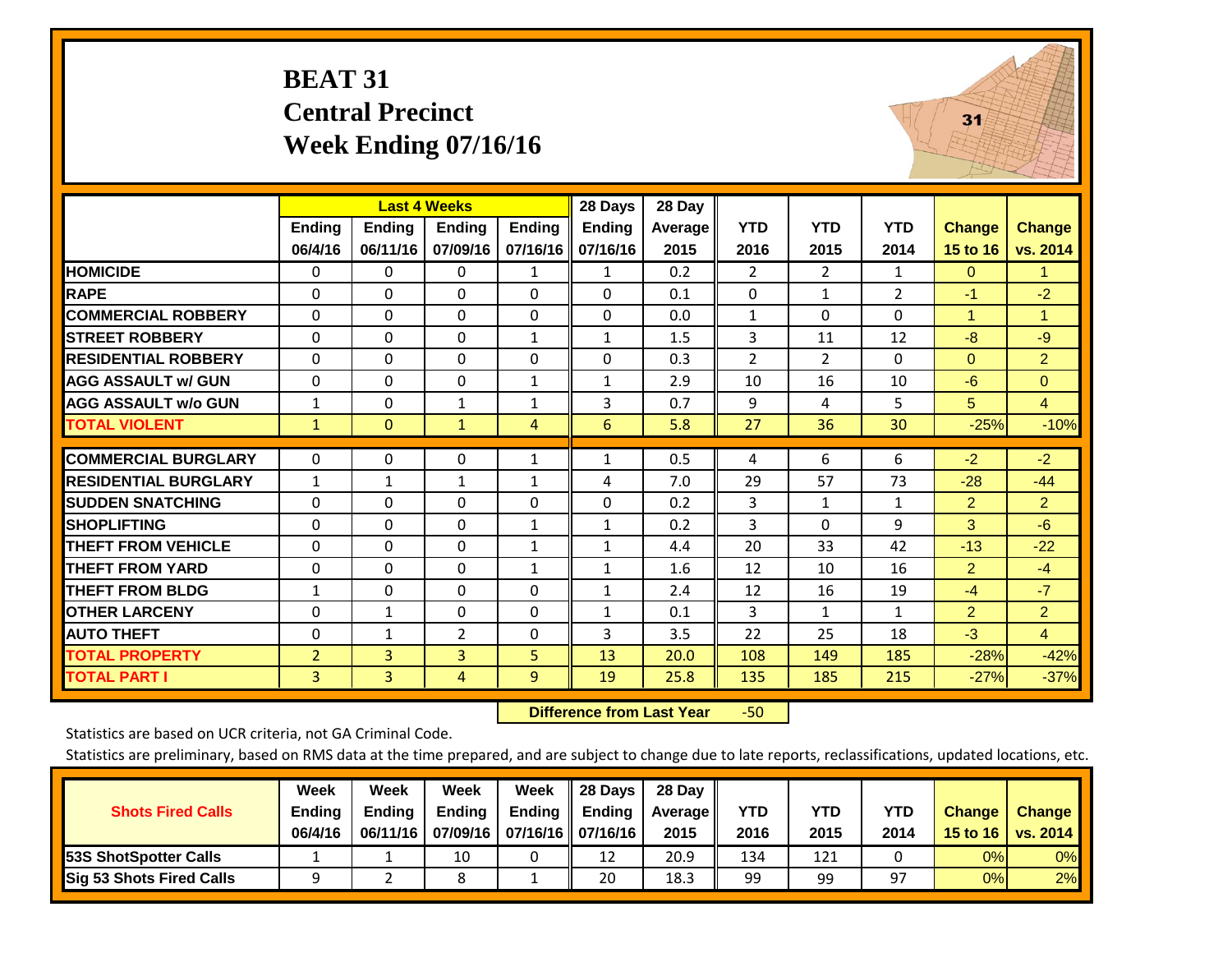# BEAT 31
## Central Precinct
## Week Ending 07/16/16

| | Last 4 Weeks | | | | 28 Days | 28 Day | YTD | YTD | YTD | Change | Change |
|---|---|---|---|---|---|---|---|---|---|---|---|
| | Ending 06/4/16 | Ending 06/11/16 | Ending 07/09/16 | Ending 07/16/16 | Ending 07/16/16 | Average 2015 | 2016 | 2015 | 2014 | 15 to 16 | vs. 2014 |
| HOMICIDE | 0 | 0 | 0 | 1 | 1 | 0.2 | 2 | 2 | 1 | 0 | 1 |
| RAPE | 0 | 0 | 0 | 0 | 0 | 0.1 | 0 | 1 | 2 | -1 | -2 |
| COMMERCIAL ROBBERY | 0 | 0 | 0 | 0 | 0 | 0.0 | 1 | 0 | 0 | 1 | 1 |
| STREET ROBBERY | 0 | 0 | 0 | 1 | 1 | 1.5 | 3 | 11 | 12 | -8 | -9 |
| RESIDENTIAL ROBBERY | 0 | 0 | 0 | 0 | 0 | 0.3 | 2 | 2 | 0 | 0 | 2 |
| AGG ASSAULT w/ GUN | 0 | 0 | 0 | 1 | 1 | 2.9 | 10 | 16 | 10 | -6 | 0 |
| AGG ASSAULT w/o GUN | 1 | 0 | 1 | 1 | 3 | 0.7 | 9 | 4 | 5 | 5 | 4 |
| TOTAL VIOLENT | 1 | 0 | 1 | 4 | 6 | 5.8 | 27 | 36 | 30 | -25% | -10% |
| COMMERCIAL BURGLARY | 0 | 0 | 0 | 1 | 1 | 0.5 | 4 | 6 | 6 | -2 | -2 |
| RESIDENTIAL BURGLARY | 1 | 1 | 1 | 1 | 4 | 7.0 | 29 | 57 | 73 | -28 | -44 |
| SUDDEN SNATCHING | 0 | 0 | 0 | 0 | 0 | 0.2 | 3 | 1 | 1 | 2 | 2 |
| SHOPLIFTING | 0 | 0 | 0 | 1 | 1 | 0.2 | 3 | 0 | 9 | 3 | -6 |
| THEFT FROM VEHICLE | 0 | 0 | 0 | 1 | 1 | 4.4 | 20 | 33 | 42 | -13 | -22 |
| THEFT FROM YARD | 0 | 0 | 0 | 1 | 1 | 1.6 | 12 | 10 | 16 | 2 | -4 |
| THEFT FROM BLDG | 1 | 0 | 0 | 0 | 1 | 2.4 | 12 | 16 | 19 | -4 | -7 |
| OTHER LARCENY | 0 | 1 | 0 | 0 | 1 | 0.1 | 3 | 1 | 1 | 2 | 2 |
| AUTO THEFT | 0 | 1 | 2 | 0 | 3 | 3.5 | 22 | 25 | 18 | -3 | 4 |
| TOTAL PROPERTY | 2 | 3 | 3 | 5 | 13 | 20.0 | 108 | 149 | 185 | -28% | -42% |
| TOTAL PART I | 3 | 3 | 4 | 9 | 19 | 25.8 | 135 | 185 | 215 | -27% | -37% |

**Difference from Last Year** -50

Statistics are based on UCR criteria, not GA Criminal Code.

Statistics are preliminary, based on RMS data at the time prepared, and are subject to change due to late reports, reclassifications, updated locations, etc.

| Shots Fired Calls | Week Ending 06/4/16 | Week Ending 06/11/16 | Week Ending 07/09/16 | Week Ending 07/16/16 | 28 Days Ending 07/16/16 | 28 Day Average 2015 | YTD 2016 | YTD 2015 | YTD 2014 | Change 15 to 16 | Change vs. 2014 |
|---|---|---|---|---|---|---|---|---|---|---|---|
| 53S ShotSpotter Calls | 1 | 1 | 10 | 0 | 12 | 20.9 | 134 | 121 | 0 | 0% | 0% |
| Sig 53 Shots Fired Calls | 9 | 2 | 8 | 1 | 20 | 18.3 | 99 | 99 | 97 | 0% | 2% |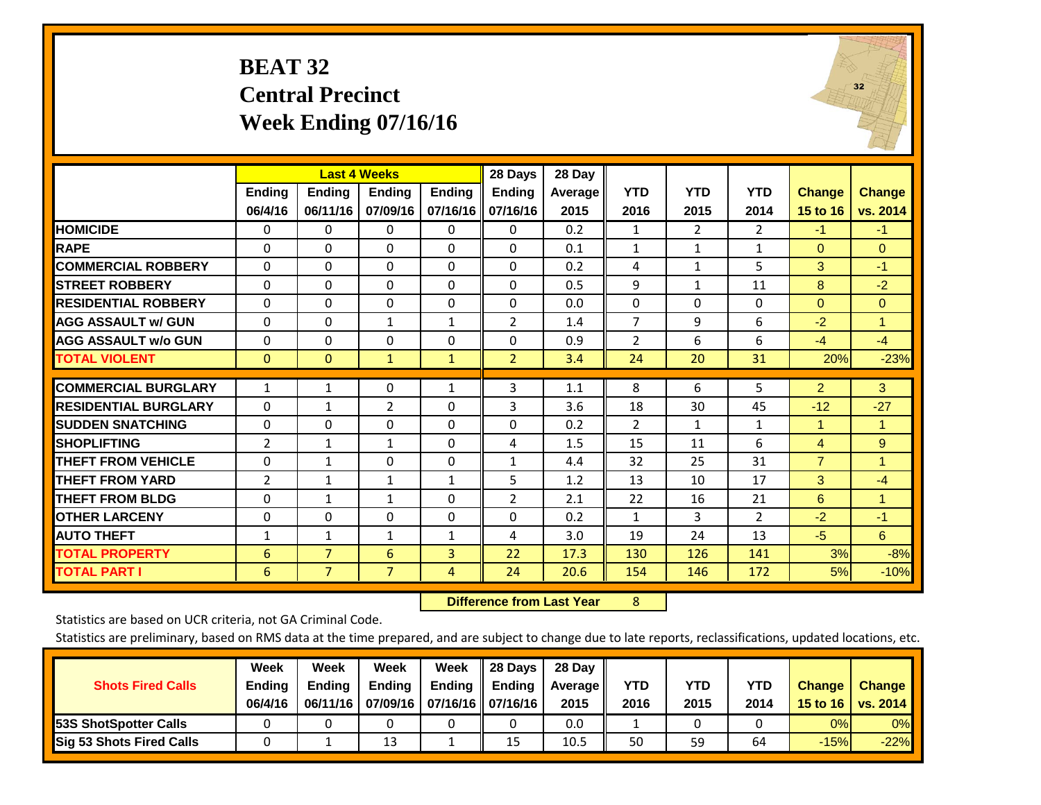# BEAT 32
## Central Precinct
## Week Ending 07/16/16

| | Last 4 Weeks | | | | 28 Days | 28 Day | | | | | |
|---|---|---|---|---|---|---|---|---|---|---|---|
| | Ending 06/4/16 | Ending 06/11/16 | Ending 07/09/16 | Ending 07/16/16 | Ending 07/16/16 | Average 2015 | YTD 2016 | YTD 2015 | YTD 2014 | Change 15 to 16 | Change vs. 2014 |
| **HOMICIDE** | 0 | 0 | 0 | 0 | 0 | 0.2 | 1 | 2 | 2 | -1 | -1 |
| **RAPE** | 0 | 0 | 0 | 0 | 0 | 0.1 | 1 | 1 | 1 | 0 | 0 |
| **COMMERCIAL ROBBERY** | 0 | 0 | 0 | 0 | 0 | 0.2 | 4 | 1 | 5 | 3 | -1 |
| **STREET ROBBERY** | 0 | 0 | 0 | 0 | 0 | 0.5 | 9 | 1 | 11 | 8 | -2 |
| **RESIDENTIAL ROBBERY** | 0 | 0 | 0 | 0 | 0 | 0.0 | 0 | 0 | 0 | 0 | 0 |
| **AGG ASSAULT w/ GUN** | 0 | 0 | 1 | 1 | 2 | 1.4 | 7 | 9 | 6 | -2 | 1 |
| **AGG ASSAULT w/o GUN** | 0 | 0 | 0 | 0 | 0 | 0.9 | 2 | 6 | 6 | -4 | -4 |
| **TOTAL VIOLENT** | 0 | 0 | 1 | 1 | 2 | 3.4 | 24 | 20 | 31 | 20% | -23% |
| **COMMERCIAL BURGLARY** | 1 | 1 | 0 | 1 | 3 | 1.1 | 8 | 6 | 5 | 2 | 3 |
| **RESIDENTIAL BURGLARY** | 0 | 1 | 2 | 0 | 3 | 3.6 | 18 | 30 | 45 | -12 | -27 |
| **SUDDEN SNATCHING** | 0 | 0 | 0 | 0 | 0 | 0.2 | 2 | 1 | 1 | 1 | 1 |
| **SHOPLIFTING** | 2 | 1 | 1 | 0 | 4 | 1.5 | 15 | 11 | 6 | 4 | 9 |
| **THEFT FROM VEHICLE** | 0 | 1 | 0 | 0 | 1 | 4.4 | 32 | 25 | 31 | 7 | 1 |
| **THEFT FROM YARD** | 2 | 1 | 1 | 1 | 5 | 1.2 | 13 | 10 | 17 | 3 | -4 |
| **THEFT FROM BLDG** | 0 | 1 | 1 | 0 | 2 | 2.1 | 22 | 16 | 21 | 6 | 1 |
| **OTHER LARCENY** | 0 | 0 | 0 | 0 | 0 | 0.2 | 1 | 3 | 2 | -2 | -1 |
| **AUTO THEFT** | 1 | 1 | 1 | 1 | 4 | 3.0 | 19 | 24 | 13 | -5 | 6 |
| **TOTAL PROPERTY** | 6 | 7 | 6 | 3 | 22 | 17.3 | 130 | 126 | 141 | 3% | -8% |
| **TOTAL PART I** | 6 | 7 | 7 | 4 | 24 | 20.6 | 154 | 146 | 172 | 5% | -10% |

**Difference from Last Year** 8

Statistics are based on UCR criteria, not GA Criminal Code.

Statistics are preliminary, based on RMS data at the time prepared, and are subject to change due to late reports, reclassifications, updated locations, etc.

| Shots Fired Calls | Week Ending 06/4/16 | Week Ending 06/11/16 | Week Ending 07/09/16 | Week Ending 07/16/16 | 28 Days Ending 07/16/16 | 28 Day Average 2015 | YTD 2016 | YTD 2015 | YTD 2014 | Change 15 to 16 | Change vs. 2014 |
|---|---|---|---|---|---|---|---|---|---|---|---|
| **53S ShotSpotter Calls** | 0 | 0 | 0 | 0 | 0 | 0.0 | 1 | 0 | 0 | 0% | 0% |
| **Sig 53 Shots Fired Calls** | 0 | 1 | 13 | 1 | 15 | 10.5 | 50 | 59 | 64 | -15% | -22% |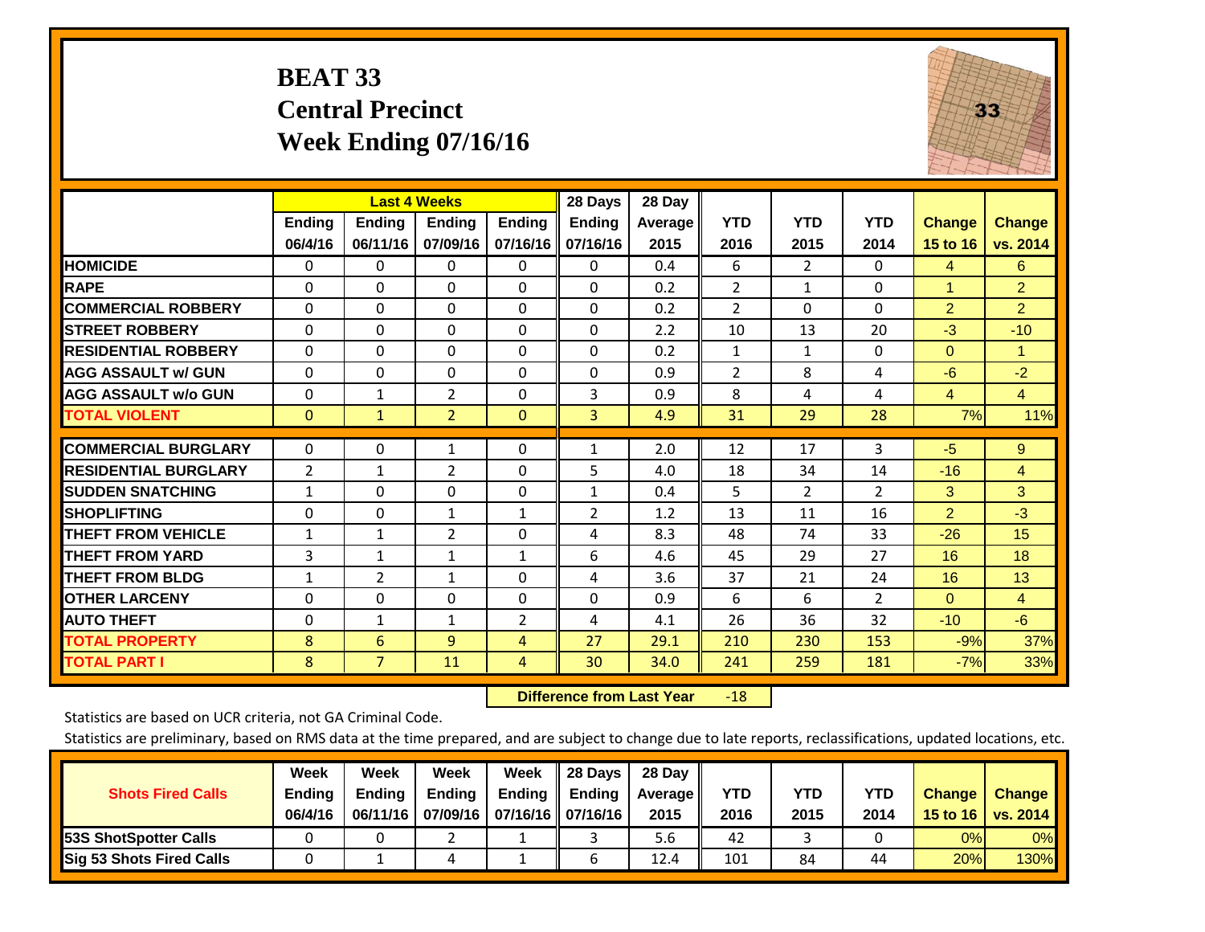# BEAT 33
## Central Precinct
## Week Ending 07/16/16

| | Last 4 Weeks | | | | 28 Days | 28 Day | | | | | |
|---|---|---|---|---|---|---|---|---|---|---|---|
| | Ending 06/4/16 | Ending 06/11/16 | Ending 07/09/16 | Ending 07/16/16 | Ending 07/16/16 | Average 2015 | YTD 2016 | YTD 2015 | YTD 2014 | Change 15 to 16 | Change vs. 2014 |
| HOMICIDE | 0 | 0 | 0 | 0 | 0 | 0.4 | 6 | 2 | 0 | 4 | 6 |
| RAPE | 0 | 0 | 0 | 0 | 0 | 0.2 | 2 | 1 | 0 | 1 | 2 |
| COMMERCIAL ROBBERY | 0 | 0 | 0 | 0 | 0 | 0.2 | 2 | 0 | 0 | 2 | 2 |
| STREET ROBBERY | 0 | 0 | 0 | 0 | 0 | 2.2 | 10 | 13 | 20 | -3 | -10 |
| RESIDENTIAL ROBBERY | 0 | 0 | 0 | 0 | 0 | 0.2 | 1 | 1 | 0 | 0 | 1 |
| AGG ASSAULT w/ GUN | 0 | 0 | 0 | 0 | 0 | 0.9 | 2 | 8 | 4 | -6 | -2 |
| AGG ASSAULT w/o GUN | 0 | 1 | 2 | 0 | 3 | 0.9 | 8 | 4 | 4 | 4 | 4 |
| TOTAL VIOLENT | 0 | 1 | 2 | 0 | 3 | 4.9 | 31 | 29 | 28 | 7% | 11% |
| COMMERCIAL BURGLARY | 0 | 0 | 1 | 0 | 1 | 2.0 | 12 | 17 | 3 | -5 | 9 |
| RESIDENTIAL BURGLARY | 2 | 1 | 2 | 0 | 5 | 4.0 | 18 | 34 | 14 | -16 | 4 |
| SUDDEN SNATCHING | 1 | 0 | 0 | 0 | 1 | 0.4 | 5 | 2 | 2 | 3 | 3 |
| SHOPLIFTING | 0 | 0 | 1 | 1 | 2 | 1.2 | 13 | 11 | 16 | 2 | -3 |
| THEFT FROM VEHICLE | 1 | 1 | 2 | 0 | 4 | 8.3 | 48 | 74 | 33 | -26 | 15 |
| THEFT FROM YARD | 3 | 1 | 1 | 1 | 6 | 4.6 | 45 | 29 | 27 | 16 | 18 |
| THEFT FROM BLDG | 1 | 2 | 1 | 0 | 4 | 3.6 | 37 | 21 | 24 | 16 | 13 |
| OTHER LARCENY | 0 | 0 | 0 | 0 | 0 | 0.9 | 6 | 6 | 2 | 0 | 4 |
| AUTO THEFT | 0 | 1 | 1 | 2 | 4 | 4.1 | 26 | 36 | 32 | -10 | -6 |
| TOTAL PROPERTY | 8 | 6 | 9 | 4 | 27 | 29.1 | 210 | 230 | 153 | -9% | 37% |
| TOTAL PART I | 8 | 7 | 11 | 4 | 30 | 34.0 | 241 | 259 | 181 | -7% | 33% |

**Difference from Last Year** -18

Statistics are based on UCR criteria, not GA Criminal Code.

Statistics are preliminary, based on RMS data at the time prepared, and are subject to change due to late reports, reclassifications, updated locations, etc.

| Shots Fired Calls | Week Ending 06/4/16 | Week Ending 06/11/16 | Week Ending 07/09/16 | Week Ending 07/16/16 | 28 Days Ending 07/16/16 | 28 Day Average 2015 | YTD 2016 | YTD 2015 | YTD 2014 | Change 15 to 16 | Change vs. 2014 |
|---|---|---|---|---|---|---|---|---|---|---|---|
| 53S ShotSpotter Calls | 0 | 0 | 2 | 1 | 3 | 5.6 | 42 | 3 | 0 | 0% | 0% |
| Sig 53 Shots Fired Calls | 0 | 1 | 4 | 1 | 6 | 12.4 | 101 | 84 | 44 | 20% | 130% |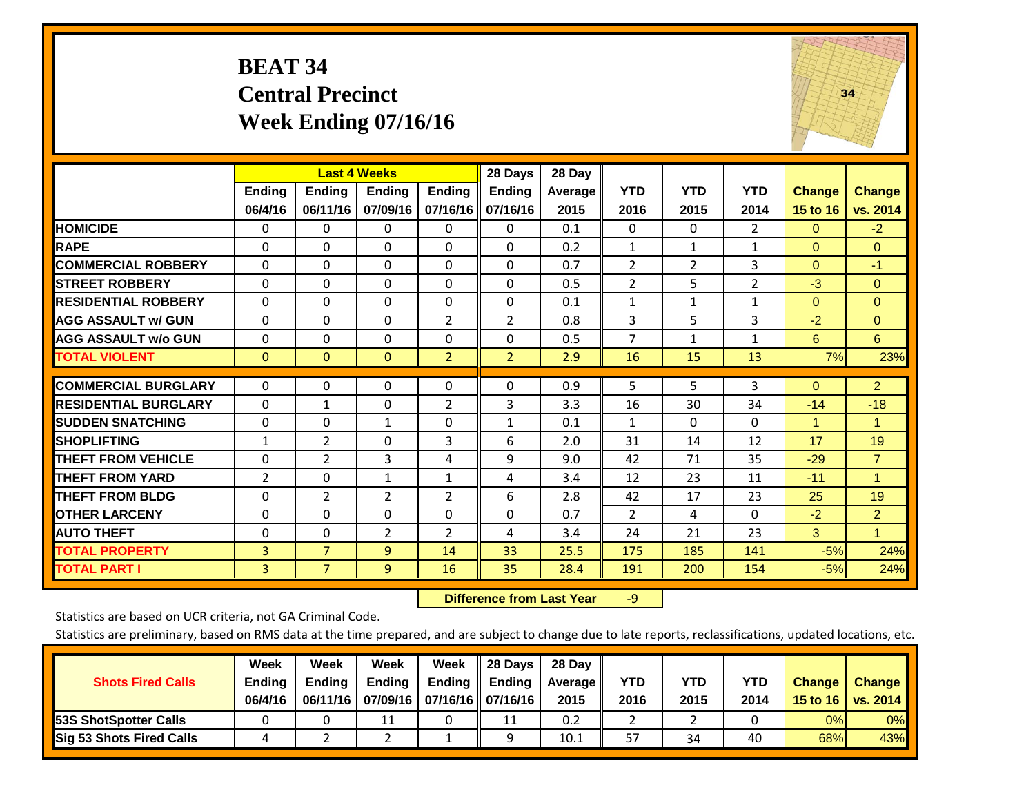# BEAT 34
## Central Precinct
## Week Ending 07/16/16

| | Last 4 Weeks | | | | 28 Days | 28 Day | | | | | |
|---|---|---|---|---|---|---|---|---|---|---|---|
| | Ending 06/4/16 | Ending 06/11/16 | Ending 07/09/16 | Ending 07/16/16 | Ending 07/16/16 | Average 2015 | YTD 2016 | YTD 2015 | YTD 2014 | Change 15 to 16 | Change vs. 2014 |
| HOMICIDE | 0 | 0 | 0 | 0 | 0 | 0.1 | 0 | 0 | 2 | 0 | -2 |
| RAPE | 0 | 0 | 0 | 0 | 0 | 0.2 | 1 | 1 | 1 | 0 | 0 |
| COMMERCIAL ROBBERY | 0 | 0 | 0 | 0 | 0 | 0.7 | 2 | 2 | 3 | 0 | -1 |
| STREET ROBBERY | 0 | 0 | 0 | 0 | 0 | 0.5 | 2 | 5 | 2 | -3 | 0 |
| RESIDENTIAL ROBBERY | 0 | 0 | 0 | 0 | 0 | 0.1 | 1 | 1 | 1 | 0 | 0 |
| AGG ASSAULT w/ GUN | 0 | 0 | 0 | 2 | 2 | 0.8 | 3 | 5 | 3 | -2 | 0 |
| AGG ASSAULT w/o GUN | 0 | 0 | 0 | 0 | 0 | 0.5 | 7 | 1 | 1 | 6 | 6 |
| TOTAL VIOLENT | 0 | 0 | 0 | 2 | 2 | 2.9 | 16 | 15 | 13 | 7% | 23% |
| COMMERCIAL BURGLARY | 0 | 0 | 0 | 0 | 0 | 0.9 | 5 | 5 | 3 | 0 | 2 |
| RESIDENTIAL BURGLARY | 0 | 1 | 0 | 2 | 3 | 3.3 | 16 | 30 | 34 | -14 | -18 |
| SUDDEN SNATCHING | 0 | 0 | 1 | 0 | 1 | 0.1 | 1 | 0 | 0 | 1 | 1 |
| SHOPLIFTING | 1 | 2 | 0 | 3 | 6 | 2.0 | 31 | 14 | 12 | 17 | 19 |
| THEFT FROM VEHICLE | 0 | 2 | 3 | 4 | 9 | 9.0 | 42 | 71 | 35 | -29 | 7 |
| THEFT FROM YARD | 2 | 0 | 1 | 1 | 4 | 3.4 | 12 | 23 | 11 | -11 | 1 |
| THEFT FROM BLDG | 0 | 2 | 2 | 2 | 6 | 2.8 | 42 | 17 | 23 | 25 | 19 |
| OTHER LARCENY | 0 | 0 | 0 | 0 | 0 | 0.7 | 2 | 4 | 0 | -2 | 2 |
| AUTO THEFT | 0 | 0 | 2 | 2 | 4 | 3.4 | 24 | 21 | 23 | 3 | 1 |
| TOTAL PROPERTY | 3 | 7 | 9 | 14 | 33 | 25.5 | 175 | 185 | 141 | -5% | 24% |
| TOTAL PART I | 3 | 7 | 9 | 16 | 35 | 28.4 | 191 | 200 | 154 | -5% | 24% |

**Difference from Last Year** -9

Statistics are based on UCR criteria, not GA Criminal Code.

Statistics are preliminary, based on RMS data at the time prepared, and are subject to change due to late reports, reclassifications, updated locations, etc.

| Shots Fired Calls | Week Ending 06/4/16 | Week Ending 06/11/16 | Week Ending 07/09/16 | Week Ending 07/16/16 | 28 Days Ending 07/16/16 | 28 Day Average 2015 | YTD 2016 | YTD 2015 | YTD 2014 | Change 15 to 16 | Change vs. 2014 |
|---|---|---|---|---|---|---|---|---|---|---|---|
| 53S ShotSpotter Calls | 0 | 0 | 11 | 0 | 11 | 0.2 | 2 | 2 | 0 | 0% | 0% |
| Sig 53 Shots Fired Calls | 4 | 2 | 2 | 1 | 9 | 10.1 | 57 | 34 | 40 | 68% | 43% |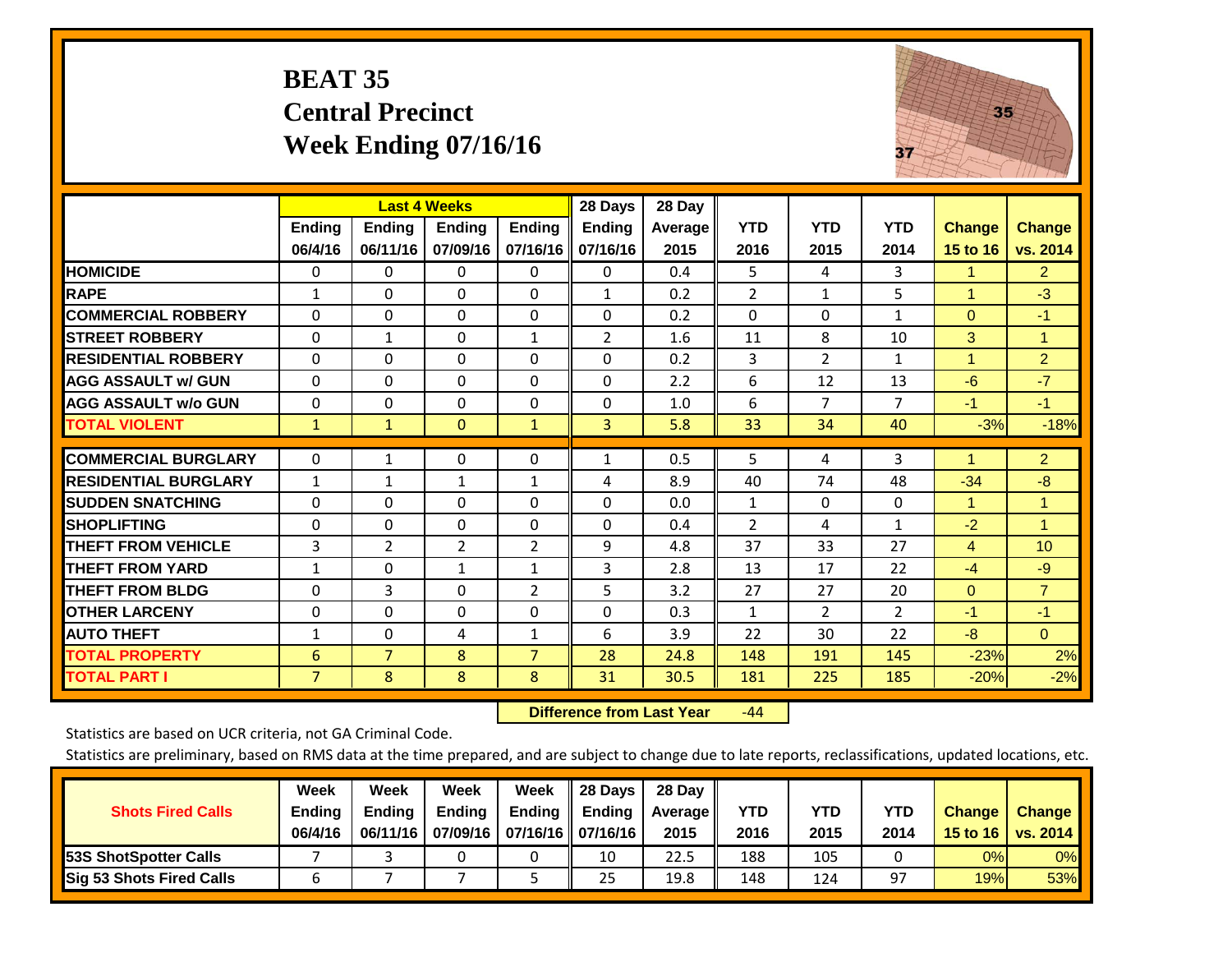# BEAT 35
## Central Precinct
## Week Ending 07/16/16

| | Last 4 Weeks | | | | 28 Days | 28 Day | | | | | |
|---|---|---|---|---|---|---|---|---|---|---|---|
| | Ending 06/4/16 | Ending 06/11/16 | Ending 07/09/16 | Ending 07/16/16 | Ending 07/16/16 | Average 2015 | YTD 2016 | YTD 2015 | YTD 2014 | Change 15 to 16 | Change vs. 2014 |
| HOMICIDE | 0 | 0 | 0 | 0 | 0 | 0.4 | 5 | 4 | 3 | 1 | 2 |
| RAPE | 1 | 0 | 0 | 0 | 1 | 0.2 | 2 | 1 | 5 | 1 | -3 |
| COMMERCIAL ROBBERY | 0 | 0 | 0 | 0 | 0 | 0.2 | 0 | 0 | 1 | 0 | -1 |
| STREET ROBBERY | 0 | 1 | 0 | 1 | 2 | 1.6 | 11 | 8 | 10 | 3 | 1 |
| RESIDENTIAL ROBBERY | 0 | 0 | 0 | 0 | 0 | 0.2 | 3 | 2 | 1 | 1 | 2 |
| AGG ASSAULT w/ GUN | 0 | 0 | 0 | 0 | 0 | 2.2 | 6 | 12 | 13 | -6 | -7 |
| AGG ASSAULT w/o GUN | 0 | 0 | 0 | 0 | 0 | 1.0 | 6 | 7 | 7 | -1 | -1 |
| TOTAL VIOLENT | 1 | 1 | 0 | 1 | 3 | 5.8 | 33 | 34 | 40 | -3% | -18% |
| COMMERCIAL BURGLARY | 0 | 1 | 0 | 0 | 1 | 0.5 | 5 | 4 | 3 | 1 | 2 |
| RESIDENTIAL BURGLARY | 1 | 1 | 1 | 1 | 4 | 8.9 | 40 | 74 | 48 | -34 | -8 |
| SUDDEN SNATCHING | 0 | 0 | 0 | 0 | 0 | 0.0 | 1 | 0 | 0 | 1 | 1 |
| SHOPLIFTING | 0 | 0 | 0 | 0 | 0 | 0.4 | 2 | 4 | 1 | -2 | 1 |
| THEFT FROM VEHICLE | 3 | 2 | 2 | 2 | 9 | 4.8 | 37 | 33 | 27 | 4 | 10 |
| THEFT FROM YARD | 1 | 0 | 1 | 1 | 3 | 2.8 | 13 | 17 | 22 | -4 | -9 |
| THEFT FROM BLDG | 0 | 3 | 0 | 2 | 5 | 3.2 | 27 | 27 | 20 | 0 | 7 |
| OTHER LARCENY | 0 | 0 | 0 | 0 | 0 | 0.3 | 1 | 2 | 2 | -1 | -1 |
| AUTO THEFT | 1 | 0 | 4 | 1 | 6 | 3.9 | 22 | 30 | 22 | -8 | 0 |
| TOTAL PROPERTY | 6 | 7 | 8 | 7 | 28 | 24.8 | 148 | 191 | 145 | -23% | 2% |
| TOTAL PART I | 7 | 8 | 8 | 8 | 31 | 30.5 | 181 | 225 | 185 | -20% | -2% |

**Difference from Last Year** -44

Statistics are based on UCR criteria, not GA Criminal Code.

Statistics are preliminary, based on RMS data at the time prepared, and are subject to change due to late reports, reclassifications, updated locations, etc.

| Shots Fired Calls | Week Ending 06/4/16 | Week Ending 06/11/16 | Week Ending 07/09/16 | Week Ending 07/16/16 | 28 Days Ending 07/16/16 | 28 Day Average 2015 | YTD 2016 | YTD 2015 | YTD 2014 | Change 15 to 16 | Change vs. 2014 |
|---|---|---|---|---|---|---|---|---|---|---|---|
| 53S ShotSpotter Calls | 7 | 3 | 0 | 0 | 10 | 22.5 | 188 | 105 | 0 | 0% | 0% |
| Sig 53 Shots Fired Calls | 6 | 7 | 7 | 5 | 25 | 19.8 | 148 | 124 | 97 | 19% | 53% |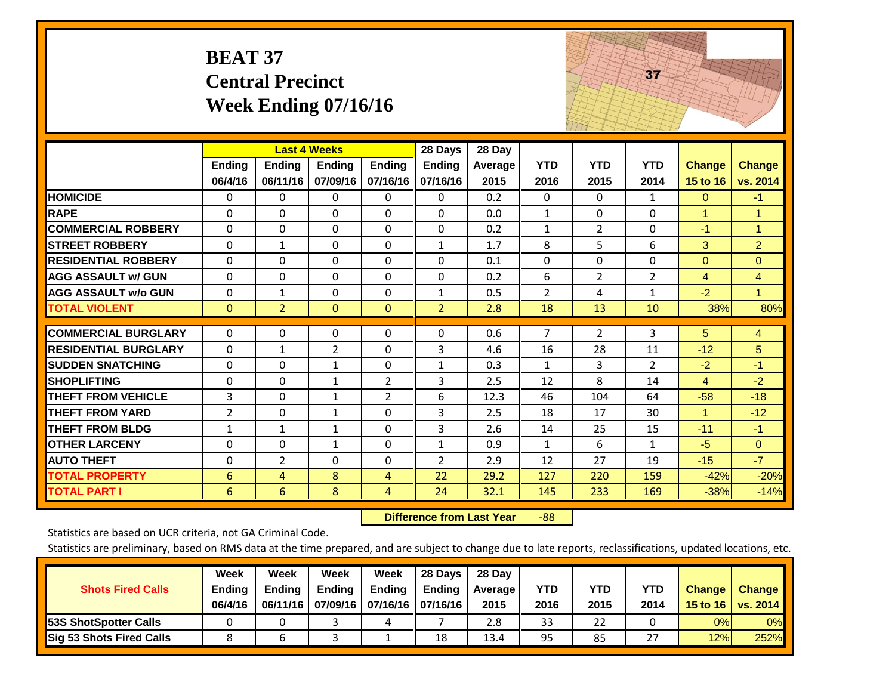# BEAT 37
# Central Precinct
# Week Ending 07/16/16

| | Last 4 Weeks | | | | 28 Days | 28 Day | | | | | |
|---|---|---|---|---|---|---|---|---|---|---|---|
| | Ending 06/4/16 | Ending 06/11/16 | Ending 07/09/16 | Ending 07/16/16 | Ending 07/16/16 | Average 2015 | YTD 2016 | YTD 2015 | YTD 2014 | Change 15 to 16 | Change vs. 2014 |
| **HOMICIDE** | 0 | 0 | 0 | 0 | 0 | 0.2 | 0 | 0 | 1 | 0 | -1 |
| **RAPE** | 0 | 0 | 0 | 0 | 0 | 0.0 | 1 | 0 | 0 | 1 | 1 |
| **COMMERCIAL ROBBERY** | 0 | 0 | 0 | 0 | 0 | 0.2 | 1 | 2 | 0 | -1 | 1 |
| **STREET ROBBERY** | 0 | 1 | 0 | 0 | 1 | 1.7 | 8 | 5 | 6 | 3 | 2 |
| **RESIDENTIAL ROBBERY** | 0 | 0 | 0 | 0 | 0 | 0.1 | 0 | 0 | 0 | 0 | 0 |
| **AGG ASSAULT w/ GUN** | 0 | 0 | 0 | 0 | 0 | 0.2 | 6 | 2 | 2 | 4 | 4 |
| **AGG ASSAULT w/o GUN** | 0 | 1 | 0 | 0 | 1 | 0.5 | 2 | 4 | 1 | -2 | 1 |
| **TOTAL VIOLENT** | 0 | 2 | 0 | 0 | 2 | 2.8 | 18 | 13 | 10 | 38% | 80% |
| **COMMERCIAL BURGLARY** | 0 | 0 | 0 | 0 | 0 | 0.6 | 7 | 2 | 3 | 5 | 4 |
| **RESIDENTIAL BURGLARY** | 0 | 1 | 2 | 0 | 3 | 4.6 | 16 | 28 | 11 | -12 | 5 |
| **SUDDEN SNATCHING** | 0 | 0 | 1 | 0 | 1 | 0.3 | 1 | 3 | 2 | -2 | -1 |
| **SHOPLIFTING** | 0 | 0 | 1 | 2 | 3 | 2.5 | 12 | 8 | 14 | 4 | -2 |
| **THEFT FROM VEHICLE** | 3 | 0 | 1 | 2 | 6 | 12.3 | 46 | 104 | 64 | -58 | -18 |
| **THEFT FROM YARD** | 2 | 0 | 1 | 0 | 3 | 2.5 | 18 | 17 | 30 | 1 | -12 |
| **THEFT FROM BLDG** | 1 | 1 | 1 | 0 | 3 | 2.6 | 14 | 25 | 15 | -11 | -1 |
| **OTHER LARCENY** | 0 | 0 | 1 | 0 | 1 | 0.9 | 1 | 6 | 1 | -5 | 0 |
| **AUTO THEFT** | 0 | 2 | 0 | 0 | 2 | 2.9 | 12 | 27 | 19 | -15 | -7 |
| **TOTAL PROPERTY** | 6 | 4 | 8 | 4 | 22 | 29.2 | 127 | 220 | 159 | -42% | -20% |
| **TOTAL PART I** | 6 | 6 | 8 | 4 | 24 | 32.1 | 145 | 233 | 169 | -38% | -14% |

**Difference from Last Year** -88

Statistics are based on UCR criteria, not GA Criminal Code.

Statistics are preliminary, based on RMS data at the time prepared, and are subject to change due to late reports, reclassifications, updated locations, etc.

| Shots Fired Calls | Week Ending 06/4/16 | Week Ending 06/11/16 | Week Ending 07/09/16 | Week Ending 07/16/16 | 28 Days Ending 07/16/16 | 28 Day Average 2015 | YTD 2016 | YTD 2015 | YTD 2014 | Change 15 to 16 | Change vs. 2014 |
|---|---|---|---|---|---|---|---|---|---|---|---|
| **53S ShotSpotter Calls** | 0 | 0 | 3 | 4 | 7 | 2.8 | 33 | 22 | 0 | 0% | 0% |
| **Sig 53 Shots Fired Calls** | 8 | 6 | 3 | 1 | 18 | 13.4 | 95 | 85 | 27 | 12% | 252% |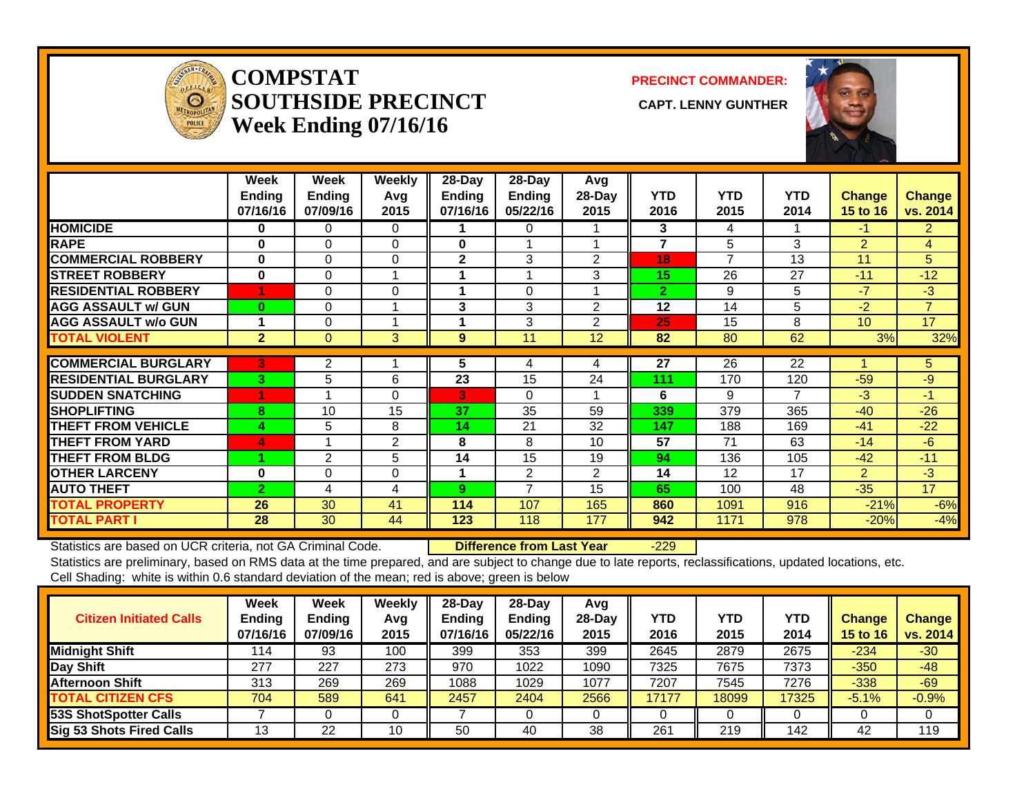# COMPSTAT
# SOUTHSIDE PRECINCT
# Week Ending 07/16/16

**PRECINCT COMMANDER:**

**CAPT. LENNY GUNTHER**

| | Week Ending 07/16/16 | Week Ending 07/09/16 | Weekly Avg 2015 | 28-Day Ending 07/16/16 | 28-Day Ending 05/22/16 | Avg 28-Day 2015 | YTD 2016 | YTD 2015 | YTD 2014 | Change 15 to 16 | Change vs. 2014 |
|---|---|---|---|---|---|---|---|---|---|---|---|
| HOMICIDE | 0 | 0 | 0 | 1 | 0 | 1 | 3 | 4 | 1 | -1 | 2 |
| RAPE | 0 | 0 | 0 | 0 | 1 | 1 | 7 | 5 | 3 | 2 | 4 |
| COMMERCIAL ROBBERY | 0 | 0 | 0 | 2 | 3 | 2 | 18 | 7 | 13 | 11 | 5 |
| STREET ROBBERY | 0 | 0 | 1 | 1 | 1 | 3 | 15 | 26 | 27 | -11 | -12 |
| RESIDENTIAL ROBBERY | 1 | 0 | 0 | 1 | 0 | 1 | 2 | 9 | 5 | -7 | -3 |
| AGG ASSAULT w/ GUN | 0 | 0 | 1 | 3 | 3 | 2 | 12 | 14 | 5 | -2 | 7 |
| AGG ASSAULT w/o GUN | 1 | 0 | 1 | 1 | 3 | 2 | 25 | 15 | 8 | 10 | 17 |
| TOTAL VIOLENT | 2 | 0 | 3 | 9 | 11 | 12 | 82 | 80 | 62 | 3% | 32% |
| COMMERCIAL BURGLARY | 3 | 2 | 1 | 5 | 4 | 4 | 27 | 26 | 22 | 1 | 5 |
| RESIDENTIAL BURGLARY | 3 | 5 | 6 | 23 | 15 | 24 | 111 | 170 | 120 | -59 | -9 |
| SUDDEN SNATCHING | 1 | 1 | 0 | 3 | 0 | 1 | 6 | 9 | 7 | -3 | -1 |
| SHOPLIFTING | 8 | 10 | 15 | 37 | 35 | 59 | 339 | 379 | 365 | -40 | -26 |
| THEFT FROM VEHICLE | 4 | 5 | 8 | 14 | 21 | 32 | 147 | 188 | 169 | -41 | -22 |
| THEFT FROM YARD | 4 | 1 | 2 | 8 | 8 | 10 | 57 | 71 | 63 | -14 | -6 |
| THEFT FROM BLDG | 1 | 2 | 5 | 14 | 15 | 19 | 94 | 136 | 105 | -42 | -11 |
| OTHER LARCENY | 0 | 0 | 0 | 1 | 2 | 2 | 14 | 12 | 17 | 2 | -3 |
| AUTO THEFT | 2 | 4 | 4 | 9 | 7 | 15 | 65 | 100 | 48 | -35 | 17 |
| TOTAL PROPERTY | 26 | 30 | 41 | 114 | 107 | 165 | 860 | 1091 | 916 | -21% | -6% |
| TOTAL PART I | 28 | 30 | 44 | 123 | 118 | 177 | 942 | 1171 | 978 | -20% | -4% |

Statistics are based on UCR criteria, not GA Criminal Code. **Difference from Last Year** -229

Statistics are preliminary, based on RMS data at the time prepared, and are subject to change due to late reports, reclassifications, updated locations, etc.

Cell Shading: white is within 0.6 standard deviation of the mean; red is above; green is below

| Citizen Initiated Calls | Week Ending 07/16/16 | Week Ending 07/09/16 | Weekly Avg 2015 | 28-Day Ending 07/16/16 | 28-Day Ending 05/22/16 | Avg 28-Day 2015 | YTD 2016 | YTD 2015 | YTD 2014 | Change 15 to 16 | Change vs. 2014 |
|---|---|---|---|---|---|---|---|---|---|---|---|
| Midnight Shift | 114 | 93 | 100 | 399 | 353 | 399 | 2645 | 2879 | 2675 | -234 | -30 |
| Day Shift | 277 | 227 | 273 | 970 | 1022 | 1090 | 7325 | 7675 | 7373 | -350 | -48 |
| Afternoon Shift | 313 | 269 | 269 | 1088 | 1029 | 1077 | 7207 | 7545 | 7276 | -338 | -69 |
| TOTAL CITIZEN CFS | 704 | 589 | 641 | 2457 | 2404 | 2566 | 17177 | 18099 | 17325 | -5.1% | -0.9% |
| 53S ShotSpotter Calls | 7 | 0 | 0 | 7 | 0 | 0 | 0 | 0 | 0 | 0 | 0 |
| Sig 53 Shots Fired Calls | 13 | 22 | 10 | 50 | 40 | 38 | 261 | 219 | 142 | 42 | 119 |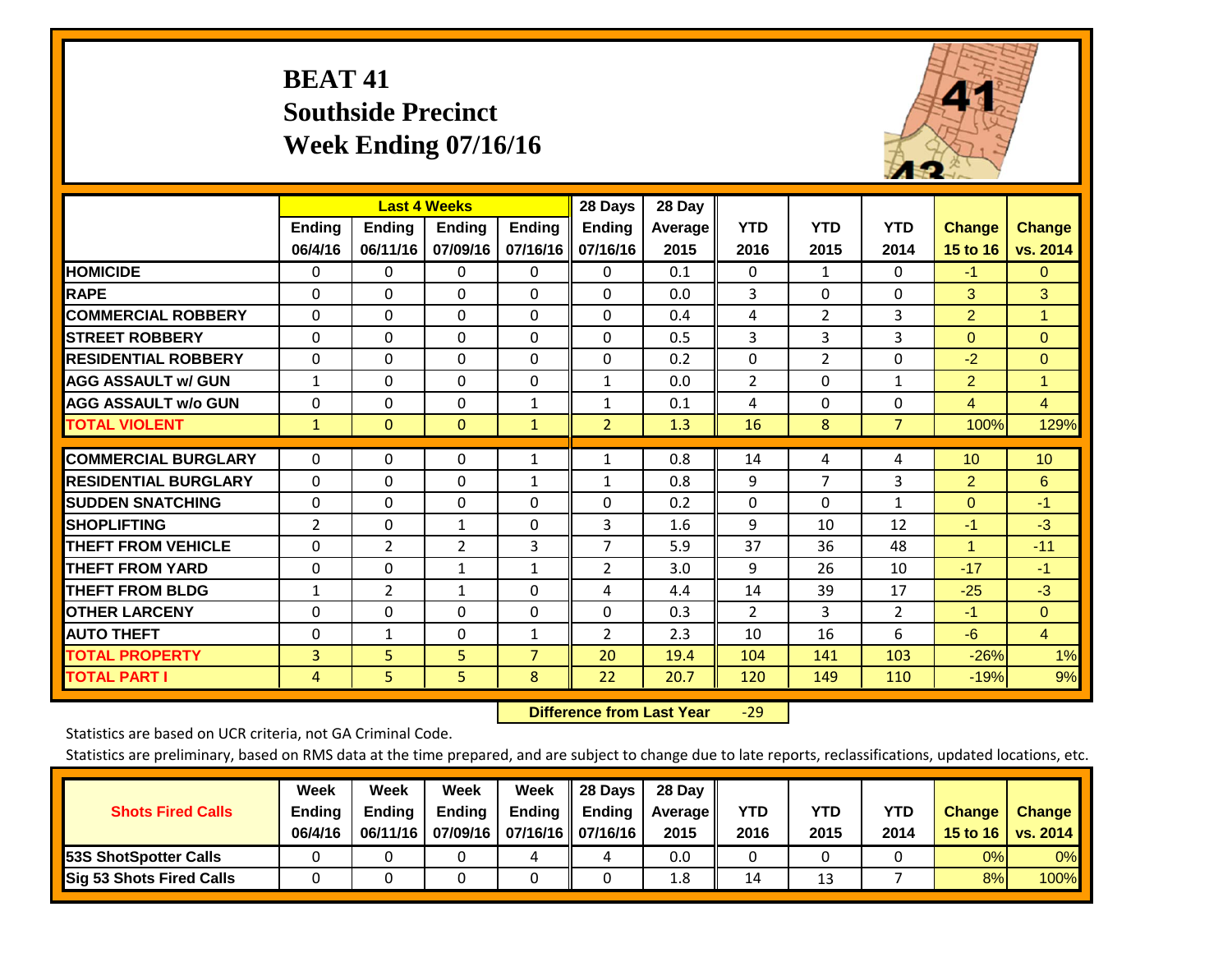# BEAT 41
## Southside Precinct
## Week Ending 07/16/16

| | Last 4 Weeks | | | | 28 Days | 28 Day | | | | | |
|---|---|---|---|---|---|---|---|---|---|---|---|
| | Ending 06/4/16 | Ending 06/11/16 | Ending 07/09/16 | Ending 07/16/16 | Ending 07/16/16 | Average 2015 | YTD 2016 | YTD 2015 | YTD 2014 | Change 15 to 16 | Change vs. 2014 |
| **HOMICIDE** | 0 | 0 | 0 | 0 | 0 | 0.1 | 0 | 1 | 0 | -1 | 0 |
| **RAPE** | 0 | 0 | 0 | 0 | 0 | 0.0 | 3 | 0 | 0 | 3 | 3 |
| **COMMERCIAL ROBBERY** | 0 | 0 | 0 | 0 | 0 | 0.4 | 4 | 2 | 3 | 2 | 1 |
| **STREET ROBBERY** | 0 | 0 | 0 | 0 | 0 | 0.5 | 3 | 3 | 3 | 0 | 0 |
| **RESIDENTIAL ROBBERY** | 0 | 0 | 0 | 0 | 0 | 0.2 | 0 | 2 | 0 | -2 | 0 |
| **AGG ASSAULT w/ GUN** | 1 | 0 | 0 | 0 | 1 | 0.0 | 2 | 0 | 1 | 2 | 1 |
| **AGG ASSAULT w/o GUN** | 0 | 0 | 0 | 1 | 1 | 0.1 | 4 | 0 | 0 | 4 | 4 |
| **TOTAL VIOLENT** | 1 | 0 | 0 | 1 | 2 | 1.3 | 16 | 8 | 7 | 100% | 129% |
| **COMMERCIAL BURGLARY** | 0 | 0 | 0 | 1 | 1 | 0.8 | 14 | 4 | 4 | 10 | 10 |
| **RESIDENTIAL BURGLARY** | 0 | 0 | 0 | 1 | 1 | 0.8 | 9 | 7 | 3 | 2 | 6 |
| **SUDDEN SNATCHING** | 0 | 0 | 0 | 0 | 0 | 0.2 | 0 | 0 | 1 | 0 | -1 |
| **SHOPLIFTING** | 2 | 0 | 1 | 0 | 3 | 1.6 | 9 | 10 | 12 | -1 | -3 |
| **THEFT FROM VEHICLE** | 0 | 2 | 2 | 3 | 7 | 5.9 | 37 | 36 | 48 | 1 | -11 |
| **THEFT FROM YARD** | 0 | 0 | 1 | 1 | 2 | 3.0 | 9 | 26 | 10 | -17 | -1 |
| **THEFT FROM BLDG** | 1 | 2 | 1 | 0 | 4 | 4.4 | 14 | 39 | 17 | -25 | -3 |
| **OTHER LARCENY** | 0 | 0 | 0 | 0 | 0 | 0.3 | 2 | 3 | 2 | -1 | 0 |
| **AUTO THEFT** | 0 | 1 | 0 | 1 | 2 | 2.3 | 10 | 16 | 6 | -6 | 4 |
| **TOTAL PROPERTY** | 3 | 5 | 5 | 7 | 20 | 19.4 | 104 | 141 | 103 | -26% | 1% |
| **TOTAL PART I** | 4 | 5 | 5 | 8 | 22 | 20.7 | 120 | 149 | 110 | -19% | 9% |

**Difference from Last Year** -29

Statistics are based on UCR criteria, not GA Criminal Code.

Statistics are preliminary, based on RMS data at the time prepared, and are subject to change due to late reports, reclassifications, updated locations, etc.

| Shots Fired Calls | Week Ending 06/4/16 | Week Ending 06/11/16 | Week Ending 07/09/16 | Week Ending 07/16/16 | 28 Days Ending 07/16/16 | 28 Day Average 2015 | YTD 2016 | YTD 2015 | YTD 2014 | Change 15 to 16 | Change vs. 2014 |
|---|---|---|---|---|---|---|---|---|---|---|---|
| **53S ShotSpotter Calls** | 0 | 0 | 0 | 4 | 4 | 0.0 | 0 | 0 | 0 | 0% | 0% |
| **Sig 53 Shots Fired Calls** | 0 | 0 | 0 | 0 | 0 | 1.8 | 14 | 13 | 7 | 8% | 100% |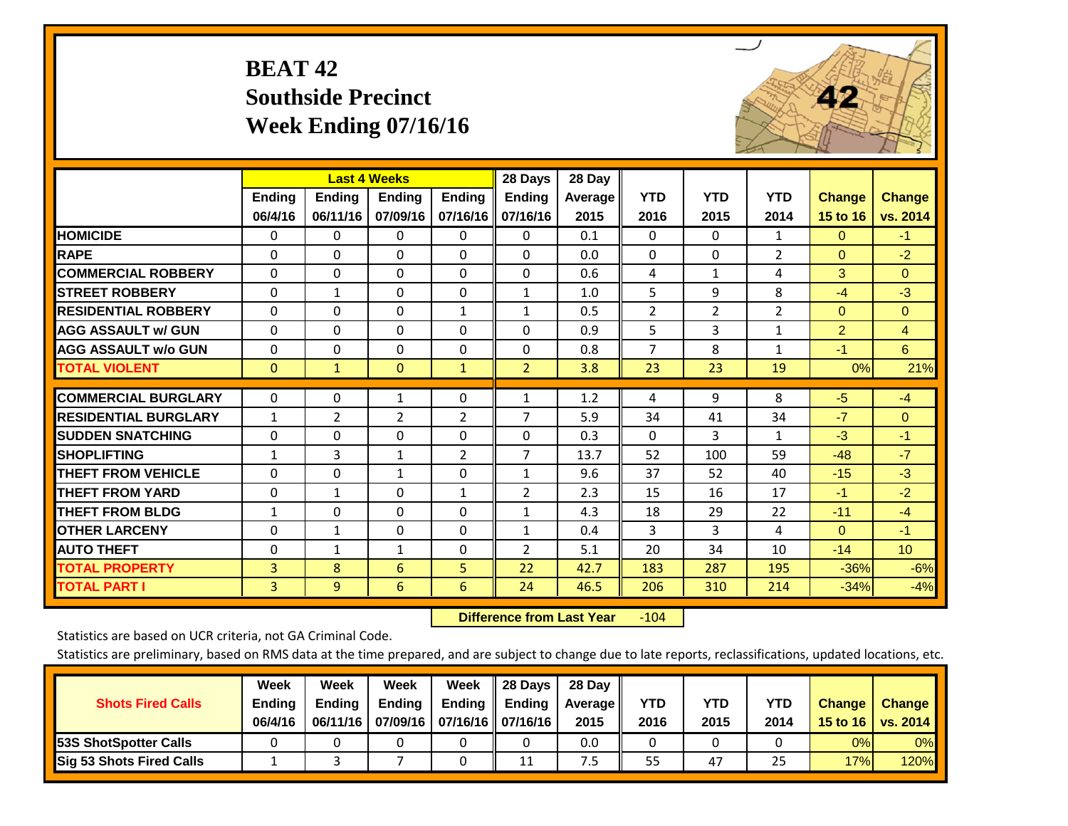# BEAT 42
## Southside Precinct
## Week Ending 07/16/16

| | Last 4 Weeks | | | | 28 Days | 28 Day | | | | | |
|---|---|---|---|---|---|---|---|---|---|---|---|
| | Ending 06/4/16 | Ending 06/11/16 | Ending 07/09/16 | Ending 07/16/16 | Ending 07/16/16 | Average 2015 | YTD 2016 | YTD 2015 | YTD 2014 | Change 15 to 16 | Change vs. 2014 |
| HOMICIDE | 0 | 0 | 0 | 0 | 0 | 0.1 | 0 | 0 | 1 | 0 | -1 |
| RAPE | 0 | 0 | 0 | 0 | 0 | 0.0 | 0 | 0 | 2 | 0 | -2 |
| COMMERCIAL ROBBERY | 0 | 0 | 0 | 0 | 0 | 0.6 | 4 | 1 | 4 | 3 | 0 |
| STREET ROBBERY | 0 | 1 | 0 | 0 | 1 | 1.0 | 5 | 9 | 8 | -4 | -3 |
| RESIDENTIAL ROBBERY | 0 | 0 | 0 | 1 | 1 | 0.5 | 2 | 2 | 2 | 0 | 0 |
| AGG ASSAULT w/ GUN | 0 | 0 | 0 | 0 | 0 | 0.9 | 5 | 3 | 1 | 2 | 4 |
| AGG ASSAULT w/o GUN | 0 | 0 | 0 | 0 | 0 | 0.8 | 7 | 8 | 1 | -1 | 6 |
| TOTAL VIOLENT | 0 | 1 | 0 | 1 | 2 | 3.8 | 23 | 23 | 19 | 0% | 21% |
| COMMERCIAL BURGLARY | 0 | 0 | 1 | 0 | 1 | 1.2 | 4 | 9 | 8 | -5 | -4 |
| RESIDENTIAL BURGLARY | 1 | 2 | 2 | 2 | 7 | 5.9 | 34 | 41 | 34 | -7 | 0 |
| SUDDEN SNATCHING | 0 | 0 | 0 | 0 | 0 | 0.3 | 0 | 3 | 1 | -3 | -1 |
| SHOPLIFTING | 1 | 3 | 1 | 2 | 7 | 13.7 | 52 | 100 | 59 | -48 | -7 |
| THEFT FROM VEHICLE | 0 | 0 | 1 | 0 | 1 | 9.6 | 37 | 52 | 40 | -15 | -3 |
| THEFT FROM YARD | 0 | 1 | 0 | 1 | 2 | 2.3 | 15 | 16 | 17 | -1 | -2 |
| THEFT FROM BLDG | 1 | 0 | 0 | 0 | 1 | 4.3 | 18 | 29 | 22 | -11 | -4 |
| OTHER LARCENY | 0 | 1 | 0 | 0 | 1 | 0.4 | 3 | 3 | 4 | 0 | -1 |
| AUTO THEFT | 0 | 1 | 1 | 0 | 2 | 5.1 | 20 | 34 | 10 | -14 | 10 |
| TOTAL PROPERTY | 3 | 8 | 6 | 5 | 22 | 42.7 | 183 | 287 | 195 | -36% | -6% |
| TOTAL PART I | 3 | 9 | 6 | 6 | 24 | 46.5 | 206 | 310 | 214 | -34% | -4% |

**Difference from Last Year** -104

Statistics are based on UCR criteria, not GA Criminal Code.

Statistics are preliminary, based on RMS data at the time prepared, and are subject to change due to late reports, reclassifications, updated locations, etc.

| Shots Fired Calls | Week Ending 06/4/16 | Week Ending 06/11/16 | Week Ending 07/09/16 | Week Ending 07/16/16 | 28 Days Ending 07/16/16 | 28 Day Average 2015 | YTD 2016 | YTD 2015 | YTD 2014 | Change 15 to 16 | Change vs. 2014 |
|---|---|---|---|---|---|---|---|---|---|---|---|
| 53S ShotSpotter Calls | 0 | 0 | 0 | 0 | 0 | 0.0 | 0 | 0 | 0 | 0% | 0% |
| Sig 53 Shots Fired Calls | 1 | 3 | 7 | 0 | 11 | 7.5 | 55 | 47 | 25 | 17% | 120% |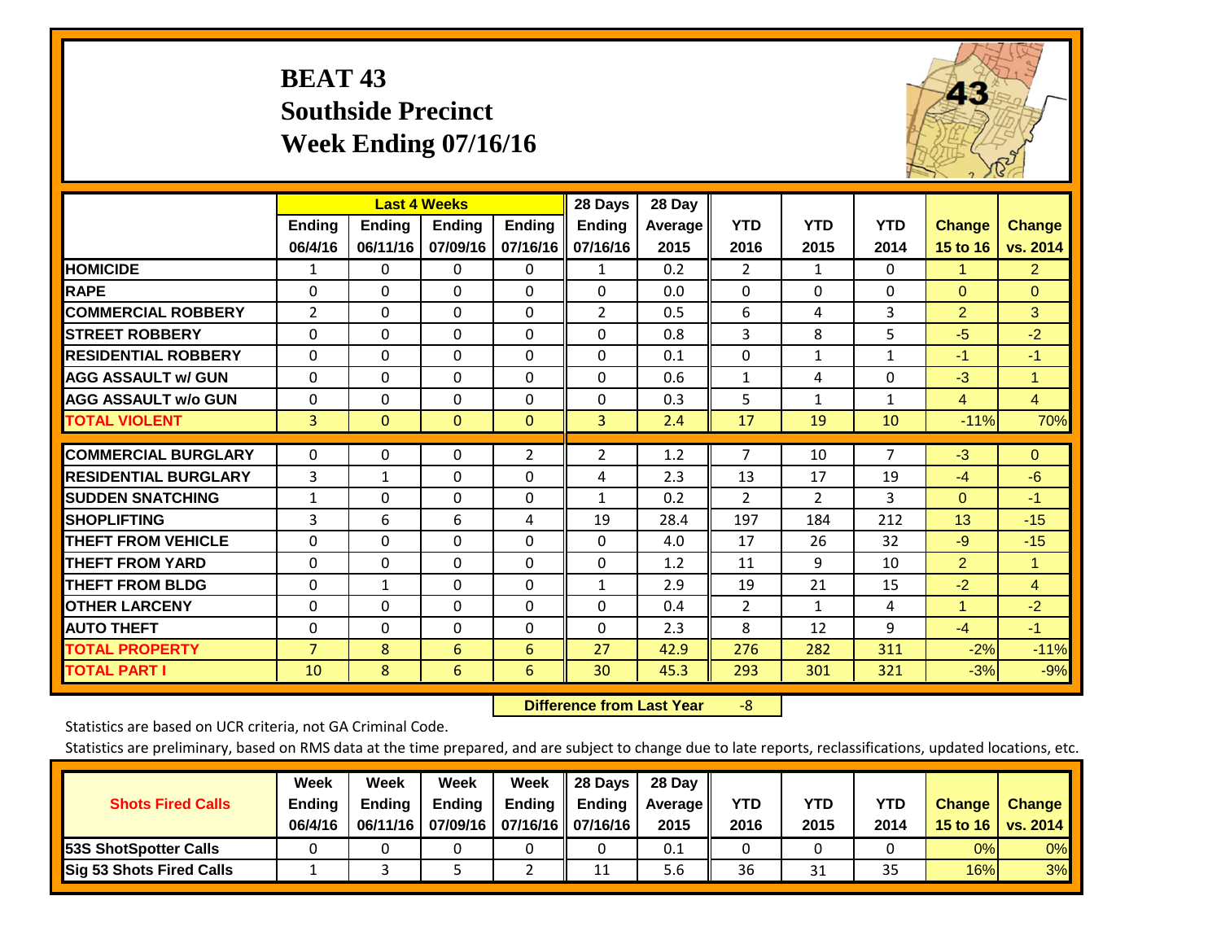# BEAT 43
## Southside Precinct
## Week Ending 07/16/16

| | Last 4 Weeks | | | | 28 Days | 28 Day | | | | | |
|---|---|---|---|---|---|---|---|---|---|---|---|
| | Ending 06/4/16 | Ending 06/11/16 | Ending 07/09/16 | Ending 07/16/16 | Ending 07/16/16 | Average 2015 | YTD 2016 | YTD 2015 | YTD 2014 | Change 15 to 16 | Change vs. 2014 |
| HOMICIDE | 1 | 0 | 0 | 0 | 1 | 0.2 | 2 | 1 | 0 | 1 | 2 |
| RAPE | 0 | 0 | 0 | 0 | 0 | 0.0 | 0 | 0 | 0 | 0 | 0 |
| COMMERCIAL ROBBERY | 2 | 0 | 0 | 0 | 2 | 0.5 | 6 | 4 | 3 | 2 | 3 |
| STREET ROBBERY | 0 | 0 | 0 | 0 | 0 | 0.8 | 3 | 8 | 5 | -5 | -2 |
| RESIDENTIAL ROBBERY | 0 | 0 | 0 | 0 | 0 | 0.1 | 0 | 1 | 1 | -1 | -1 |
| AGG ASSAULT w/ GUN | 0 | 0 | 0 | 0 | 0 | 0.6 | 1 | 4 | 0 | -3 | 1 |
| AGG ASSAULT w/o GUN | 0 | 0 | 0 | 0 | 0 | 0.3 | 5 | 1 | 1 | 4 | 4 |
| TOTAL VIOLENT | 3 | 0 | 0 | 0 | 3 | 2.4 | 17 | 19 | 10 | -11% | 70% |
| COMMERCIAL BURGLARY | 0 | 0 | 0 | 2 | 2 | 1.2 | 7 | 10 | 7 | -3 | 0 |
| RESIDENTIAL BURGLARY | 3 | 1 | 0 | 0 | 4 | 2.3 | 13 | 17 | 19 | -4 | -6 |
| SUDDEN SNATCHING | 1 | 0 | 0 | 0 | 1 | 0.2 | 2 | 2 | 3 | 0 | -1 |
| SHOPLIFTING | 3 | 6 | 6 | 4 | 19 | 28.4 | 197 | 184 | 212 | 13 | -15 |
| THEFT FROM VEHICLE | 0 | 0 | 0 | 0 | 0 | 4.0 | 17 | 26 | 32 | -9 | -15 |
| THEFT FROM YARD | 0 | 0 | 0 | 0 | 0 | 1.2 | 11 | 9 | 10 | 2 | 1 |
| THEFT FROM BLDG | 0 | 1 | 0 | 0 | 1 | 2.9 | 19 | 21 | 15 | -2 | 4 |
| OTHER LARCENY | 0 | 0 | 0 | 0 | 0 | 0.4 | 2 | 1 | 4 | 1 | -2 |
| AUTO THEFT | 0 | 0 | 0 | 0 | 0 | 2.3 | 8 | 12 | 9 | -4 | -1 |
| TOTAL PROPERTY | 7 | 8 | 6 | 6 | 27 | 42.9 | 276 | 282 | 311 | -2% | -11% |
| TOTAL PART I | 10 | 8 | 6 | 6 | 30 | 45.3 | 293 | 301 | 321 | -3% | -9% |

**Difference from Last Year** -8

Statistics are based on UCR criteria, not GA Criminal Code.

Statistics are preliminary, based on RMS data at the time prepared, and are subject to change due to late reports, reclassifications, updated locations, etc.

| Shots Fired Calls | Week Ending 06/4/16 | Week Ending 06/11/16 | Week Ending 07/09/16 | Week Ending 07/16/16 | 28 Days Ending 07/16/16 | 28 Day Average 2015 | YTD 2016 | YTD 2015 | YTD 2014 | Change 15 to 16 | Change vs. 2014 |
|---|---|---|---|---|---|---|---|---|---|---|---|
| 53S ShotSpotter Calls | 0 | 0 | 0 | 0 | 0 | 0.1 | 0 | 0 | 0 | 0% | 0% |
| Sig 53 Shots Fired Calls | 1 | 3 | 5 | 2 | 11 | 5.6 | 36 | 31 | 35 | 16% | 3% |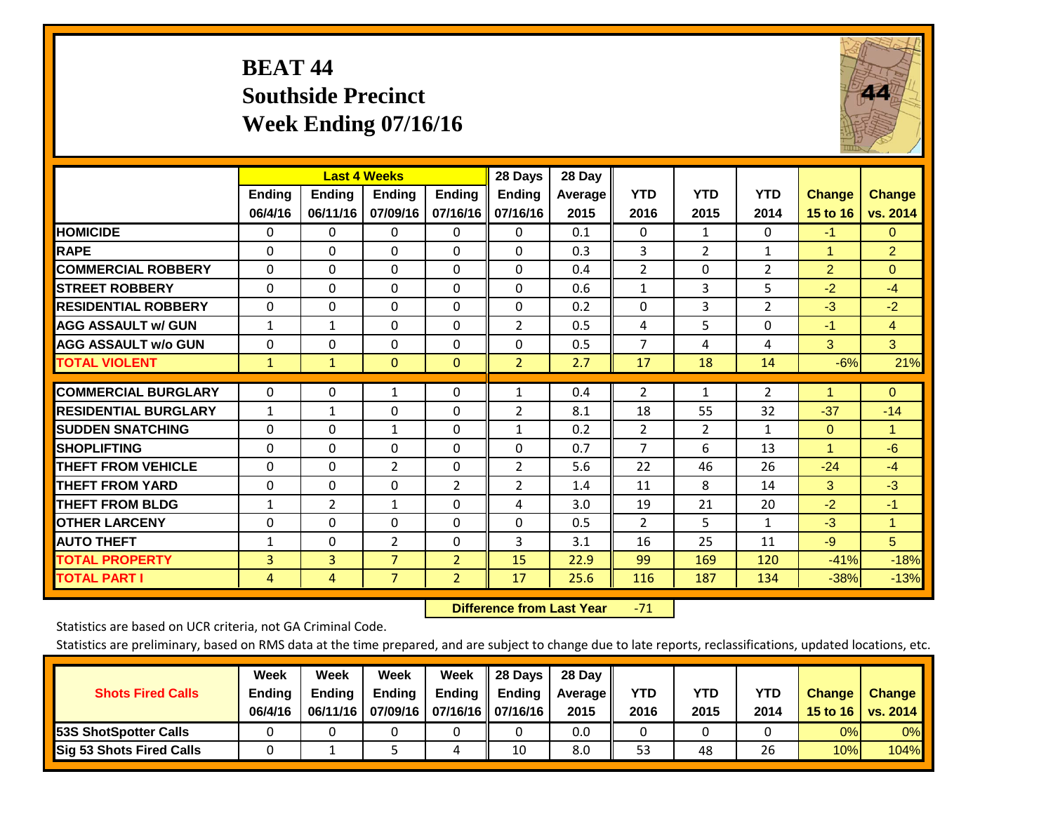# BEAT 44
## Southside Precinct
## Week Ending 07/16/16

| | Last 4 Weeks | | | | 28 Days | 28 Day | | | | | |
|---|---|---|---|---|---|---|---|---|---|---|---|
| | Ending 06/4/16 | Ending 06/11/16 | Ending 07/09/16 | Ending 07/16/16 | Ending 07/16/16 | Average 2015 | YTD 2016 | YTD 2015 | YTD 2014 | Change 15 to 16 | Change vs. 2014 |
| HOMICIDE | 0 | 0 | 0 | 0 | 0 | 0.1 | 0 | 1 | 0 | -1 | 0 |
| RAPE | 0 | 0 | 0 | 0 | 0 | 0.3 | 3 | 2 | 1 | 1 | 2 |
| COMMERCIAL ROBBERY | 0 | 0 | 0 | 0 | 0 | 0.4 | 2 | 0 | 2 | 2 | 0 |
| STREET ROBBERY | 0 | 0 | 0 | 0 | 0 | 0.6 | 1 | 3 | 5 | -2 | -4 |
| RESIDENTIAL ROBBERY | 0 | 0 | 0 | 0 | 0 | 0.2 | 0 | 3 | 2 | -3 | -2 |
| AGG ASSAULT w/ GUN | 1 | 1 | 0 | 0 | 2 | 0.5 | 4 | 5 | 0 | -1 | 4 |
| AGG ASSAULT w/o GUN | 0 | 0 | 0 | 0 | 0 | 0.5 | 7 | 4 | 4 | 3 | 3 |
| TOTAL VIOLENT | 1 | 1 | 0 | 0 | 2 | 2.7 | 17 | 18 | 14 | -6% | 21% |
| COMMERCIAL BURGLARY | 0 | 0 | 1 | 0 | 1 | 0.4 | 2 | 1 | 2 | 1 | 0 |
| RESIDENTIAL BURGLARY | 1 | 1 | 0 | 0 | 2 | 8.1 | 18 | 55 | 32 | -37 | -14 |
| SUDDEN SNATCHING | 0 | 0 | 1 | 0 | 1 | 0.2 | 2 | 2 | 1 | 0 | 1 |
| SHOPLIFTING | 0 | 0 | 0 | 0 | 0 | 0.7 | 7 | 6 | 13 | 1 | -6 |
| THEFT FROM VEHICLE | 0 | 0 | 2 | 0 | 2 | 5.6 | 22 | 46 | 26 | -24 | -4 |
| THEFT FROM YARD | 0 | 0 | 0 | 2 | 2 | 1.4 | 11 | 8 | 14 | 3 | -3 |
| THEFT FROM BLDG | 1 | 2 | 1 | 0 | 4 | 3.0 | 19 | 21 | 20 | -2 | -1 |
| OTHER LARCENY | 0 | 0 | 0 | 0 | 0 | 0.5 | 2 | 5 | 1 | -3 | 1 |
| AUTO THEFT | 1 | 0 | 2 | 0 | 3 | 3.1 | 16 | 25 | 11 | -9 | 5 |
| TOTAL PROPERTY | 3 | 3 | 7 | 2 | 15 | 22.9 | 99 | 169 | 120 | -41% | -18% |
| TOTAL PART I | 4 | 4 | 7 | 2 | 17 | 25.6 | 116 | 187 | 134 | -38% | -13% |

**Difference from Last Year** -71

Statistics are based on UCR criteria, not GA Criminal Code.

Statistics are preliminary, based on RMS data at the time prepared, and are subject to change due to late reports, reclassifications, updated locations, etc.

| Shots Fired Calls | Week Ending 06/4/16 | Week Ending 06/11/16 | Week Ending 07/09/16 | Week Ending 07/16/16 | 28 Days Ending 07/16/16 | 28 Day Average 2015 | YTD 2016 | YTD 2015 | YTD 2014 | Change 15 to 16 | Change vs. 2014 |
|---|---|---|---|---|---|---|---|---|---|---|---|
| 53S ShotSpotter Calls | 0 | 0 | 0 | 0 | 0 | 0.0 | 0 | 0 | 0 | 0% | 0% |
| Sig 53 Shots Fired Calls | 0 | 1 | 5 | 4 | 10 | 8.0 | 53 | 48 | 26 | 10% | 104% |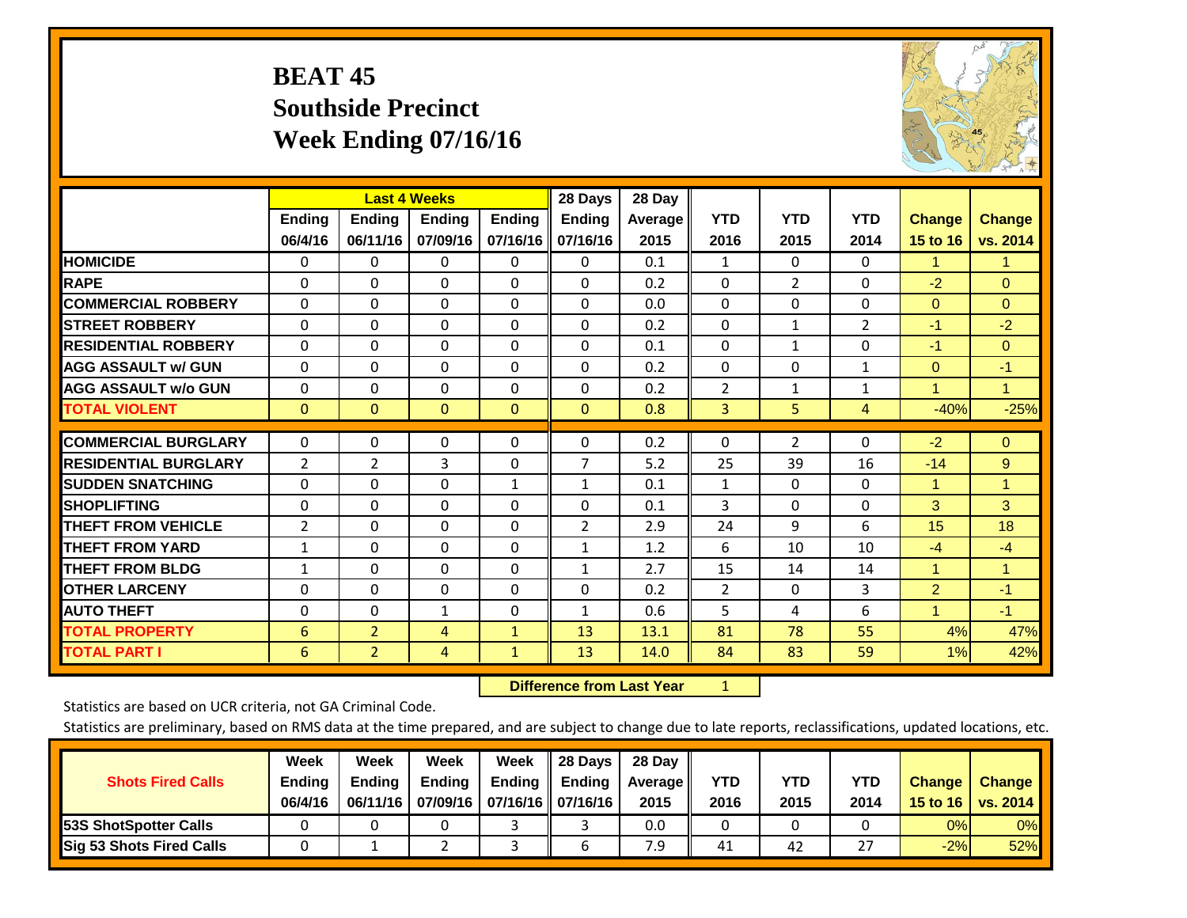# BEAT 45
## Southside Precinct
## Week Ending 07/16/16

| | Last 4 Weeks | | | | 28 Days | 28 Day | | | | | |
|---|---|---|---|---|---|---|---|---|---|---|---|
| | Ending 06/4/16 | Ending 06/11/16 | Ending 07/09/16 | Ending 07/16/16 | Ending 07/16/16 | Average 2015 | YTD 2016 | YTD 2015 | YTD 2014 | Change 15 to 16 | Change vs. 2014 |
| HOMICIDE | 0 | 0 | 0 | 0 | 0 | 0.1 | 1 | 0 | 0 | 1 | 1 |
| RAPE | 0 | 0 | 0 | 0 | 0 | 0.2 | 0 | 2 | 0 | -2 | 0 |
| COMMERCIAL ROBBERY | 0 | 0 | 0 | 0 | 0 | 0.0 | 0 | 0 | 0 | 0 | 0 |
| STREET ROBBERY | 0 | 0 | 0 | 0 | 0 | 0.2 | 0 | 1 | 2 | -1 | -2 |
| RESIDENTIAL ROBBERY | 0 | 0 | 0 | 0 | 0 | 0.1 | 0 | 1 | 0 | -1 | 0 |
| AGG ASSAULT w/ GUN | 0 | 0 | 0 | 0 | 0 | 0.2 | 0 | 0 | 1 | 0 | -1 |
| AGG ASSAULT w/o GUN | 0 | 0 | 0 | 0 | 0 | 0.2 | 2 | 1 | 1 | 1 | 1 |
| TOTAL VIOLENT | 0 | 0 | 0 | 0 | 0 | 0.8 | 3 | 5 | 4 | -40% | -25% |
| COMMERCIAL BURGLARY | 0 | 0 | 0 | 0 | 0 | 0.2 | 0 | 2 | 0 | -2 | 0 |
| RESIDENTIAL BURGLARY | 2 | 2 | 3 | 0 | 7 | 5.2 | 25 | 39 | 16 | -14 | 9 |
| SUDDEN SNATCHING | 0 | 0 | 0 | 1 | 1 | 0.1 | 1 | 0 | 0 | 1 | 1 |
| SHOPLIFTING | 0 | 0 | 0 | 0 | 0 | 0.1 | 3 | 0 | 0 | 3 | 3 |
| THEFT FROM VEHICLE | 2 | 0 | 0 | 0 | 2 | 2.9 | 24 | 9 | 6 | 15 | 18 |
| THEFT FROM YARD | 1 | 0 | 0 | 0 | 1 | 1.2 | 6 | 10 | 10 | -4 | -4 |
| THEFT FROM BLDG | 1 | 0 | 0 | 0 | 1 | 2.7 | 15 | 14 | 14 | 1 | 1 |
| OTHER LARCENY | 0 | 0 | 0 | 0 | 0 | 0.2 | 2 | 0 | 3 | 2 | -1 |
| AUTO THEFT | 0 | 0 | 1 | 0 | 1 | 0.6 | 5 | 4 | 6 | 1 | -1 |
| TOTAL PROPERTY | 6 | 2 | 4 | 1 | 13 | 13.1 | 81 | 78 | 55 | 4% | 47% |
| TOTAL PART I | 6 | 2 | 4 | 1 | 13 | 14.0 | 84 | 83 | 59 | 1% | 42% |

**Difference from Last Year** 1

Statistics are based on UCR criteria, not GA Criminal Code.

Statistics are preliminary, based on RMS data at the time prepared, and are subject to change due to late reports, reclassifications, updated locations, etc.

| Shots Fired Calls | Week Ending 06/4/16 | Week Ending 06/11/16 | Week Ending 07/09/16 | Week Ending 07/16/16 | 28 Days Ending 07/16/16 | 28 Day Average 2015 | YTD 2016 | YTD 2015 | YTD 2014 | Change 15 to 16 | Change vs. 2014 |
|---|---|---|---|---|---|---|---|---|---|---|---|
| 53S ShotSpotter Calls | 0 | 0 | 0 | 3 | 3 | 0.0 | 0 | 0 | 0 | 0% | 0% |
| Sig 53 Shots Fired Calls | 0 | 1 | 2 | 3 | 6 | 7.9 | 41 | 42 | 27 | -2% | 52% |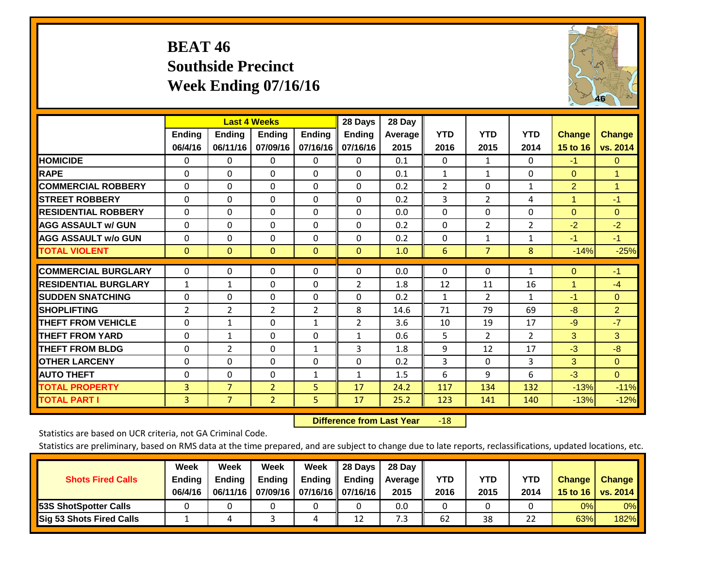# BEAT 46
## Southside Precinct
## Week Ending 07/16/16

| | Last 4 Weeks | | | | 28 Days | 28 Day | | | | | |
|---|---|---|---|---|---|---|---|---|---|---|---|
| | Ending 06/4/16 | Ending 06/11/16 | Ending 07/09/16 | Ending 07/16/16 | Ending 07/16/16 | Average 2015 | YTD 2016 | YTD 2015 | YTD 2014 | Change 15 to 16 | Change vs. 2014 |
| HOMICIDE | 0 | 0 | 0 | 0 | 0 | 0.1 | 0 | 1 | 0 | -1 | 0 |
| RAPE | 0 | 0 | 0 | 0 | 0 | 0.1 | 1 | 1 | 0 | 0 | 1 |
| COMMERCIAL ROBBERY | 0 | 0 | 0 | 0 | 0 | 0.2 | 2 | 0 | 1 | 2 | 1 |
| STREET ROBBERY | 0 | 0 | 0 | 0 | 0 | 0.2 | 3 | 2 | 4 | 1 | -1 |
| RESIDENTIAL ROBBERY | 0 | 0 | 0 | 0 | 0 | 0.0 | 0 | 0 | 0 | 0 | 0 |
| AGG ASSAULT w/ GUN | 0 | 0 | 0 | 0 | 0 | 0.2 | 0 | 2 | 2 | -2 | -2 |
| AGG ASSAULT w/o GUN | 0 | 0 | 0 | 0 | 0 | 0.2 | 0 | 1 | 1 | -1 | -1 |
| TOTAL VIOLENT | 0 | 0 | 0 | 0 | 0 | 1.0 | 6 | 7 | 8 | -14% | -25% |
| COMMERCIAL BURGLARY | 0 | 0 | 0 | 0 | 0 | 0.0 | 0 | 0 | 1 | 0 | -1 |
| RESIDENTIAL BURGLARY | 1 | 1 | 0 | 0 | 2 | 1.8 | 12 | 11 | 16 | 1 | -4 |
| SUDDEN SNATCHING | 0 | 0 | 0 | 0 | 0 | 0.2 | 1 | 2 | 1 | -1 | 0 |
| SHOPLIFTING | 2 | 2 | 2 | 2 | 8 | 14.6 | 71 | 79 | 69 | -8 | 2 |
| THEFT FROM VEHICLE | 0 | 1 | 0 | 1 | 2 | 3.6 | 10 | 19 | 17 | -9 | -7 |
| THEFT FROM YARD | 0 | 1 | 0 | 0 | 1 | 0.6 | 5 | 2 | 2 | 3 | 3 |
| THEFT FROM BLDG | 0 | 2 | 0 | 1 | 3 | 1.8 | 9 | 12 | 17 | -3 | -8 |
| OTHER LARCENY | 0 | 0 | 0 | 0 | 0 | 0.2 | 3 | 0 | 3 | 3 | 0 |
| AUTO THEFT | 0 | 0 | 0 | 1 | 1 | 1.5 | 6 | 9 | 6 | -3 | 0 |
| TOTAL PROPERTY | 3 | 7 | 2 | 5 | 17 | 24.2 | 117 | 134 | 132 | -13% | -11% |
| TOTAL PART I | 3 | 7 | 2 | 5 | 17 | 25.2 | 123 | 141 | 140 | -13% | -12% |

**Difference from Last Year** -18

Statistics are based on UCR criteria, not GA Criminal Code.

Statistics are preliminary, based on RMS data at the time prepared, and are subject to change due to late reports, reclassifications, updated locations, etc.

| Shots Fired Calls | Week Ending 06/4/16 | Week Ending 06/11/16 | Week Ending 07/09/16 | Week Ending 07/16/16 | 28 Days Ending 07/16/16 | 28 Day Average 2015 | YTD 2016 | YTD 2015 | YTD 2014 | Change 15 to 16 | Change vs. 2014 |
|---|---|---|---|---|---|---|---|---|---|---|---|
| 53S ShotSpotter Calls | 0 | 0 | 0 | 0 | 0 | 0.0 | 0 | 0 | 0 | 0% | 0% |
| Sig 53 Shots Fired Calls | 1 | 4 | 3 | 4 | 12 | 7.3 | 62 | 38 | 22 | 63% | 182% |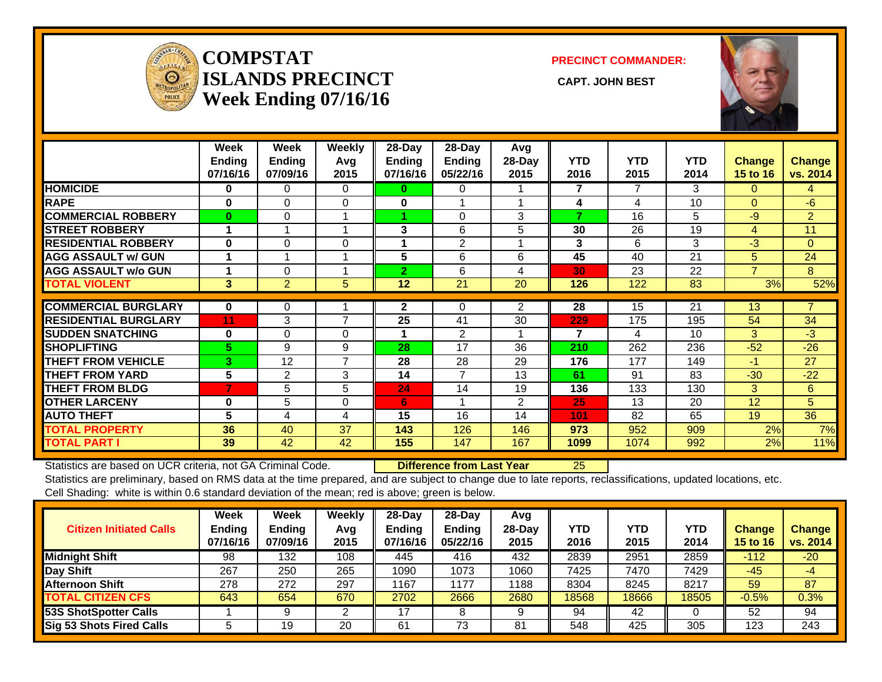# COMPSTAT ISLANDS PRECINCT Week Ending 07/16/16

**PRECINCT COMMANDER:**

**CAPT. JOHN BEST**

| | Week Ending 07/16/16 | Week Ending 07/09/16 | Weekly Avg 2015 | 28-Day Ending 07/16/16 | 28-Day Ending 05/22/16 | Avg 28-Day 2015 | YTD 2016 | YTD 2015 | YTD 2014 | Change 15 to 16 | Change vs. 2014 |
|---|---|---|---|---|---|---|---|---|---|---|---|
| HOMICIDE | 0 | 0 | 0 | 0 | 0 | 1 | 7 | 7 | 3 | 0 | 4 |
| RAPE | 0 | 0 | 0 | 0 | 1 | 1 | 4 | 4 | 10 | 0 | -6 |
| COMMERCIAL ROBBERY | 0 | 0 | 1 | 1 | 0 | 3 | 7 | 16 | 5 | -9 | 2 |
| STREET ROBBERY | 1 | 1 | 1 | 3 | 6 | 5 | 30 | 26 | 19 | 4 | 11 |
| RESIDENTIAL ROBBERY | 0 | 0 | 0 | 1 | 2 | 1 | 3 | 6 | 3 | -3 | 0 |
| AGG ASSAULT w/ GUN | 1 | 1 | 1 | 5 | 6 | 6 | 45 | 40 | 21 | 5 | 24 |
| AGG ASSAULT w/o GUN | 1 | 0 | 1 | 2 | 6 | 4 | 30 | 23 | 22 | 7 | 8 |
| TOTAL VIOLENT | 3 | 2 | 5 | 12 | 21 | 20 | 126 | 122 | 83 | 3% | 52% |
| COMMERCIAL BURGLARY | 0 | 0 | 1 | 2 | 0 | 2 | 28 | 15 | 21 | 13 | 7 |
| RESIDENTIAL BURGLARY | 11 | 3 | 7 | 25 | 41 | 30 | 229 | 175 | 195 | 54 | 34 |
| SUDDEN SNATCHING | 0 | 0 | 0 | 1 | 2 | 1 | 7 | 4 | 10 | 3 | -3 |
| SHOPLIFTING | 5 | 9 | 9 | 28 | 17 | 36 | 210 | 262 | 236 | -52 | -26 |
| THEFT FROM VEHICLE | 3 | 12 | 7 | 28 | 28 | 29 | 176 | 177 | 149 | -1 | 27 |
| THEFT FROM YARD | 5 | 2 | 3 | 14 | 7 | 13 | 61 | 91 | 83 | -30 | -22 |
| THEFT FROM BLDG | 7 | 5 | 5 | 24 | 14 | 19 | 136 | 133 | 130 | 3 | 6 |
| OTHER LARCENY | 0 | 5 | 0 | 6 | 1 | 2 | 25 | 13 | 20 | 12 | 5 |
| AUTO THEFT | 5 | 4 | 4 | 15 | 16 | 14 | 101 | 82 | 65 | 19 | 36 |
| TOTAL PROPERTY | 36 | 40 | 37 | 143 | 126 | 146 | 973 | 952 | 909 | 2% | 7% |
| TOTAL PART I | 39 | 42 | 42 | 155 | 147 | 167 | 1099 | 1074 | 992 | 2% | 11% |

Statistics are based on UCR criteria, not GA Criminal Code. **Difference from Last Year** 25

Statistics are preliminary, based on RMS data at the time prepared, and are subject to change due to late reports, reclassifications, updated locations, etc.

Cell Shading: white is within 0.6 standard deviation of the mean; red is above; green is below.

| Citizen Initiated Calls | Week Ending 07/16/16 | Week Ending 07/09/16 | Weekly Avg 2015 | 28-Day Ending 07/16/16 | 28-Day Ending 05/22/16 | Avg 28-Day 2015 | YTD 2016 | YTD 2015 | YTD 2014 | Change 15 to 16 | Change vs. 2014 |
|---|---|---|---|---|---|---|---|---|---|---|---|
| Midnight Shift | 98 | 132 | 108 | 445 | 416 | 432 | 2839 | 2951 | 2859 | -112 | -20 |
| Day Shift | 267 | 250 | 265 | 1090 | 1073 | 1060 | 7425 | 7470 | 7429 | -45 | -4 |
| Afternoon Shift | 278 | 272 | 297 | 1167 | 1177 | 1188 | 8304 | 8245 | 8217 | 59 | 87 |
| TOTAL CITIZEN CFS | 643 | 654 | 670 | 2702 | 2666 | 2680 | 18568 | 18666 | 18505 | -0.5% | 0.3% |
| 53S ShotSpotter Calls | 1 | 9 | 2 | 17 | 8 | 9 | 94 | 42 | 0 | 52 | 94 |
| Sig 53 Shots Fired Calls | 5 | 19 | 20 | 61 | 73 | 81 | 548 | 425 | 305 | 123 | 243 |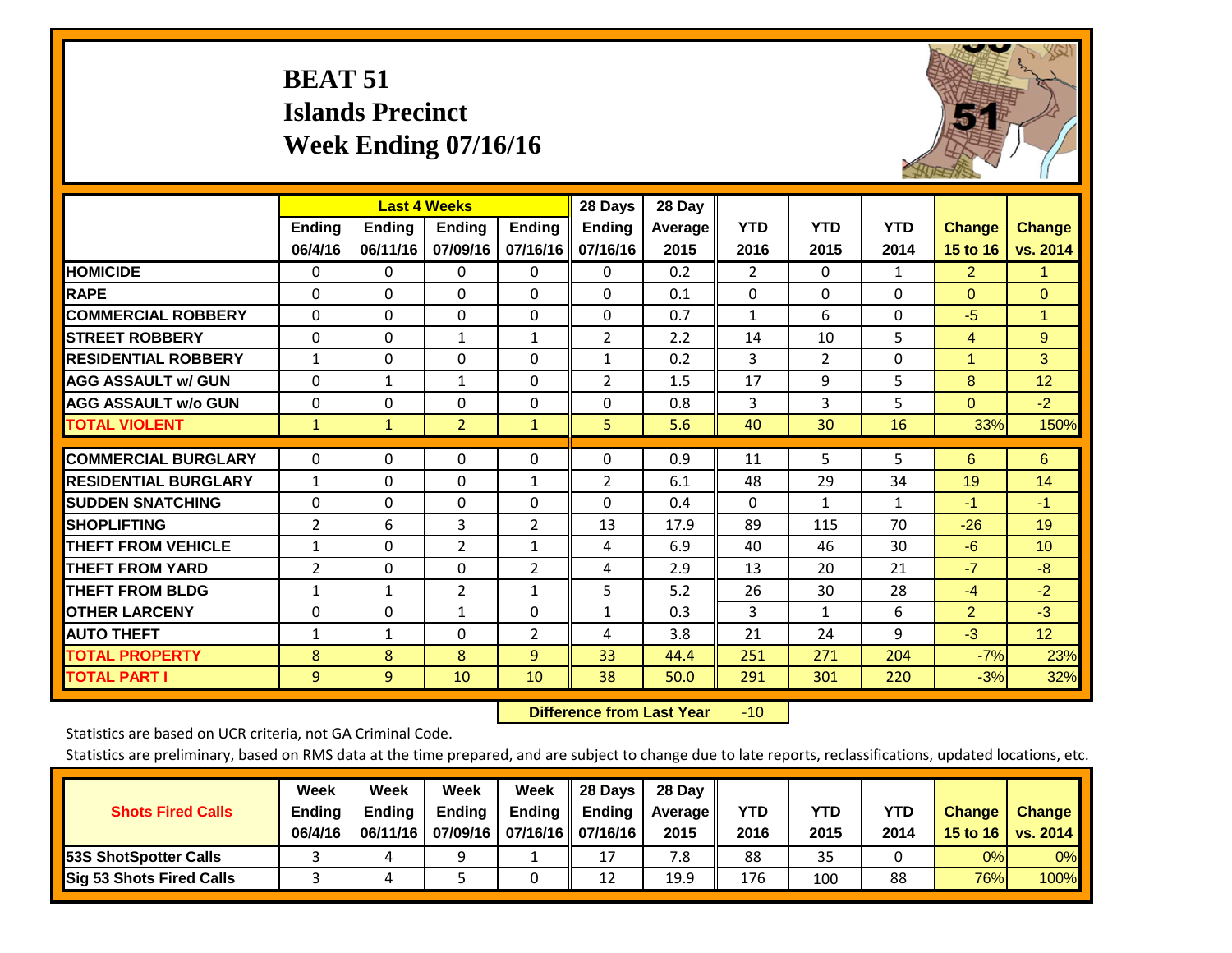# BEAT 51
## Islands Precinct
## Week Ending 07/16/16

| | Last 4 Weeks | | | | 28 Days | 28 Day | YTD | YTD | YTD | Change | Change |
|---|---|---|---|---|---|---|---|---|---|---|---|
| | Ending 06/4/16 | Ending 06/11/16 | Ending 07/09/16 | Ending 07/16/16 | Ending 07/16/16 | Average 2015 | 2016 | 2015 | 2014 | 15 to 16 | vs. 2014 |
| **HOMICIDE** | 0 | 0 | 0 | 0 | 0 | 0.2 | 2 | 0 | 1 | 2 | 1 |
| **RAPE** | 0 | 0 | 0 | 0 | 0 | 0.1 | 0 | 0 | 0 | 0 | 0 |
| **COMMERCIAL ROBBERY** | 0 | 0 | 0 | 0 | 0 | 0.7 | 1 | 6 | 0 | -5 | 1 |
| **STREET ROBBERY** | 0 | 0 | 1 | 1 | 2 | 2.2 | 14 | 10 | 5 | 4 | 9 |
| **RESIDENTIAL ROBBERY** | 1 | 0 | 0 | 0 | 1 | 0.2 | 3 | 2 | 0 | 1 | 3 |
| **AGG ASSAULT w/ GUN** | 0 | 1 | 1 | 0 | 2 | 1.5 | 17 | 9 | 5 | 8 | 12 |
| **AGG ASSAULT w/o GUN** | 0 | 0 | 0 | 0 | 0 | 0.8 | 3 | 3 | 5 | 0 | -2 |
| **TOTAL VIOLENT** | 1 | 1 | 2 | 1 | 5 | 5.6 | 40 | 30 | 16 | 33% | 150% |
| **COMMERCIAL BURGLARY** | 0 | 0 | 0 | 0 | 0 | 0.9 | 11 | 5 | 5 | 6 | 6 |
| **RESIDENTIAL BURGLARY** | 1 | 0 | 0 | 1 | 2 | 6.1 | 48 | 29 | 34 | 19 | 14 |
| **SUDDEN SNATCHING** | 0 | 0 | 0 | 0 | 0 | 0.4 | 0 | 1 | 1 | -1 | -1 |
| **SHOPLIFTING** | 2 | 6 | 3 | 2 | 13 | 17.9 | 89 | 115 | 70 | -26 | 19 |
| **THEFT FROM VEHICLE** | 1 | 0 | 2 | 1 | 4 | 6.9 | 40 | 46 | 30 | -6 | 10 |
| **THEFT FROM YARD** | 2 | 0 | 0 | 2 | 4 | 2.9 | 13 | 20 | 21 | -7 | -8 |
| **THEFT FROM BLDG** | 1 | 1 | 2 | 1 | 5 | 5.2 | 26 | 30 | 28 | -4 | -2 |
| **OTHER LARCENY** | 0 | 0 | 1 | 0 | 1 | 0.3 | 3 | 1 | 6 | 2 | -3 |
| **AUTO THEFT** | 1 | 1 | 0 | 2 | 4 | 3.8 | 21 | 24 | 9 | -3 | 12 |
| **TOTAL PROPERTY** | 8 | 8 | 8 | 9 | 33 | 44.4 | 251 | 271 | 204 | -7% | 23% |
| **TOTAL PART I** | 9 | 9 | 10 | 10 | 38 | 50.0 | 291 | 301 | 220 | -3% | 32% |

**Difference from Last Year** -10

Statistics are based on UCR criteria, not GA Criminal Code.

Statistics are preliminary, based on RMS data at the time prepared, and are subject to change due to late reports, reclassifications, updated locations, etc.

| Shots Fired Calls | Week Ending 06/4/16 | Week Ending 06/11/16 | Week Ending 07/09/16 | Week Ending 07/16/16 | 28 Days Ending 07/16/16 | 28 Day Average 2015 | YTD 2016 | YTD 2015 | YTD 2014 | Change 15 to 16 | Change vs. 2014 |
|---|---|---|---|---|---|---|---|---|---|---|---|
| **53S ShotSpotter Calls** | 3 | 4 | 9 | 1 | 17 | 7.8 | 88 | 35 | 0 | 0% | 0% |
| **Sig 53 Shots Fired Calls** | 3 | 4 | 5 | 0 | 12 | 19.9 | 176 | 100 | 88 | 76% | 100% |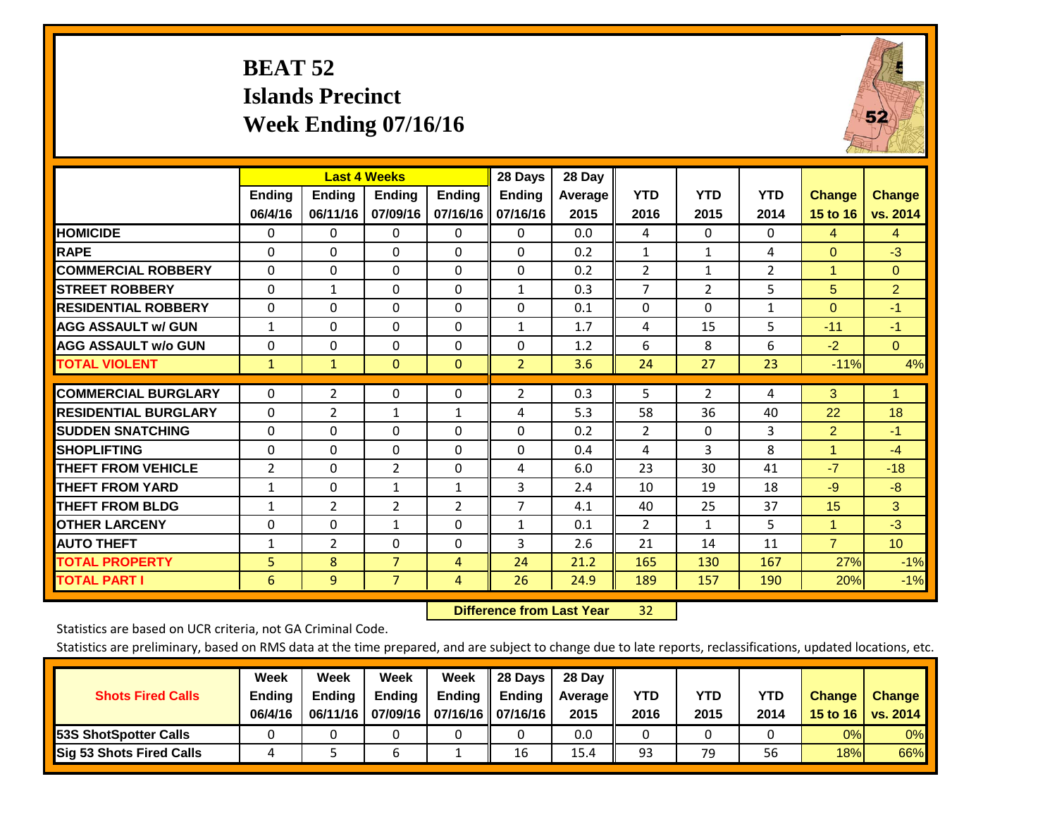# BEAT 52
## Islands Precinct
## Week Ending 07/16/16

| | Last 4 Weeks | | | | 28 Days | 28 Day | | | | | |
|---|---|---|---|---|---|---|---|---|---|---|---|
| | Ending 06/4/16 | Ending 06/11/16 | Ending 07/09/16 | Ending 07/16/16 | Ending 07/16/16 | Average 2015 | YTD 2016 | YTD 2015 | YTD 2014 | Change 15 to 16 | Change vs. 2014 |
| HOMICIDE | 0 | 0 | 0 | 0 | 0 | 0.0 | 4 | 0 | 0 | 4 | 4 |
| RAPE | 0 | 0 | 0 | 0 | 0 | 0.2 | 1 | 1 | 4 | 0 | -3 |
| COMMERCIAL ROBBERY | 0 | 0 | 0 | 0 | 0 | 0.2 | 2 | 1 | 2 | 1 | 0 |
| STREET ROBBERY | 0 | 1 | 0 | 0 | 1 | 0.3 | 7 | 2 | 5 | 5 | 2 |
| RESIDENTIAL ROBBERY | 0 | 0 | 0 | 0 | 0 | 0.1 | 0 | 0 | 1 | 0 | -1 |
| AGG ASSAULT w/ GUN | 1 | 0 | 0 | 0 | 1 | 1.7 | 4 | 15 | 5 | -11 | -1 |
| AGG ASSAULT w/o GUN | 0 | 0 | 0 | 0 | 0 | 1.2 | 6 | 8 | 6 | -2 | 0 |
| TOTAL VIOLENT | 1 | 1 | 0 | 0 | 2 | 3.6 | 24 | 27 | 23 | -11% | 4% |
| COMMERCIAL BURGLARY | 0 | 2 | 0 | 0 | 2 | 0.3 | 5 | 2 | 4 | 3 | 1 |
| RESIDENTIAL BURGLARY | 0 | 2 | 1 | 1 | 4 | 5.3 | 58 | 36 | 40 | 22 | 18 |
| SUDDEN SNATCHING | 0 | 0 | 0 | 0 | 0 | 0.2 | 2 | 0 | 3 | 2 | -1 |
| SHOPLIFTING | 0 | 0 | 0 | 0 | 0 | 0.4 | 4 | 3 | 8 | 1 | -4 |
| THEFT FROM VEHICLE | 2 | 0 | 2 | 0 | 4 | 6.0 | 23 | 30 | 41 | -7 | -18 |
| THEFT FROM YARD | 1 | 0 | 1 | 1 | 3 | 2.4 | 10 | 19 | 18 | -9 | -8 |
| THEFT FROM BLDG | 1 | 2 | 2 | 2 | 7 | 4.1 | 40 | 25 | 37 | 15 | 3 |
| OTHER LARCENY | 0 | 0 | 1 | 0 | 1 | 0.1 | 2 | 1 | 5 | 1 | -3 |
| AUTO THEFT | 1 | 2 | 0 | 0 | 3 | 2.6 | 21 | 14 | 11 | 7 | 10 |
| TOTAL PROPERTY | 5 | 8 | 7 | 4 | 24 | 21.2 | 165 | 130 | 167 | 27% | -1% |
| TOTAL PART I | 6 | 9 | 7 | 4 | 26 | 24.9 | 189 | 157 | 190 | 20% | -1% |

**Difference from Last Year** 32

Statistics are based on UCR criteria, not GA Criminal Code.

Statistics are preliminary, based on RMS data at the time prepared, and are subject to change due to late reports, reclassifications, updated locations, etc.

| Shots Fired Calls | Week Ending 06/4/16 | Week Ending 06/11/16 | Week Ending 07/09/16 | Week Ending 07/16/16 | 28 Days Ending 07/16/16 | 28 Day Average 2015 | YTD 2016 | YTD 2015 | YTD 2014 | Change 15 to 16 | Change vs. 2014 |
|---|---|---|---|---|---|---|---|---|---|---|---|
| 53S ShotSpotter Calls | 0 | 0 | 0 | 0 | 0 | 0.0 | 0 | 0 | 0 | 0% | 0% |
| Sig 53 Shots Fired Calls | 4 | 5 | 6 | 1 | 16 | 15.4 | 93 | 79 | 56 | 18% | 66% |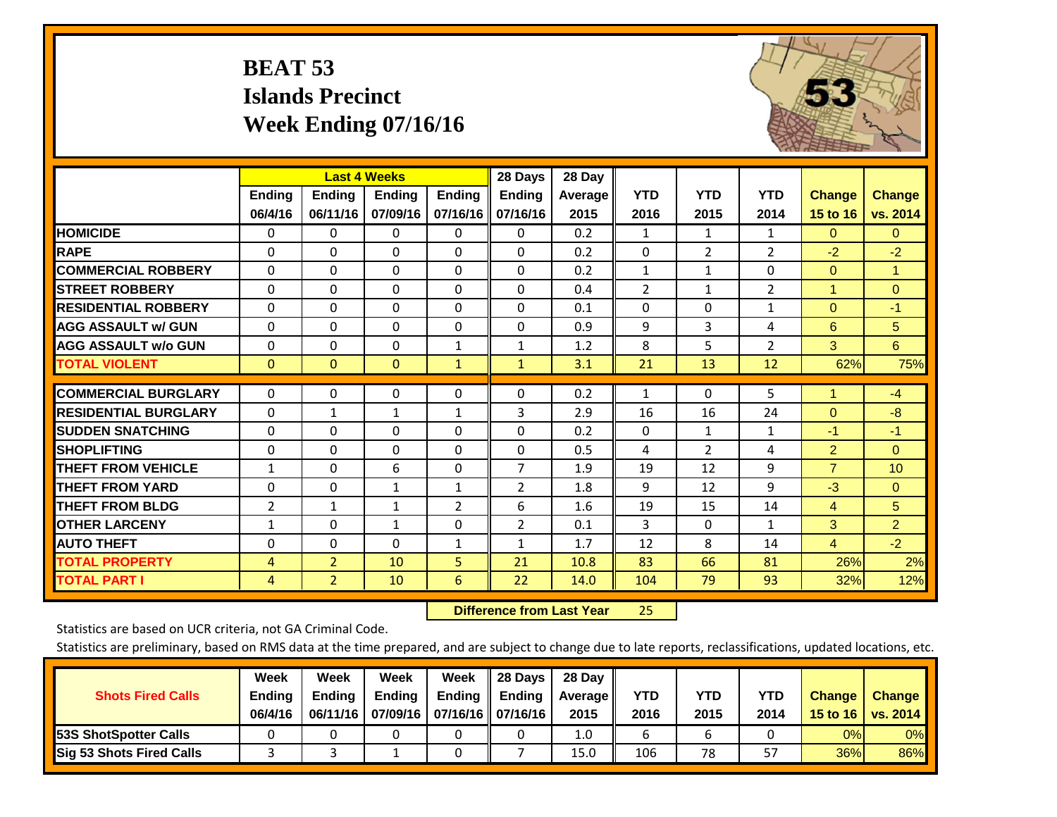# BEAT 53
## Islands Precinct
## Week Ending 07/16/16

| | Last 4 Weeks | | | | 28 Days | 28 Day | YTD | YTD | YTD | Change | Change |
|---|---|---|---|---|---|---|---|---|---|---|---|
| | Ending 06/4/16 | Ending 06/11/16 | Ending 07/09/16 | Ending 07/16/16 | Ending 07/16/16 | Average 2015 | 2016 | 2015 | 2014 | 15 to 16 | vs. 2014 |
| HOMICIDE | 0 | 0 | 0 | 0 | 0 | 0.2 | 1 | 1 | 1 | 0 | 0 |
| RAPE | 0 | 0 | 0 | 0 | 0 | 0.2 | 0 | 2 | 2 | -2 | -2 |
| COMMERCIAL ROBBERY | 0 | 0 | 0 | 0 | 0 | 0.2 | 1 | 1 | 0 | 0 | 1 |
| STREET ROBBERY | 0 | 0 | 0 | 0 | 0 | 0.4 | 2 | 1 | 2 | 1 | 0 |
| RESIDENTIAL ROBBERY | 0 | 0 | 0 | 0 | 0 | 0.1 | 0 | 0 | 1 | 0 | -1 |
| AGG ASSAULT w/ GUN | 0 | 0 | 0 | 0 | 0 | 0.9 | 9 | 3 | 4 | 6 | 5 |
| AGG ASSAULT w/o GUN | 0 | 0 | 0 | 1 | 1 | 1.2 | 8 | 5 | 2 | 3 | 6 |
| TOTAL VIOLENT | 0 | 0 | 0 | 1 | 1 | 3.1 | 21 | 13 | 12 | 62% | 75% |
| COMMERCIAL BURGLARY | 0 | 0 | 0 | 0 | 0 | 0.2 | 1 | 0 | 5 | 1 | -4 |
| RESIDENTIAL BURGLARY | 0 | 1 | 1 | 1 | 3 | 2.9 | 16 | 16 | 24 | 0 | -8 |
| SUDDEN SNATCHING | 0 | 0 | 0 | 0 | 0 | 0.2 | 0 | 1 | 1 | -1 | -1 |
| SHOPLIFTING | 0 | 0 | 0 | 0 | 0 | 0.5 | 4 | 2 | 4 | 2 | 0 |
| THEFT FROM VEHICLE | 1 | 0 | 6 | 0 | 7 | 1.9 | 19 | 12 | 9 | 7 | 10 |
| THEFT FROM YARD | 0 | 0 | 1 | 1 | 2 | 1.8 | 9 | 12 | 9 | -3 | 0 |
| THEFT FROM BLDG | 2 | 1 | 1 | 2 | 6 | 1.6 | 19 | 15 | 14 | 4 | 5 |
| OTHER LARCENY | 1 | 0 | 1 | 0 | 2 | 0.1 | 3 | 0 | 1 | 3 | 2 |
| AUTO THEFT | 0 | 0 | 0 | 1 | 1 | 1.7 | 12 | 8 | 14 | 4 | -2 |
| TOTAL PROPERTY | 4 | 2 | 10 | 5 | 21 | 10.8 | 83 | 66 | 81 | 26% | 2% |
| TOTAL PART I | 4 | 2 | 10 | 6 | 22 | 14.0 | 104 | 79 | 93 | 32% | 12% |

**Difference from Last Year** 25

Statistics are based on UCR criteria, not GA Criminal Code.

Statistics are preliminary, based on RMS data at the time prepared, and are subject to change due to late reports, reclassifications, updated locations, etc.

| Shots Fired Calls | Week Ending 06/4/16 | Week Ending 06/11/16 | Week Ending 07/09/16 | Week Ending 07/16/16 | 28 Days Ending 07/16/16 | 28 Day Average 2015 | YTD 2016 | YTD 2015 | YTD 2014 | Change 15 to 16 | Change vs. 2014 |
|---|---|---|---|---|---|---|---|---|---|---|---|
| 53S ShotSpotter Calls | 0 | 0 | 0 | 0 | 0 | 1.0 | 6 | 6 | 0 | 0% | 0% |
| Sig 53 Shots Fired Calls | 3 | 3 | 1 | 0 | 7 | 15.0 | 106 | 78 | 57 | 36% | 86% |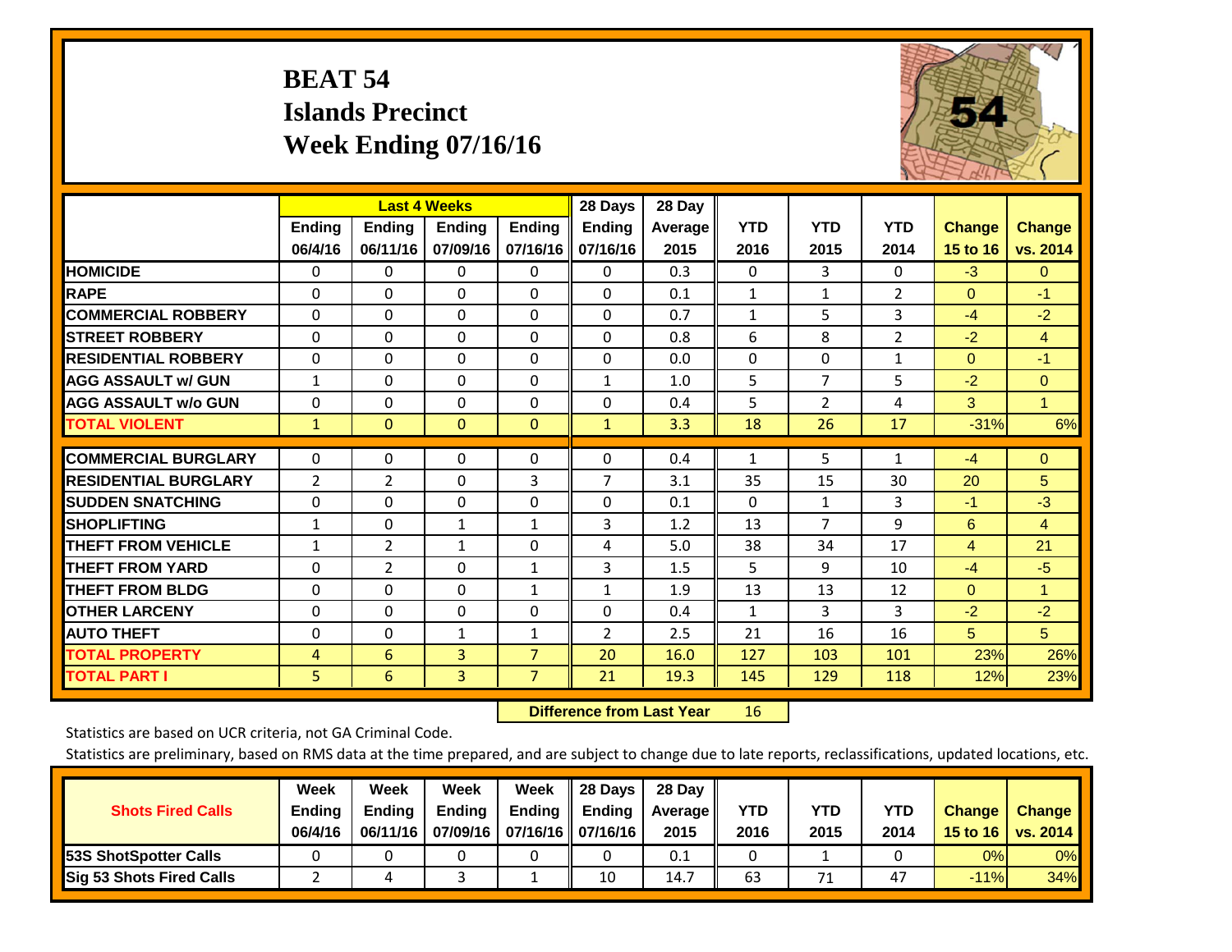# BEAT 54
## Islands Precinct
## Week Ending 07/16/16

| | Last 4 Weeks | | | | 28 Days | 28 Day | YTD | YTD | YTD | Change | Change |
|---|---|---|---|---|---|---|---|---|---|---|---|
| | Ending 06/4/16 | Ending 06/11/16 | Ending 07/09/16 | Ending 07/16/16 | Ending 07/16/16 | Average 2015 | 2016 | 2015 | 2014 | 15 to 16 | vs. 2014 |
| HOMICIDE | 0 | 0 | 0 | 0 | 0 | 0.3 | 0 | 3 | 0 | -3 | 0 |
| RAPE | 0 | 0 | 0 | 0 | 0 | 0.1 | 1 | 1 | 2 | 0 | -1 |
| COMMERCIAL ROBBERY | 0 | 0 | 0 | 0 | 0 | 0.7 | 1 | 5 | 3 | -4 | -2 |
| STREET ROBBERY | 0 | 0 | 0 | 0 | 0 | 0.8 | 6 | 8 | 2 | -2 | 4 |
| RESIDENTIAL ROBBERY | 0 | 0 | 0 | 0 | 0 | 0.0 | 0 | 0 | 1 | 0 | -1 |
| AGG ASSAULT w/ GUN | 1 | 0 | 0 | 0 | 1 | 1.0 | 5 | 7 | 5 | -2 | 0 |
| AGG ASSAULT w/o GUN | 0 | 0 | 0 | 0 | 0 | 0.4 | 5 | 2 | 4 | 3 | 1 |
| TOTAL VIOLENT | 1 | 0 | 0 | 0 | 1 | 3.3 | 18 | 26 | 17 | -31% | 6% |
| COMMERCIAL BURGLARY | 0 | 0 | 0 | 0 | 0 | 0.4 | 1 | 5 | 1 | -4 | 0 |
| RESIDENTIAL BURGLARY | 2 | 2 | 0 | 3 | 7 | 3.1 | 35 | 15 | 30 | 20 | 5 |
| SUDDEN SNATCHING | 0 | 0 | 0 | 0 | 0 | 0.1 | 0 | 1 | 3 | -1 | -3 |
| SHOPLIFTING | 1 | 0 | 1 | 1 | 3 | 1.2 | 13 | 7 | 9 | 6 | 4 |
| THEFT FROM VEHICLE | 1 | 2 | 1 | 0 | 4 | 5.0 | 38 | 34 | 17 | 4 | 21 |
| THEFT FROM YARD | 0 | 2 | 0 | 1 | 3 | 1.5 | 5 | 9 | 10 | -4 | -5 |
| THEFT FROM BLDG | 0 | 0 | 0 | 1 | 1 | 1.9 | 13 | 13 | 12 | 0 | 1 |
| OTHER LARCENY | 0 | 0 | 0 | 0 | 0 | 0.4 | 1 | 3 | 3 | -2 | -2 |
| AUTO THEFT | 0 | 0 | 1 | 1 | 2 | 2.5 | 21 | 16 | 16 | 5 | 5 |
| TOTAL PROPERTY | 4 | 6 | 3 | 7 | 20 | 16.0 | 127 | 103 | 101 | 23% | 26% |
| TOTAL PART I | 5 | 6 | 3 | 7 | 21 | 19.3 | 145 | 129 | 118 | 12% | 23% |

**Difference from Last Year** 16

Statistics are based on UCR criteria, not GA Criminal Code.

Statistics are preliminary, based on RMS data at the time prepared, and are subject to change due to late reports, reclassifications, updated locations, etc.

| Shots Fired Calls | Week Ending 06/4/16 | Week Ending 06/11/16 | Week Ending 07/09/16 | Week Ending 07/16/16 | 28 Days Ending 07/16/16 | 28 Day Average 2015 | YTD 2016 | YTD 2015 | YTD 2014 | Change 15 to 16 | Change vs. 2014 |
|---|---|---|---|---|---|---|---|---|---|---|---|
| 53S ShotSpotter Calls | 0 | 0 | 0 | 0 | 0 | 0.1 | 0 | 1 | 0 | 0% | 0% |
| Sig 53 Shots Fired Calls | 2 | 4 | 3 | 1 | 10 | 14.7 | 63 | 71 | 47 | -11% | 34% |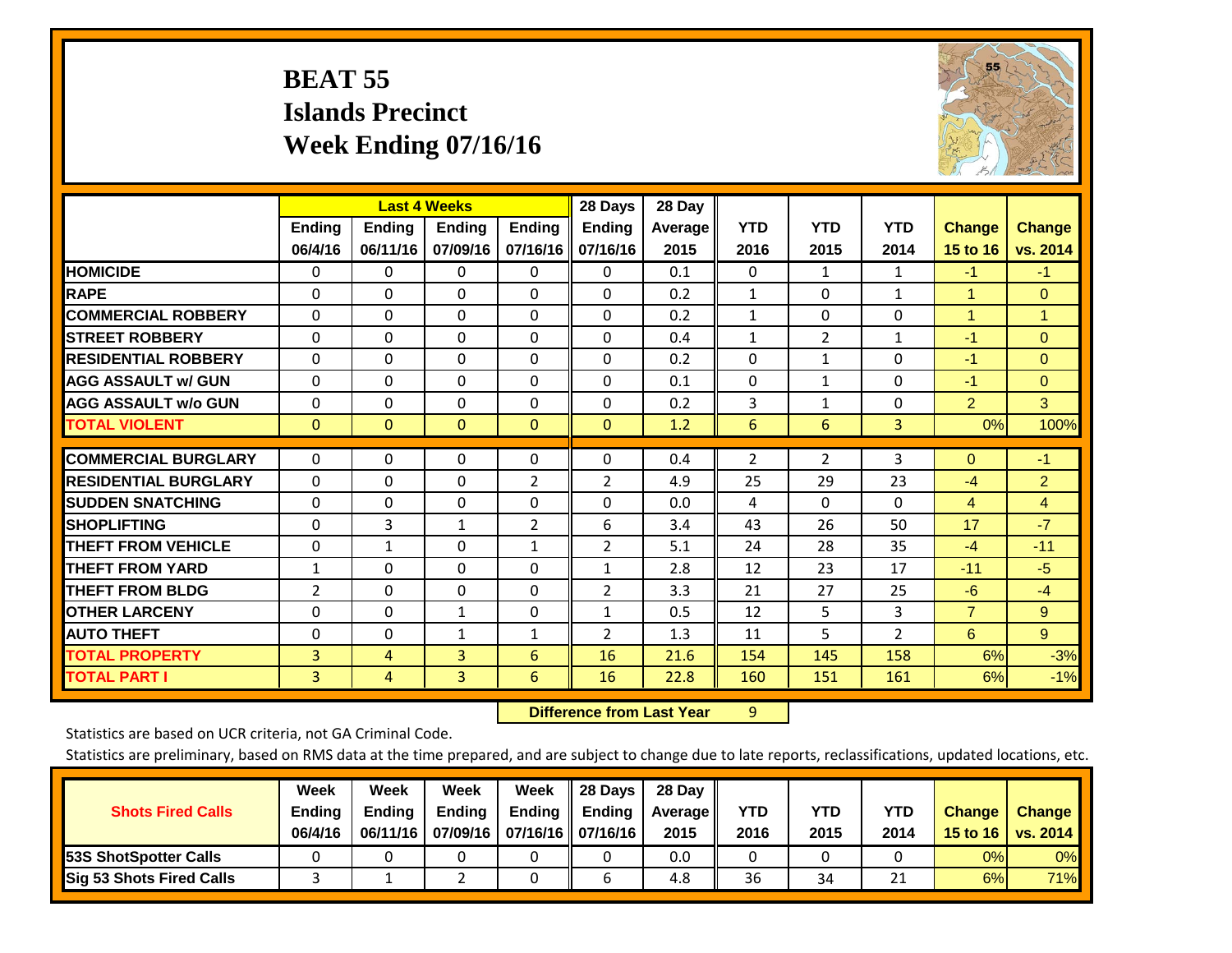# BEAT 55
## Islands Precinct
## Week Ending 07/16/16

| | Last 4 Weeks | | | | 28 Days | 28 Day | | | | | |
|---|---|---|---|---|---|---|---|---|---|---|---|
| | Ending 06/4/16 | Ending 06/11/16 | Ending 07/09/16 | Ending 07/16/16 | Ending 07/16/16 | Average 2015 | YTD 2016 | YTD 2015 | YTD 2014 | Change 15 to 16 | Change vs. 2014 |
| HOMICIDE | 0 | 0 | 0 | 0 | 0 | 0.1 | 0 | 1 | 1 | -1 | -1 |
| RAPE | 0 | 0 | 0 | 0 | 0 | 0.2 | 1 | 0 | 1 | 1 | 0 |
| COMMERCIAL ROBBERY | 0 | 0 | 0 | 0 | 0 | 0.2 | 1 | 0 | 0 | 1 | 1 |
| STREET ROBBERY | 0 | 0 | 0 | 0 | 0 | 0.4 | 1 | 2 | 1 | -1 | 0 |
| RESIDENTIAL ROBBERY | 0 | 0 | 0 | 0 | 0 | 0.2 | 0 | 1 | 0 | -1 | 0 |
| AGG ASSAULT w/ GUN | 0 | 0 | 0 | 0 | 0 | 0.1 | 0 | 1 | 0 | -1 | 0 |
| AGG ASSAULT w/o GUN | 0 | 0 | 0 | 0 | 0 | 0.2 | 3 | 1 | 0 | 2 | 3 |
| TOTAL VIOLENT | 0 | 0 | 0 | 0 | 0 | 1.2 | 6 | 6 | 3 | 0% | 100% |
| COMMERCIAL BURGLARY | 0 | 0 | 0 | 0 | 0 | 0.4 | 2 | 2 | 3 | 0 | -1 |
| RESIDENTIAL BURGLARY | 0 | 0 | 0 | 2 | 2 | 4.9 | 25 | 29 | 23 | -4 | 2 |
| SUDDEN SNATCHING | 0 | 0 | 0 | 0 | 0 | 0.0 | 4 | 0 | 0 | 4 | 4 |
| SHOPLIFTING | 0 | 3 | 1 | 2 | 6 | 3.4 | 43 | 26 | 50 | 17 | -7 |
| THEFT FROM VEHICLE | 0 | 1 | 0 | 1 | 2 | 5.1 | 24 | 28 | 35 | -4 | -11 |
| THEFT FROM YARD | 1 | 0 | 0 | 0 | 1 | 2.8 | 12 | 23 | 17 | -11 | -5 |
| THEFT FROM BLDG | 2 | 0 | 0 | 0 | 2 | 3.3 | 21 | 27 | 25 | -6 | -4 |
| OTHER LARCENY | 0 | 0 | 1 | 0 | 1 | 0.5 | 12 | 5 | 3 | 7 | 9 |
| AUTO THEFT | 0 | 0 | 1 | 1 | 2 | 1.3 | 11 | 5 | 2 | 6 | 9 |
| TOTAL PROPERTY | 3 | 4 | 3 | 6 | 16 | 21.6 | 154 | 145 | 158 | 6% | -3% |
| TOTAL PART I | 3 | 4 | 3 | 6 | 16 | 22.8 | 160 | 151 | 161 | 6% | -1% |

**Difference from Last Year** 9

Statistics are based on UCR criteria, not GA Criminal Code.

Statistics are preliminary, based on RMS data at the time prepared, and are subject to change due to late reports, reclassifications, updated locations, etc.

| Shots Fired Calls | Week Ending 06/4/16 | Week Ending 06/11/16 | Week Ending 07/09/16 | Week Ending 07/16/16 | 28 Days Ending 07/16/16 | 28 Day Average 2015 | YTD 2016 | YTD 2015 | YTD 2014 | Change 15 to 16 | Change vs. 2014 |
|---|---|---|---|---|---|---|---|---|---|---|---|
| 53S ShotSpotter Calls | 0 | 0 | 0 | 0 | 0 | 0.0 | 0 | 0 | 0 | 0% | 0% |
| Sig 53 Shots Fired Calls | 3 | 1 | 2 | 0 | 6 | 4.8 | 36 | 34 | 21 | 6% | 71% |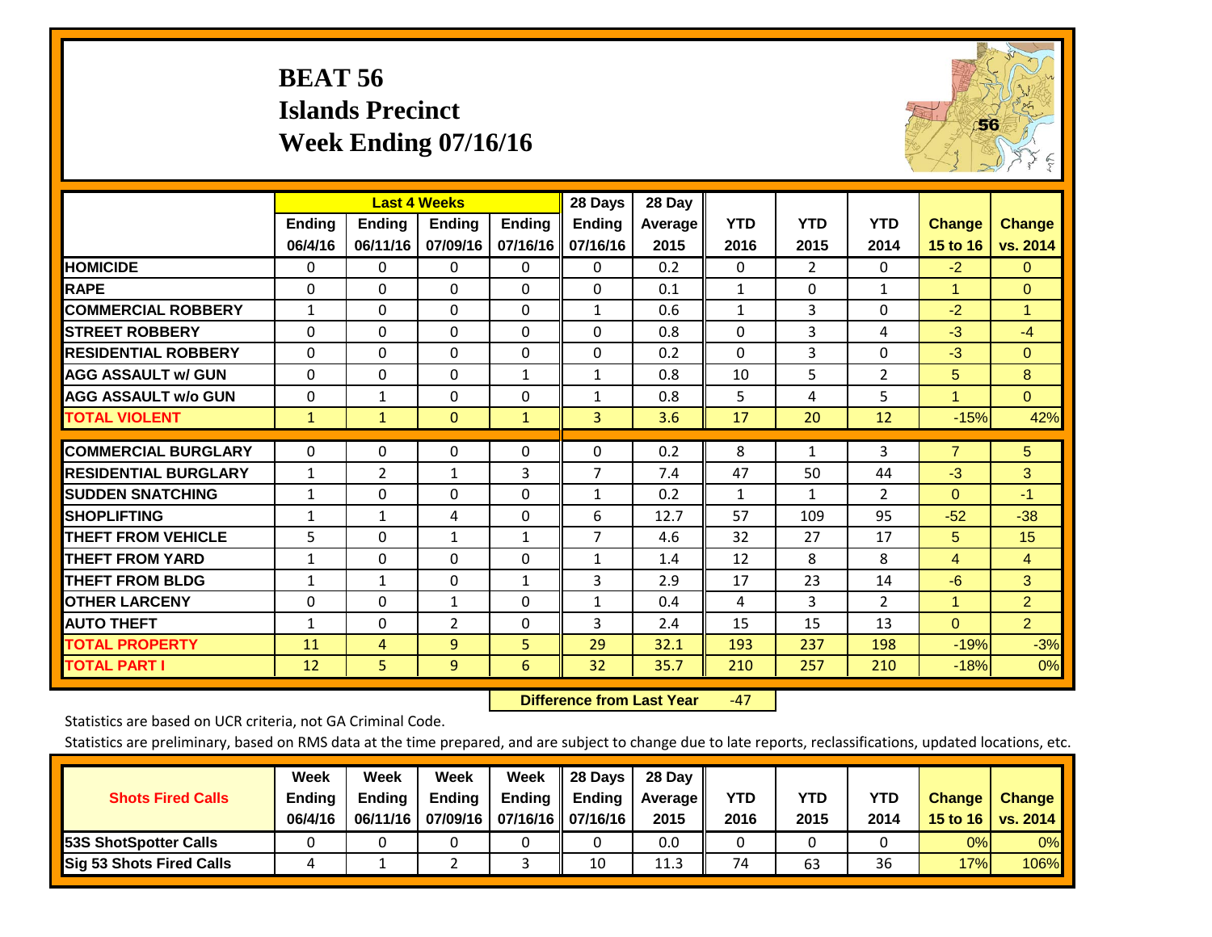# BEAT 56
## Islands Precinct
## Week Ending 07/16/16

| | Last 4 Weeks | | | | 28 Days | 28 Day | | | | | |
|---|---|---|---|---|---|---|---|---|---|---|---|
| | Ending 06/4/16 | Ending 06/11/16 | Ending 07/09/16 | Ending 07/16/16 | Ending 07/16/16 | Average 2015 | YTD 2016 | YTD 2015 | YTD 2014 | Change 15 to 16 | Change vs. 2014 |
| HOMICIDE | 0 | 0 | 0 | 0 | 0 | 0.2 | 0 | 2 | 0 | -2 | 0 |
| RAPE | 0 | 0 | 0 | 0 | 0 | 0.1 | 1 | 0 | 1 | 1 | 0 |
| COMMERCIAL ROBBERY | 1 | 0 | 0 | 0 | 1 | 0.6 | 1 | 3 | 0 | -2 | 1 |
| STREET ROBBERY | 0 | 0 | 0 | 0 | 0 | 0.8 | 0 | 3 | 4 | -3 | -4 |
| RESIDENTIAL ROBBERY | 0 | 0 | 0 | 0 | 0 | 0.2 | 0 | 3 | 0 | -3 | 0 |
| AGG ASSAULT w/ GUN | 0 | 0 | 0 | 1 | 1 | 0.8 | 10 | 5 | 2 | 5 | 8 |
| AGG ASSAULT w/o GUN | 0 | 1 | 0 | 0 | 1 | 0.8 | 5 | 4 | 5 | 1 | 0 |
| TOTAL VIOLENT | 1 | 1 | 0 | 1 | 3 | 3.6 | 17 | 20 | 12 | -15% | 42% |
| COMMERCIAL BURGLARY | 0 | 0 | 0 | 0 | 0 | 0.2 | 8 | 1 | 3 | 7 | 5 |
| RESIDENTIAL BURGLARY | 1 | 2 | 1 | 3 | 7 | 7.4 | 47 | 50 | 44 | -3 | 3 |
| SUDDEN SNATCHING | 1 | 0 | 0 | 0 | 1 | 0.2 | 1 | 1 | 2 | 0 | -1 |
| SHOPLIFTING | 1 | 1 | 4 | 0 | 6 | 12.7 | 57 | 109 | 95 | -52 | -38 |
| THEFT FROM VEHICLE | 5 | 0 | 1 | 1 | 7 | 4.6 | 32 | 27 | 17 | 5 | 15 |
| THEFT FROM YARD | 1 | 0 | 0 | 0 | 1 | 1.4 | 12 | 8 | 8 | 4 | 4 |
| THEFT FROM BLDG | 1 | 1 | 0 | 1 | 3 | 2.9 | 17 | 23 | 14 | -6 | 3 |
| OTHER LARCENY | 0 | 0 | 1 | 0 | 1 | 0.4 | 4 | 3 | 2 | 1 | 2 |
| AUTO THEFT | 1 | 0 | 2 | 0 | 3 | 2.4 | 15 | 15 | 13 | 0 | 2 |
| TOTAL PROPERTY | 11 | 4 | 9 | 5 | 29 | 32.1 | 193 | 237 | 198 | -19% | -3% |
| TOTAL PART I | 12 | 5 | 9 | 6 | 32 | 35.7 | 210 | 257 | 210 | -18% | 0% |

**Difference from Last Year** -47

Statistics are based on UCR criteria, not GA Criminal Code.

Statistics are preliminary, based on RMS data at the time prepared, and are subject to change due to late reports, reclassifications, updated locations, etc.

| Shots Fired Calls | Week Ending 06/4/16 | Week Ending 06/11/16 | Week Ending 07/09/16 | Week Ending 07/16/16 | 28 Days Ending 07/16/16 | 28 Day Average 2015 | YTD 2016 | YTD 2015 | YTD 2014 | Change 15 to 16 | Change vs. 2014 |
|---|---|---|---|---|---|---|---|---|---|---|---|
| 53S ShotSpotter Calls | 0 | 0 | 0 | 0 | 0 | 0.0 | 0 | 0 | 0 | 0% | 0% |
| Sig 53 Shots Fired Calls | 4 | 1 | 2 | 3 | 10 | 11.3 | 74 | 63 | 36 | 17% | 106% |